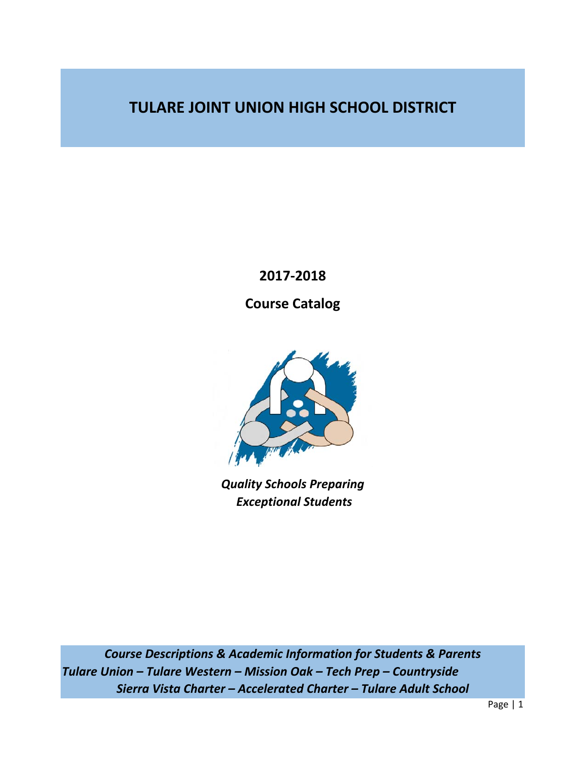# TULARE JOINT UNION HIGH SCHOOL DISTRICT

**2017-2018**

**Course Catalog**

***Quality Schools Preparing Exceptional Students***

***Course Descriptions & Academic Information for Students & Parents***
***Tulare Union – Tulare Western – Mission Oak – Tech Prep – Countryside***
***Sierra Vista Charter – Accelerated Charter – Tulare Adult School***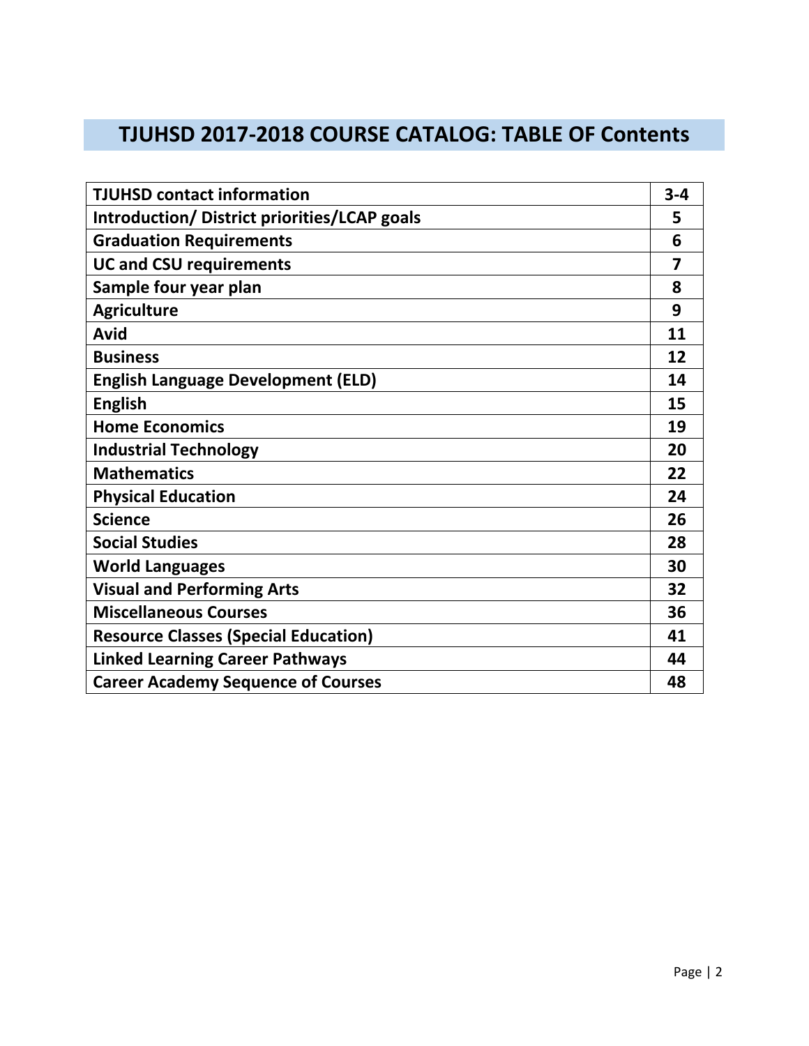# TJUHSD 2017-2018 COURSE CATALOG: TABLE OF Contents

| Section | Page |
|---|---|
| **TJUHSD contact information** | **3-4** |
| **Introduction/ District priorities/LCAP goals** | **5** |
| **Graduation Requirements** | **6** |
| **UC and CSU requirements** | **7** |
| **Sample four year plan** | **8** |
| **Agriculture** | **9** |
| **Avid** | **11** |
| **Business** | **12** |
| **English Language Development (ELD)** | **14** |
| **English** | **15** |
| **Home Economics** | **19** |
| **Industrial Technology** | **20** |
| **Mathematics** | **22** |
| **Physical Education** | **24** |
| **Science** | **26** |
| **Social Studies** | **28** |
| **World Languages** | **30** |
| **Visual and Performing Arts** | **32** |
| **Miscellaneous Courses** | **36** |
| **Resource Classes (Special Education)** | **41** |
| **Linked Learning Career Pathways** | **44** |
| **Career Academy Sequence of Courses** | **48** |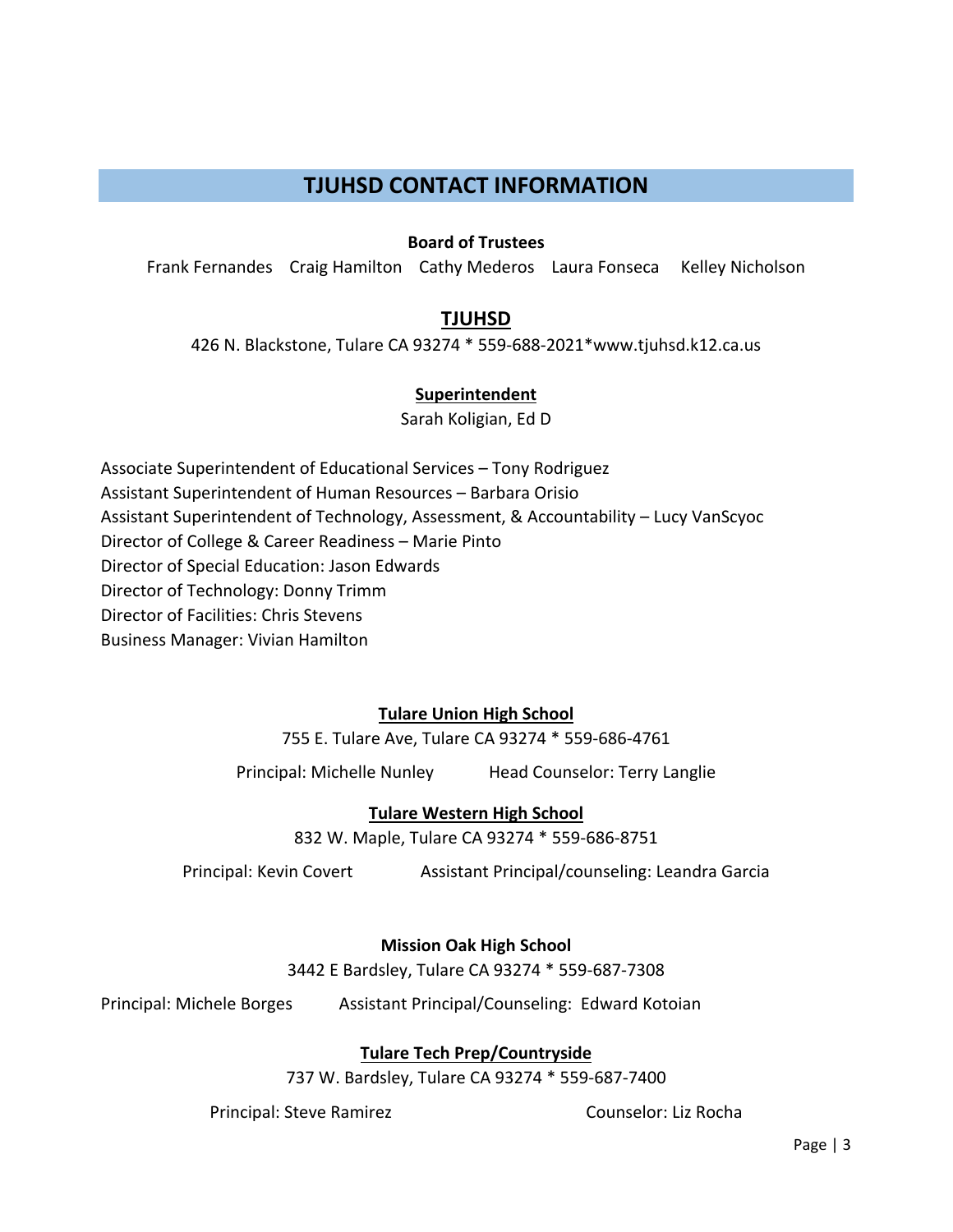# TJUHSD CONTACT INFORMATION

**Board of Trustees**

Frank Fernandes   Craig Hamilton   Cathy Mederos   Laura Fonseca   Kelley Nicholson

## TJUHSD

426 N. Blackstone, Tulare CA 93274 * 559-688-2021*www.tjuhsd.k12.ca.us

### Superintendent

Sarah Koligian, Ed D

Associate Superintendent of Educational Services – Tony Rodriguez
Assistant Superintendent of Human Resources – Barbara Orisio
Assistant Superintendent of Technology, Assessment, & Accountability – Lucy VanScyoc
Director of College & Career Readiness – Marie Pinto
Director of Special Education: Jason Edwards
Director of Technology: Donny Trimm
Director of Facilities: Chris Stevens
Business Manager: Vivian Hamilton

### Tulare Union High School

755 E. Tulare Ave, Tulare CA 93274 * 559-686-4761

Principal: Michelle Nunley   Head Counselor: Terry Langlie

### Tulare Western High School

832 W. Maple, Tulare CA 93274 * 559-686-8751

Principal: Kevin Covert   Assistant Principal/counseling: Leandra Garcia

### Mission Oak High School

3442 E Bardsley, Tulare CA 93274 * 559-687-7308

Principal: Michele Borges   Assistant Principal/Counseling: Edward Kotoian

### Tulare Tech Prep/Countryside

737 W. Bardsley, Tulare CA 93274 * 559-687-7400

Principal: Steve Ramirez   Counselor: Liz Rocha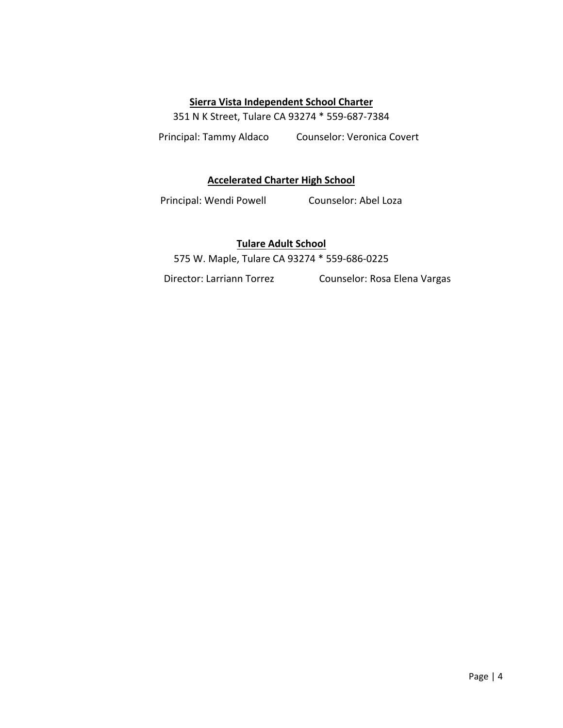**Sierra Vista Independent School Charter**

351 N K Street, Tulare CA 93274 * 559-687-7384

Principal: Tammy Aldaco Counselor: Veronica Covert

**Accelerated Charter High School**

Principal: Wendi Powell Counselor: Abel Loza

**Tulare Adult School**

575 W. Maple, Tulare CA 93274 * 559-686-0225

Director: Larriann Torrez Counselor: Rosa Elena Vargas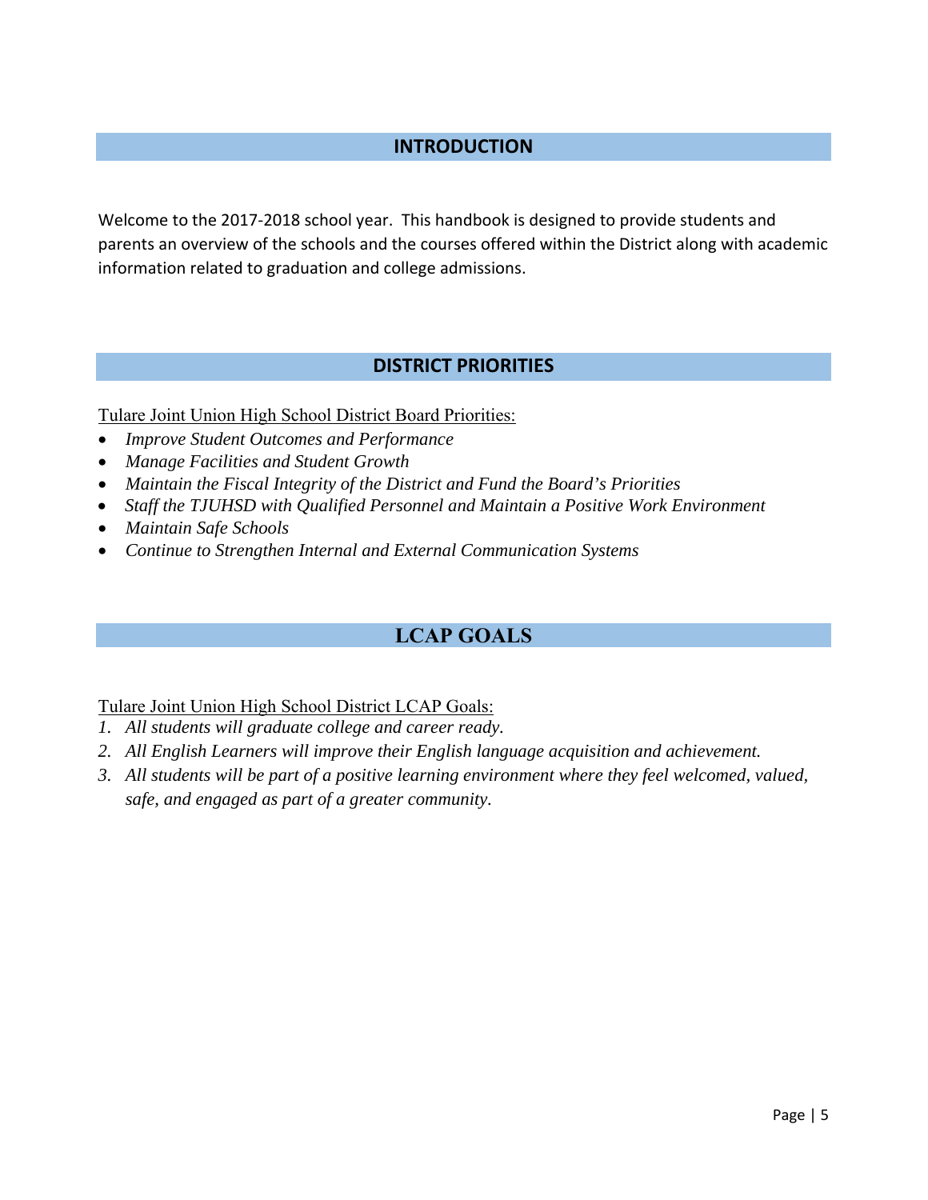## INTRODUCTION

Welcome to the 2017-2018 school year. This handbook is designed to provide students and parents an overview of the schools and the courses offered within the District along with academic information related to graduation and college admissions.

## DISTRICT PRIORITIES

Tulare Joint Union High School District Board Priorities:

- *Improve Student Outcomes and Performance*
- *Manage Facilities and Student Growth*
- *Maintain the Fiscal Integrity of the District and Fund the Board's Priorities*
- *Staff the TJUHSD with Qualified Personnel and Maintain a Positive Work Environment*
- *Maintain Safe Schools*
- *Continue to Strengthen Internal and External Communication Systems*

## LCAP GOALS

Tulare Joint Union High School District LCAP Goals:

1. *All students will graduate college and career ready.*
2. *All English Learners will improve their English language acquisition and achievement.*
3. *All students will be part of a positive learning environment where they feel welcomed, valued, safe, and engaged as part of a greater community.*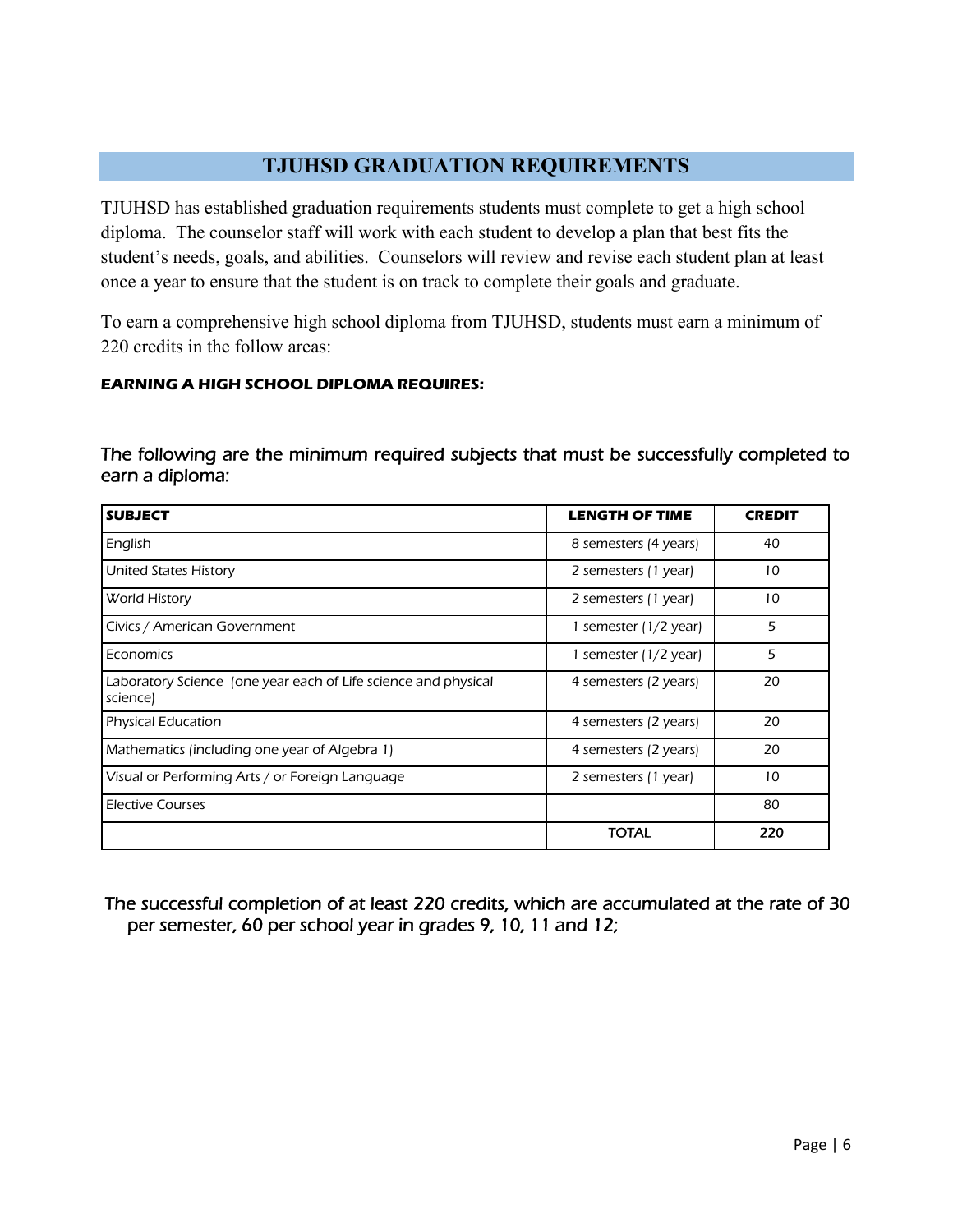# TJUHSD GRADUATION REQUIREMENTS

TJUHSD has established graduation requirements students must complete to get a high school diploma. The counselor staff will work with each student to develop a plan that best fits the student's needs, goals, and abilities. Counselors will review and revise each student plan at least once a year to ensure that the student is on track to complete their goals and graduate.

To earn a comprehensive high school diploma from TJUHSD, students must earn a minimum of 220 credits in the follow areas:

**EARNING A HIGH SCHOOL DIPLOMA REQUIRES:**

The following are the minimum required subjects that must be successfully completed to earn a diploma:

| SUBJECT | LENGTH OF TIME | CREDIT |
|---|---|---|
| English | 8 semesters (4 years) | 40 |
| United States History | 2 semesters (1 year) | 10 |
| World History | 2 semesters (1 year) | 10 |
| Civics / American Government | 1 semester (1/2 year) | 5 |
| Economics | 1 semester (1/2 year) | 5 |
| Laboratory Science (one year each of Life science and physical science) | 4 semesters (2 years) | 20 |
| Physical Education | 4 semesters (2 years) | 20 |
| Mathematics (including one year of Algebra 1) | 4 semesters (2 years) | 20 |
| Visual or Performing Arts / or Foreign Language | 2 semesters (1 year) | 10 |
| Elective Courses | | 80 |
| | TOTAL | **220** |

The successful completion of at least 220 credits, which are accumulated at the rate of 30 per semester, 60 per school year in grades 9, 10, 11 and 12;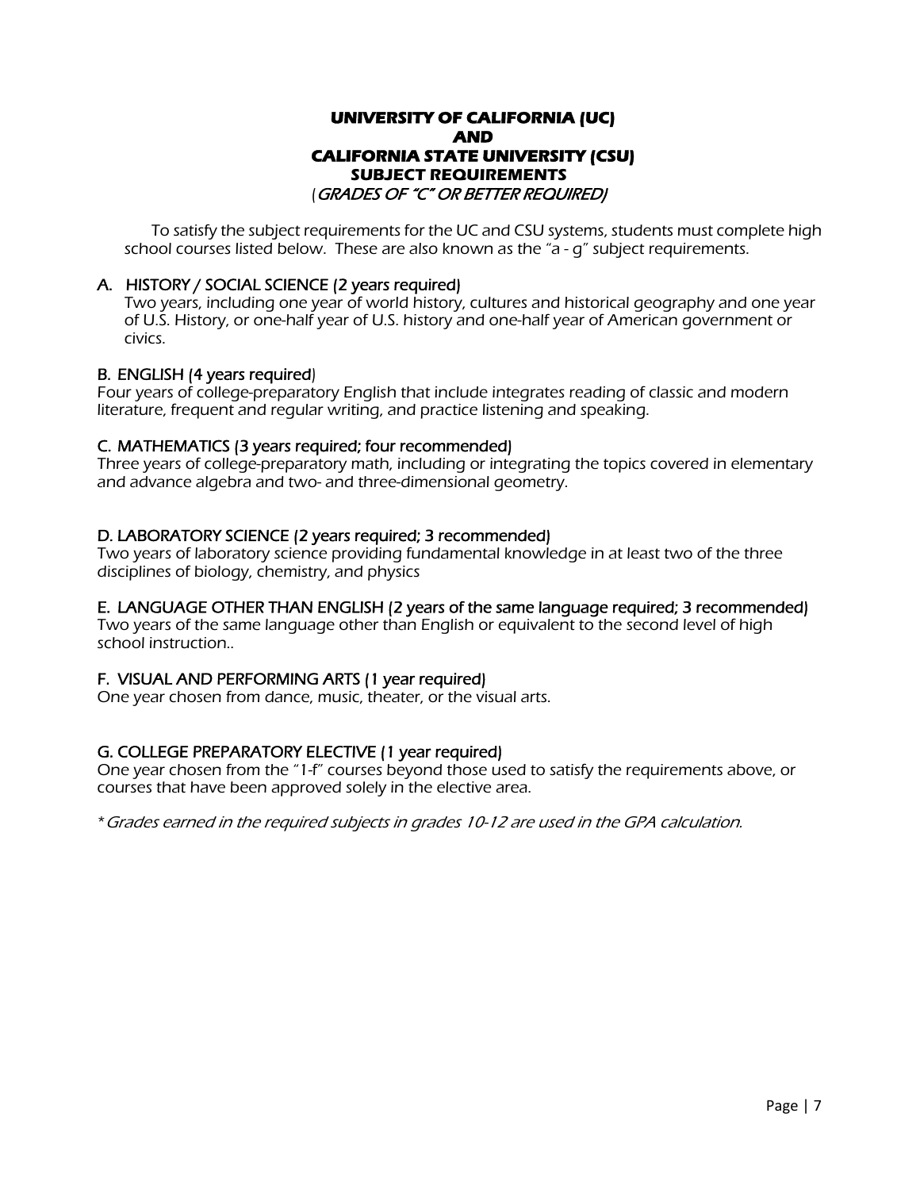# UNIVERSITY OF CALIFORNIA (UC) AND CALIFORNIA STATE UNIVERSITY (CSU) SUBJECT REQUIREMENTS

*(GRADES OF "C" OR BETTER REQUIRED)*

To satisfy the subject requirements for the UC and CSU systems, students must complete high school courses listed below. These are also known as the "a - g" subject requirements.

## A. HISTORY / SOCIAL SCIENCE (2 years required)

Two years, including one year of world history, cultures and historical geography and one year of U.S. History, or one-half year of U.S. history and one-half year of American government or civics.

## B. ENGLISH (4 years required)

Four years of college-preparatory English that include integrates reading of classic and modern literature, frequent and regular writing, and practice listening and speaking.

## C. MATHEMATICS (3 years required; four recommended)

Three years of college-preparatory math, including or integrating the topics covered in elementary and advance algebra and two- and three-dimensional geometry.

## D. LABORATORY SCIENCE (2 years required; 3 recommended)

Two years of laboratory science providing fundamental knowledge in at least two of the three disciplines of biology, chemistry, and physics

## E. LANGUAGE OTHER THAN ENGLISH (2 years of the same language required; 3 recommended)

Two years of the same language other than English or equivalent to the second level of high school instruction..

## F. VISUAL AND PERFORMING ARTS (1 year required)

One year chosen from dance, music, theater, or the visual arts.

## G. COLLEGE PREPARATORY ELECTIVE (1 year required)

One year chosen from the "1-f" courses beyond those used to satisfy the requirements above, or courses that have been approved solely in the elective area.

*\*Grades earned in the required subjects in grades 10-12 are used in the GPA calculation.*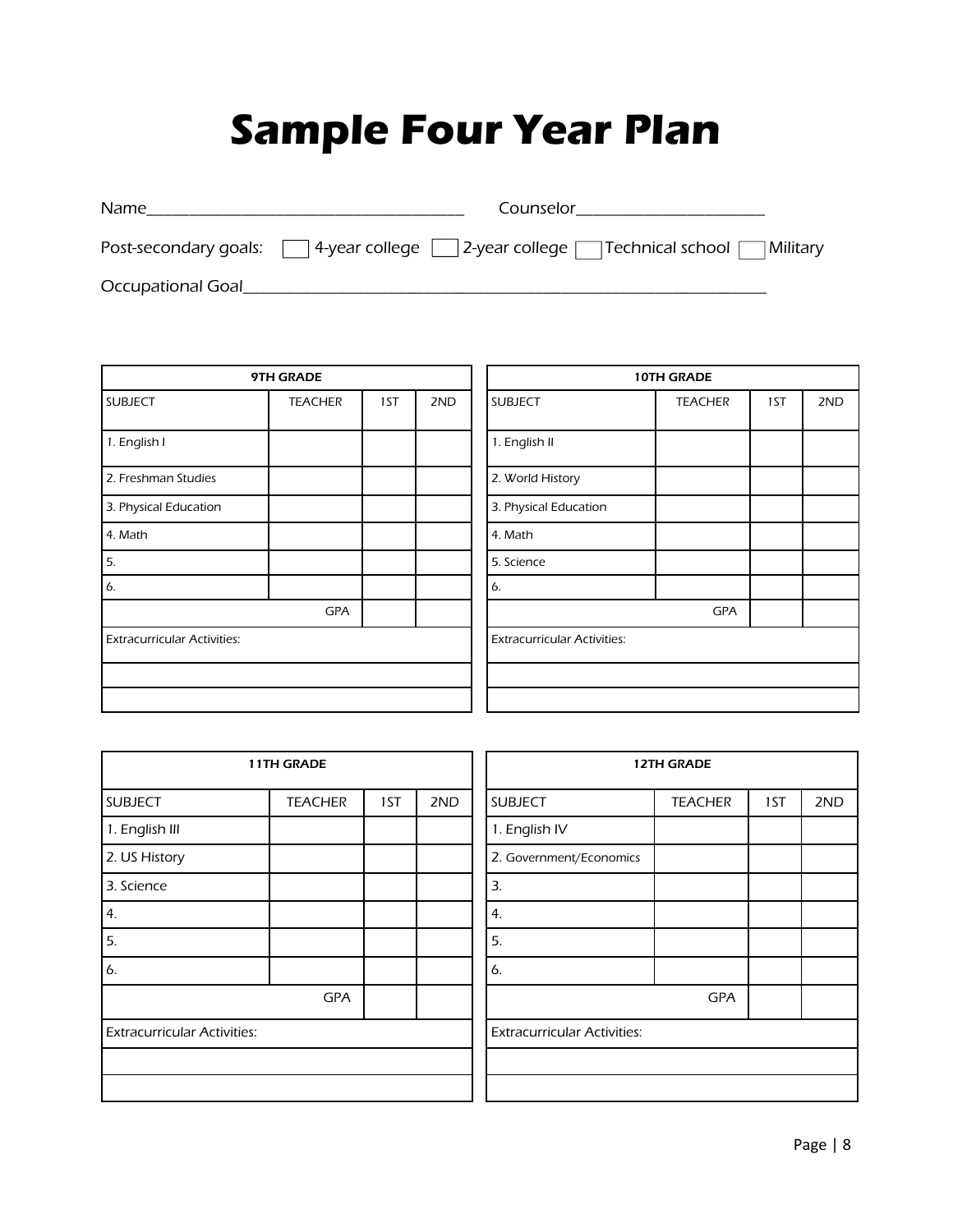# Sample Four Year Plan

Name________________________________________ Counselor________________________

Post-secondary goals: ☐ 4-year college ☐ 2-year college ☐ Technical school ☐ Military

Occupational Goal________________________________________________________________

| 9TH GRADE | | | |
|---|---|---|---|
| SUBJECT | TEACHER | 1ST | 2ND |
| 1. English I | | | |
| 2. Freshman Studies | | | |
| 3. Physical Education | | | |
| 4. Math | | | |
| 5. | | | |
| 6. | | | |
| | GPA | | |
| Extracurricular Activities: | | | |
| | | | |
| | | | |

| 10TH GRADE | | | |
|---|---|---|---|
| SUBJECT | TEACHER | 1ST | 2ND |
| 1. English II | | | |
| 2. World History | | | |
| 3. Physical Education | | | |
| 4. Math | | | |
| 5. Science | | | |
| 6. | | | |
| | GPA | | |
| Extracurricular Activities: | | | |
| | | | |
| | | | |

| 11TH GRADE | | | |
|---|---|---|---|
| SUBJECT | TEACHER | 1ST | 2ND |
| 1. English III | | | |
| 2. US History | | | |
| 3. Science | | | |
| 4. | | | |
| 5. | | | |
| 6. | | | |
| | GPA | | |
| Extracurricular Activities: | | | |
| | | | |
| | | | |

| 12TH GRADE | | | |
|---|---|---|---|
| SUBJECT | TEACHER | 1ST | 2ND |
| 1. English IV | | | |
| 2. Government/Economics | | | |
| 3. | | | |
| 4. | | | |
| 5. | | | |
| 6. | | | |
| | GPA | | |
| Extracurricular Activities: | | | |
| | | | |
| | | | |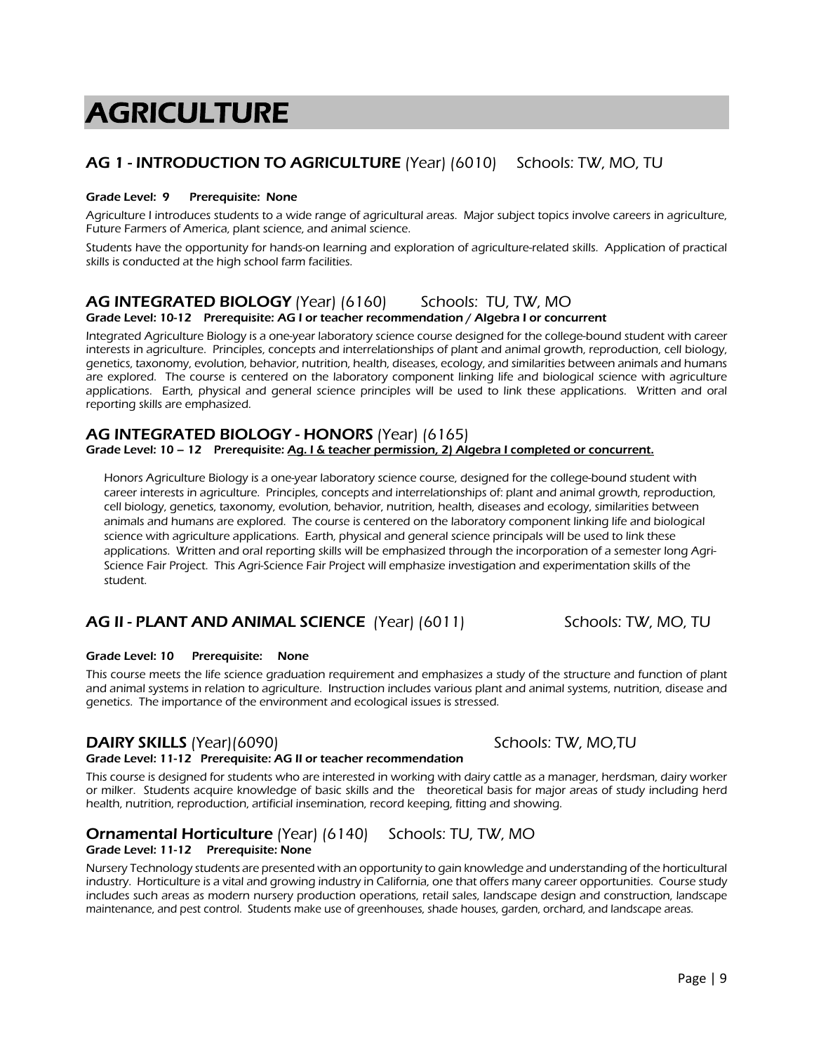# AGRICULTURE

## AG 1 - INTRODUCTION TO AGRICULTURE (Year) (6010) Schools: TW, MO, TU

**Grade Level: 9 Prerequisite: None**

Agriculture I introduces students to a wide range of agricultural areas. Major subject topics involve careers in agriculture, Future Farmers of America, plant science, and animal science.

Students have the opportunity for hands-on learning and exploration of agriculture-related skills. Application of practical skills is conducted at the high school farm facilities.

## AG INTEGRATED BIOLOGY (Year) (6160) Schools: TU, TW, MO

**Grade Level: 10-12 Prerequisite: AG I or teacher recommendation / Algebra I or concurrent**

Integrated Agriculture Biology is a one-year laboratory science course designed for the college-bound student with career interests in agriculture. Principles, concepts and interrelationships of plant and animal growth, reproduction, cell biology, genetics, taxonomy, evolution, behavior, nutrition, health, diseases, ecology, and similarities between animals and humans are explored. The course is centered on the laboratory component linking life and biological science with agriculture applications. Earth, physical and general science principles will be used to link these applications. Written and oral reporting skills are emphasized.

## AG INTEGRATED BIOLOGY - HONORS (Year) (6165)

**Grade Level: 10 – 12 Prerequisite: <u>Ag. I & teacher permission, 2) Algebra I completed or concurrent.</u>**

Honors Agriculture Biology is a one-year laboratory science course, designed for the college-bound student with career interests in agriculture. Principles, concepts and interrelationships of: plant and animal growth, reproduction, cell biology, genetics, taxonomy, evolution, behavior, nutrition, health, diseases and ecology, similarities between animals and humans are explored. The course is centered on the laboratory component linking life and biological science with agriculture applications. Earth, physical and general science principals will be used to link these applications. Written and oral reporting skills will be emphasized through the incorporation of a semester long Agri-Science Fair Project. This Agri-Science Fair Project will emphasize investigation and experimentation skills of the student.

## AG II - PLANT AND ANIMAL SCIENCE (Year) (6011) Schools: TW, MO, TU

**Grade Level: 10 Prerequisite: None**

This course meets the life science graduation requirement and emphasizes a study of the structure and function of plant and animal systems in relation to agriculture. Instruction includes various plant and animal systems, nutrition, disease and genetics. The importance of the environment and ecological issues is stressed.

## DAIRY SKILLS (Year)(6090) Schools: TW, MO,TU

**Grade Level: 11-12 Prerequisite: AG II or teacher recommendation**

This course is designed for students who are interested in working with dairy cattle as a manager, herdsman, dairy worker or milker. Students acquire knowledge of basic skills and the theoretical basis for major areas of study including herd health, nutrition, reproduction, artificial insemination, record keeping, fitting and showing.

## Ornamental Horticulture (Year) (6140) Schools: TU, TW, MO

**Grade Level: 11-12 Prerequisite: None**

Nursery Technology students are presented with an opportunity to gain knowledge and understanding of the horticultural industry. Horticulture is a vital and growing industry in California, one that offers many career opportunities. Course study includes such areas as modern nursery production operations, retail sales, landscape design and construction, landscape maintenance, and pest control. Students make use of greenhouses, shade houses, garden, orchard, and landscape areas.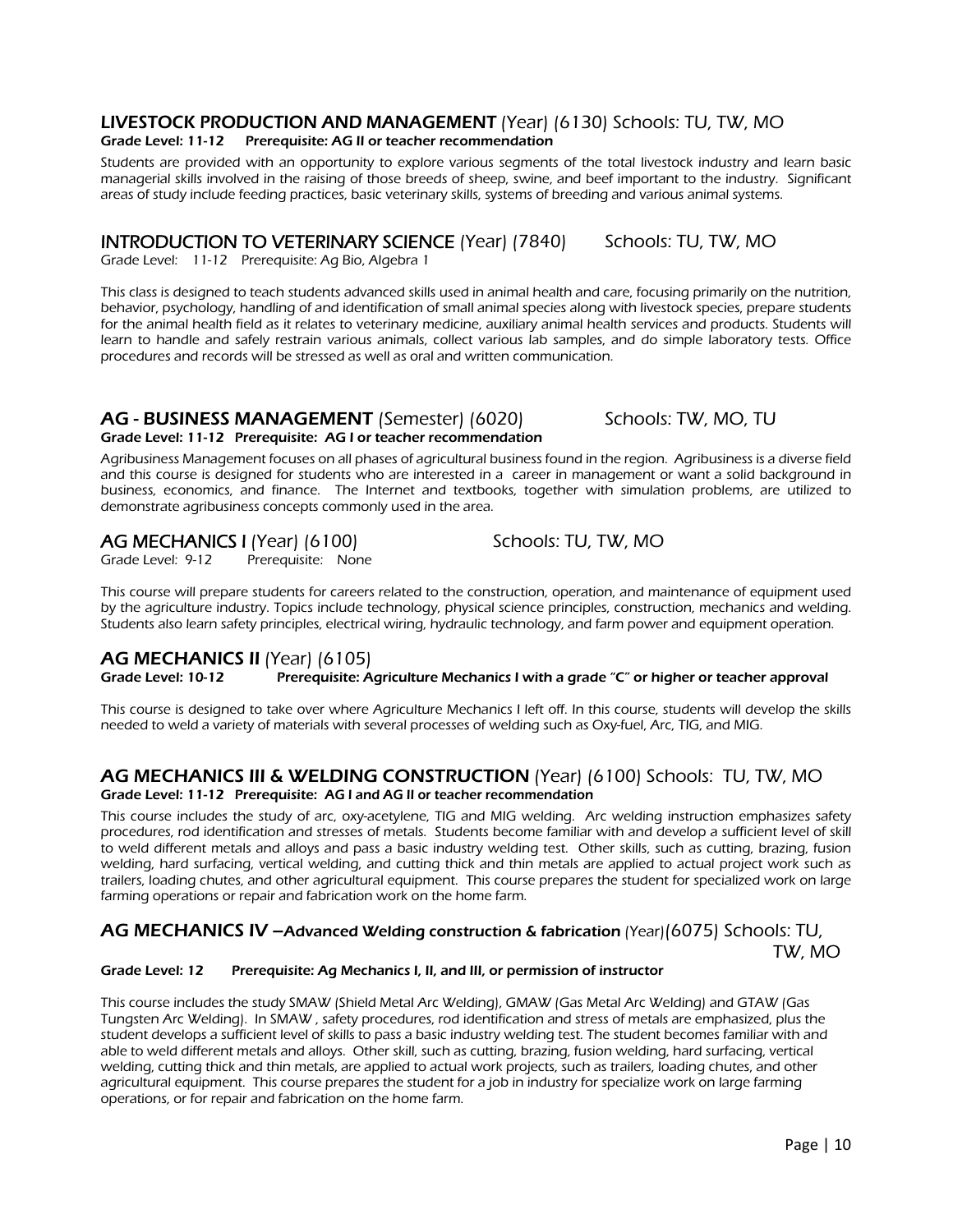## LIVESTOCK PRODUCTION AND MANAGEMENT (Year) (6130) Schools: TU, TW, MO

**Grade Level: 11-12 Prerequisite: AG II or teacher recommendation**

*Students are provided with an opportunity to explore various segments of the total livestock industry and learn basic managerial skills involved in the raising of those breeds of sheep, swine, and beef important to the industry. Significant areas of study include feeding practices, basic veterinary skills, systems of breeding and various animal systems.*

## INTRODUCTION TO VETERINARY SCIENCE (Year) (7840) Schools: TU, TW, MO

Grade Level: 11-12 Prerequisite: Ag Bio, Algebra 1

*This class is designed to teach students advanced skills used in animal health and care, focusing primarily on the nutrition, behavior, psychology, handling of and identification of small animal species along with livestock species, prepare students for the animal health field as it relates to veterinary medicine, auxiliary animal health services and products. Students will learn to handle and safely restrain various animals, collect various lab samples, and do simple laboratory tests. Office procedures and records will be stressed as well as oral and written communication.*

## AG - BUSINESS MANAGEMENT (Semester) (6020) Schools: TW, MO, TU

**Grade Level: 11-12 Prerequisite: AG I or teacher recommendation**

*Agribusiness Management focuses on all phases of agricultural business found in the region. Agribusiness is a diverse field and this course is designed for students who are interested in a career in management or want a solid background in business, economics, and finance. The Internet and textbooks, together with simulation problems, are utilized to demonstrate agribusiness concepts commonly used in the area.*

## AG MECHANICS I (Year) (6100) Schools: TU, TW, MO

Grade Level: 9-12 Prerequisite: None

*This course will prepare students for careers related to the construction, operation, and maintenance of equipment used by the agriculture industry. Topics include technology, physical science principles, construction, mechanics and welding. Students also learn safety principles, electrical wiring, hydraulic technology, and farm power and equipment operation.*

## AG MECHANICS II (Year) (6105)

**Grade Level: 10-12 Prerequisite: Agriculture Mechanics I with a grade "C" or higher or teacher approval**

*This course is designed to take over where Agriculture Mechanics I left off. In this course, students will develop the skills needed to weld a variety of materials with several processes of welding such as Oxy-fuel, Arc, TIG, and MIG.*

## AG MECHANICS III & WELDING CONSTRUCTION (Year) (6100) Schools: TU, TW, MO

**Grade Level: 11-12 Prerequisite: AG I and AG II or teacher recommendation**

*This course includes the study of arc, oxy-acetylene, TIG and MIG welding. Arc welding instruction emphasizes safety procedures, rod identification and stresses of metals. Students become familiar with and develop a sufficient level of skill to weld different metals and alloys and pass a basic industry welding test. Other skills, such as cutting, brazing, fusion welding, hard surfacing, vertical welding, and cutting thick and thin metals are applied to actual project work such as trailers, loading chutes, and other agricultural equipment. This course prepares the student for specialized work on large farming operations or repair and fabrication work on the home farm.*

## AG MECHANICS IV –Advanced Welding construction & fabrication (Year)(6075) Schools: TU, TW, MO

**Grade Level: 12 Prerequisite: Ag Mechanics I, II, and III, or permission of instructor**

*This course includes the study SMAW (Shield Metal Arc Welding), GMAW (Gas Metal Arc Welding) and GTAW (Gas Tungsten Arc Welding). In SMAW , safety procedures, rod identification and stress of metals are emphasized, plus the student develops a sufficient level of skills to pass a basic industry welding test. The student becomes familiar with and able to weld different metals and alloys. Other skill, such as cutting, brazing, fusion welding, hard surfacing, vertical welding, cutting thick and thin metals, are applied to actual work projects, such as trailers, loading chutes, and other agricultural equipment. This course prepares the student for a job in industry for specialize work on large farming operations, or for repair and fabrication on the home farm.*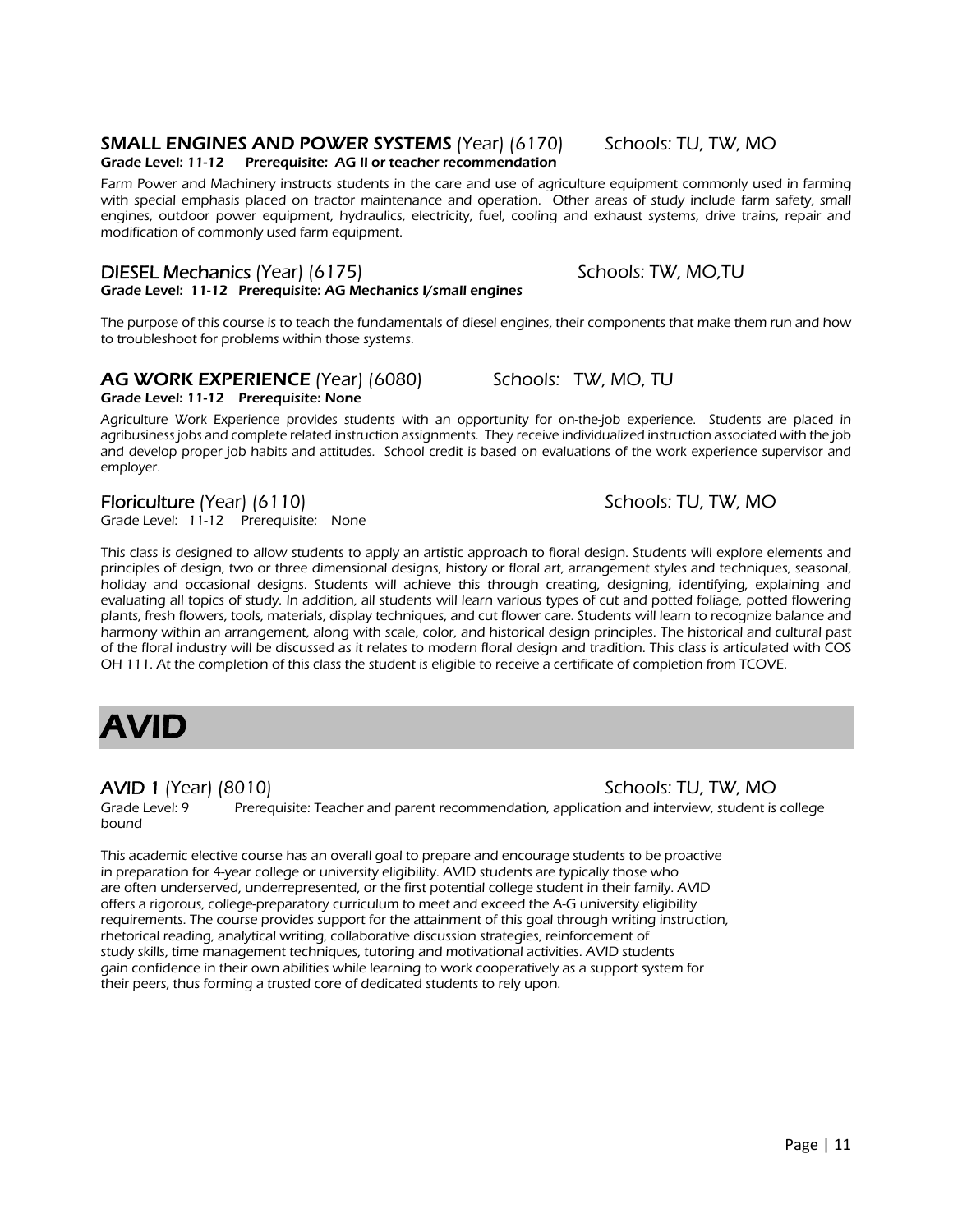### SMALL ENGINES AND POWER SYSTEMS (Year) (6170) Schools: TU, TW, MO

**Grade Level: 11-12 Prerequisite: AG II or teacher recommendation**

Farm Power and Machinery instructs students in the care and use of agriculture equipment commonly used in farming with special emphasis placed on tractor maintenance and operation. Other areas of study include farm safety, small engines, outdoor power equipment, hydraulics, electricity, fuel, cooling and exhaust systems, drive trains, repair and modification of commonly used farm equipment.

### DIESEL Mechanics (Year) (6175) Schools: TW, MO,TU

**Grade Level: 11-12 Prerequisite: AG Mechanics I/small engines**

The purpose of this course is to teach the fundamentals of diesel engines, their components that make them run and how to troubleshoot for problems within those systems.

### AG WORK EXPERIENCE (Year) (6080) Schools: TW, MO, TU

**Grade Level: 11-12 Prerequisite: None**

Agriculture Work Experience provides students with an opportunity for on-the-job experience. Students are placed in agribusiness jobs and complete related instruction assignments. They receive individualized instruction associated with the job and develop proper job habits and attitudes. School credit is based on evaluations of the work experience supervisor and employer.

### Floriculture (Year) (6110) Schools: TU, TW, MO

Grade Level: 11-12 Prerequisite: None

This class is designed to allow students to apply an artistic approach to floral design. Students will explore elements and principles of design, two or three dimensional designs, history or floral art, arrangement styles and techniques, seasonal, holiday and occasional designs. Students will achieve this through creating, designing, identifying, explaining and evaluating all topics of study. In addition, all students will learn various types of cut and potted foliage, potted flowering plants, fresh flowers, tools, materials, display techniques, and cut flower care. Students will learn to recognize balance and harmony within an arrangement, along with scale, color, and historical design principles. The historical and cultural past of the floral industry will be discussed as it relates to modern floral design and tradition. This class is articulated with COS OH 111. At the completion of this class the student is eligible to receive a certificate of completion from TCOVE.

# AVID

### AVID 1 (Year) (8010) Schools: TU, TW, MO

Grade Level: 9 Prerequisite: Teacher and parent recommendation, application and interview, student is college bound

This academic elective course has an overall goal to prepare and encourage students to be proactive in preparation for 4-year college or university eligibility. AVID students are typically those who are often underserved, underrepresented, or the first potential college student in their family. AVID offers a rigorous, college-preparatory curriculum to meet and exceed the A-G university eligibility requirements. The course provides support for the attainment of this goal through writing instruction, rhetorical reading, analytical writing, collaborative discussion strategies, reinforcement of study skills, time management techniques, tutoring and motivational activities. AVID students gain confidence in their own abilities while learning to work cooperatively as a support system for their peers, thus forming a trusted core of dedicated students to rely upon.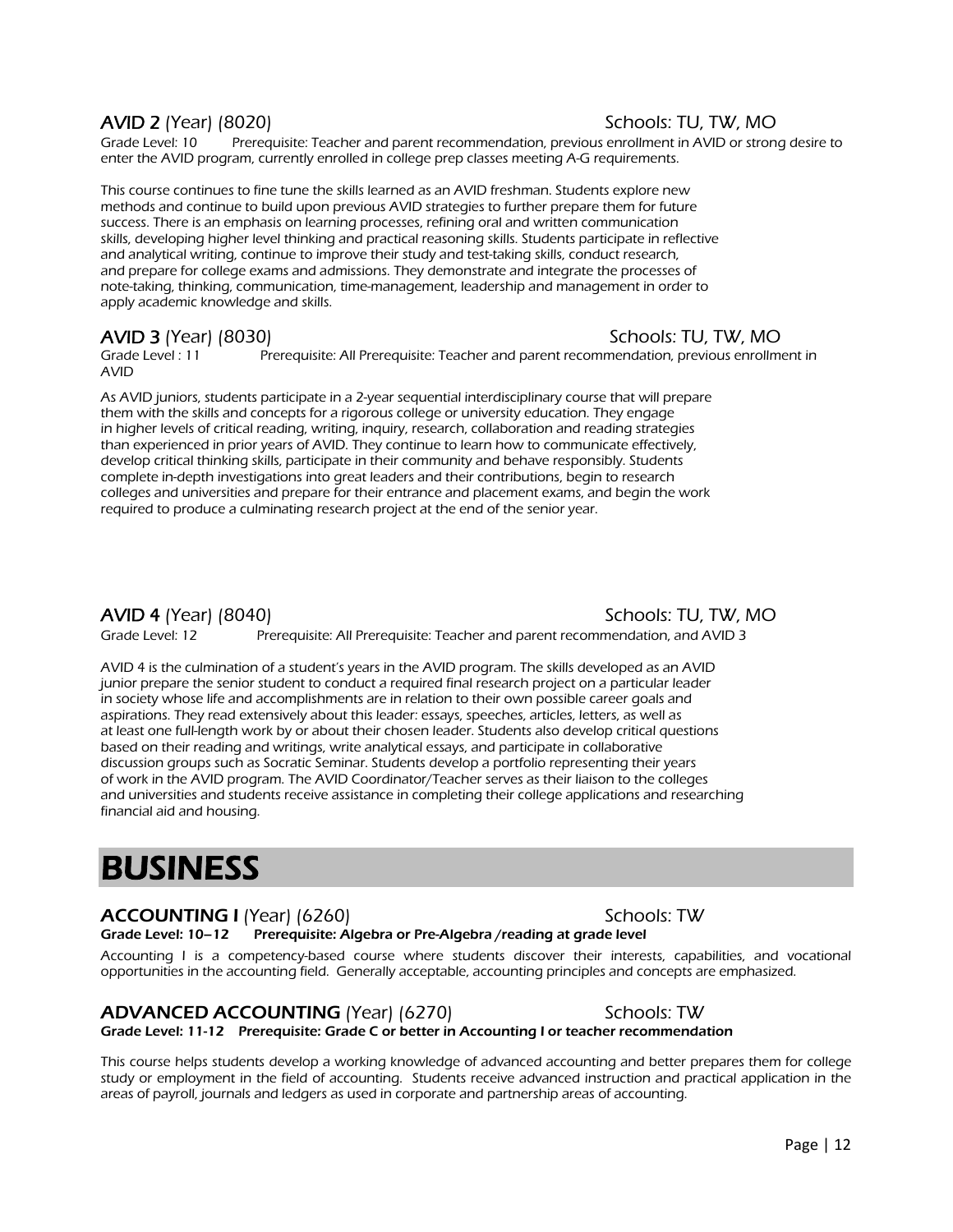### AVID 2 (Year) (8020) Schools: TU, TW, MO

Grade Level: 10 Prerequisite: Teacher and parent recommendation, previous enrollment in AVID or strong desire to enter the AVID program, currently enrolled in college prep classes meeting A-G requirements.

This course continues to fine tune the skills learned as an AVID freshman. Students explore new methods and continue to build upon previous AVID strategies to further prepare them for future success. There is an emphasis on learning processes, refining oral and written communication skills, developing higher level thinking and practical reasoning skills. Students participate in reflective and analytical writing, continue to improve their study and test-taking skills, conduct research, and prepare for college exams and admissions. They demonstrate and integrate the processes of note-taking, thinking, communication, time-management, leadership and management in order to apply academic knowledge and skills.

### AVID 3 (Year) (8030) Schools: TU, TW, MO

Grade Level : 11 Prerequisite: All Prerequisite: Teacher and parent recommendation, previous enrollment in AVID

As AVID juniors, students participate in a 2-year sequential interdisciplinary course that will prepare them with the skills and concepts for a rigorous college or university education. They engage in higher levels of critical reading, writing, inquiry, research, collaboration and reading strategies than experienced in prior years of AVID. They continue to learn how to communicate effectively, develop critical thinking skills, participate in their community and behave responsibly. Students complete in-depth investigations into great leaders and their contributions, begin to research colleges and universities and prepare for their entrance and placement exams, and begin the work required to produce a culminating research project at the end of the senior year.

### AVID 4 (Year) (8040) Schools: TU, TW, MO

Grade Level: 12 Prerequisite: All Prerequisite: Teacher and parent recommendation, and AVID 3

AVID 4 is the culmination of a student's years in the AVID program. The skills developed as an AVID junior prepare the senior student to conduct a required final research project on a particular leader in society whose life and accomplishments are in relation to their own possible career goals and aspirations. They read extensively about this leader: essays, speeches, articles, letters, as well as at least one full-length work by or about their chosen leader. Students also develop critical questions based on their reading and writings, write analytical essays, and participate in collaborative discussion groups such as Socratic Seminar. Students develop a portfolio representing their years of work in the AVID program. The AVID Coordinator/Teacher serves as their liaison to the colleges and universities and students receive assistance in completing their college applications and researching financial aid and housing.

# BUSINESS

### ACCOUNTING I (Year) (6260) Schools: TW

**Grade Level: 10–12 Prerequisite: Algebra or Pre-Algebra /reading at grade level**

Accounting I is a competency-based course where students discover their interests, capabilities, and vocational opportunities in the accounting field. Generally acceptable, accounting principles and concepts are emphasized.

### ADVANCED ACCOUNTING (Year) (6270) Schools: TW

**Grade Level: 11-12 Prerequisite: Grade C or better in Accounting I or teacher recommendation**

This course helps students develop a working knowledge of advanced accounting and better prepares them for college study or employment in the field of accounting. Students receive advanced instruction and practical application in the areas of payroll, journals and ledgers as used in corporate and partnership areas of accounting.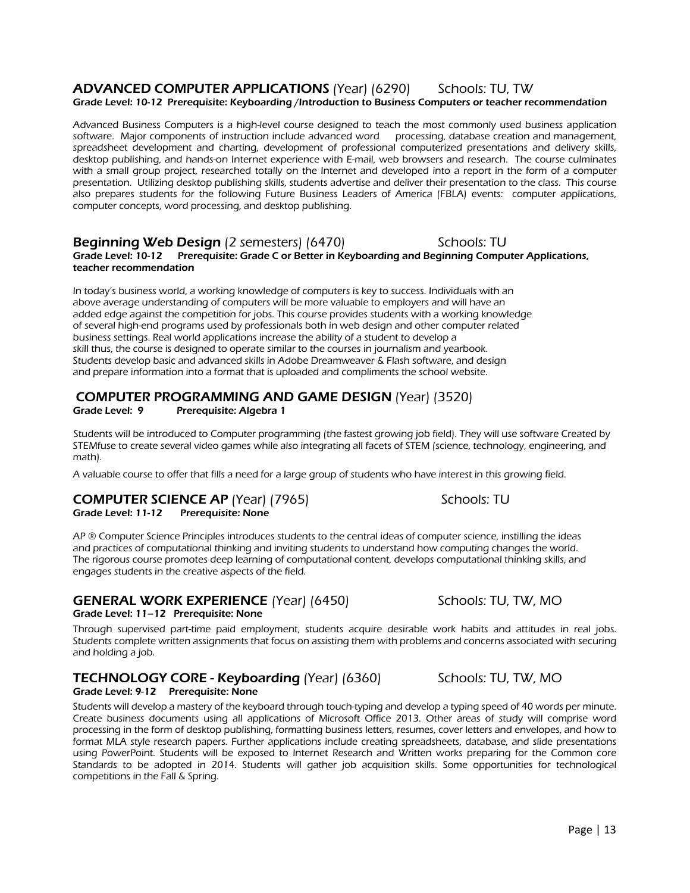## ADVANCED COMPUTER APPLICATIONS (Year) (6290) Schools: TU, TW

**Grade Level: 10-12 Prerequisite: Keyboarding /Introduction to Business Computers or teacher recommendation**

Advanced Business Computers is a high-level course designed to teach the most commonly used business application software. Major components of instruction include advanced word processing, database creation and management, spreadsheet development and charting, development of professional computerized presentations and delivery skills, desktop publishing, and hands-on Internet experience with E-mail, web browsers and research. The course culminates with a small group project, researched totally on the Internet and developed into a report in the form of a computer presentation. Utilizing desktop publishing skills, students advertise and deliver their presentation to the class. This course also prepares students for the following Future Business Leaders of America (FBLA) events: computer applications, computer concepts, word processing, and desktop publishing.

## Beginning Web Design (2 semesters) (6470) Schools: TU

**Grade Level: 10-12 Prerequisite: Grade C or Better in Keyboarding and Beginning Computer Applications, teacher recommendation**

In today's business world, a working knowledge of computers is key to success. Individuals with an above average understanding of computers will be more valuable to employers and will have an added edge against the competition for jobs. This course provides students with a working knowledge of several high-end programs used by professionals both in web design and other computer related business settings. Real world applications increase the ability of a student to develop a skill thus, the course is designed to operate similar to the courses in journalism and yearbook. Students develop basic and advanced skills in Adobe Dreamweaver & Flash software, and design and prepare information into a format that is uploaded and compliments the school website.

## COMPUTER PROGRAMMING AND GAME DESIGN (Year) (3520)

**Grade Level: 9 Prerequisite: Algebra 1**

Students will be introduced to Computer programming (the fastest growing job field). They will use software Created by STEMfuse to create several video games while also integrating all facets of STEM (science, technology, engineering, and math).

A valuable course to offer that fills a need for a large group of students who have interest in this growing field.

## COMPUTER SCIENCE AP (Year) (7965) Schools: TU

**Grade Level: 11-12 Prerequisite: None**

AP ® Computer Science Principles introduces students to the central ideas of computer science, instilling the ideas and practices of computational thinking and inviting students to understand how computing changes the world. The rigorous course promotes deep learning of computational content, develops computational thinking skills, and engages students in the creative aspects of the field.

## GENERAL WORK EXPERIENCE (Year) (6450) Schools: TU, TW, MO

**Grade Level: 11–12 Prerequisite: None**

Through supervised part-time paid employment, students acquire desirable work habits and attitudes in real jobs. Students complete written assignments that focus on assisting them with problems and concerns associated with securing and holding a job.

## TECHNOLOGY CORE - Keyboarding (Year) (6360) Schools: TU, TW, MO

**Grade Level: 9-12 Prerequisite: None**

Students will develop a mastery of the keyboard through touch-typing and develop a typing speed of 40 words per minute. Create business documents using all applications of Microsoft Office 2013. Other areas of study will comprise word processing in the form of desktop publishing, formatting business letters, resumes, cover letters and envelopes, and how to format MLA style research papers. Further applications include creating spreadsheets, database, and slide presentations using PowerPoint. Students will be exposed to Internet Research and Written works preparing for the Common core Standards to be adopted in 2014. Students will gather job acquisition skills. Some opportunities for technological competitions in the Fall & Spring.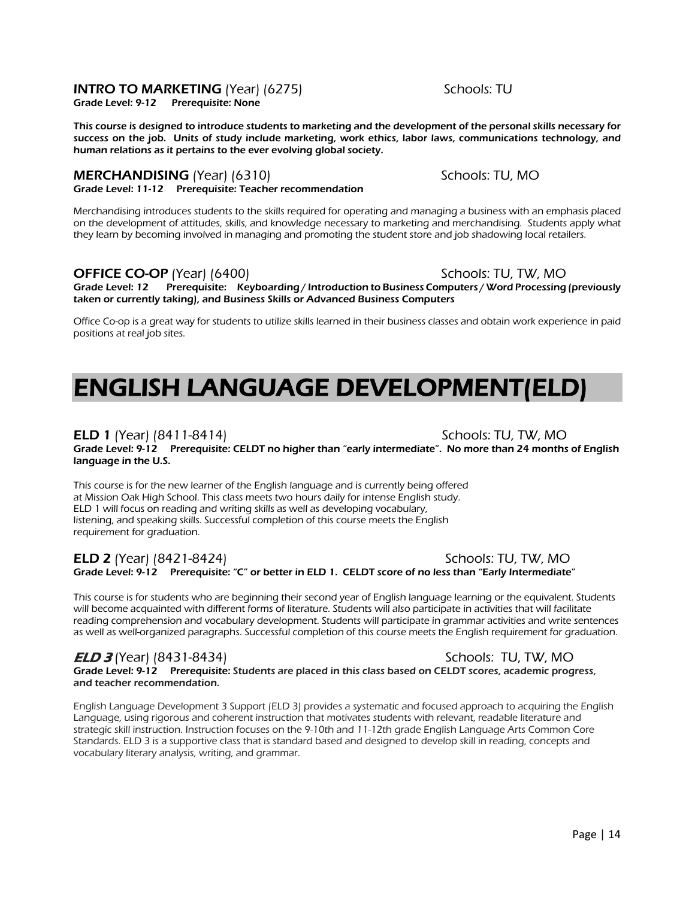**INTRO TO MARKETING** (Year) (6275) Schools: TU
**Grade Level: 9-12 Prerequisite: None**

***This course is designed to introduce students to marketing and the development of the personal skills necessary for success on the job. Units of study include marketing, work ethics, labor laws, communications technology, and human relations as it pertains to the ever evolving global society.***

**MERCHANDISING** (Year) (6310) Schools: TU, MO
**Grade Level: 11-12 Prerequisite: Teacher recommendation**

*Merchandising introduces students to the skills required for operating and managing a business with an emphasis placed on the development of attitudes, skills, and knowledge necessary to marketing and merchandising. Students apply what they learn by becoming involved in managing and promoting the student store and job shadowing local retailers.*

**OFFICE CO-OP** (Year) (6400) Schools: TU, TW, MO
**Grade Level: 12 Prerequisite: Keyboarding / Introduction to Business Computers / Word Processing (previously taken or currently taking), and Business Skills or Advanced Business Computers**

*Office Co-op is a great way for students to utilize skills learned in their business classes and obtain work experience in paid positions at real job sites.*

# ENGLISH LANGUAGE DEVELOPMENT(ELD)

**ELD 1** (Year) (8411-8414) Schools: TU, TW, MO
**Grade Level: 9-12 Prerequisite: CELDT no higher than "early intermediate". No more than 24 months of English language in the U.S.**

*This course is for the new learner of the English language and is currently being offered at Mission Oak High School. This class meets two hours daily for intense English study. ELD 1 will focus on reading and writing skills as well as developing vocabulary, listening, and speaking skills. Successful completion of this course meets the English requirement for graduation.*

**ELD 2** (Year) (8421-8424) Schools: TU, TW, MO
**Grade Level: 9-12 Prerequisite: "C" or better in ELD 1. CELDT score of no less than "Early Intermediate"**

*This course is for students who are beginning their second year of English language learning or the equivalent. Students will become acquainted with different forms of literature. Students will also participate in activities that will facilitate reading comprehension and vocabulary development. Students will participate in grammar activities and write sentences as well as well-organized paragraphs. Successful completion of this course meets the English requirement for graduation.*

***ELD 3*** (Year) (8431-8434) Schools: TU, TW, MO
**Grade Level: 9-12 Prerequisite: Students are placed in this class based on CELDT scores, academic progress, and teacher recommendation.**

*English Language Development 3 Support (ELD 3) provides a systematic and focused approach to acquiring the English Language, using rigorous and coherent instruction that motivates students with relevant, readable literature and strategic skill instruction. Instruction focuses on the 9-10th and 11-12th grade English Language Arts Common Core Standards. ELD 3 is a supportive class that is standard based and designed to develop skill in reading, concepts and vocabulary literary analysis, writing, and grammar.*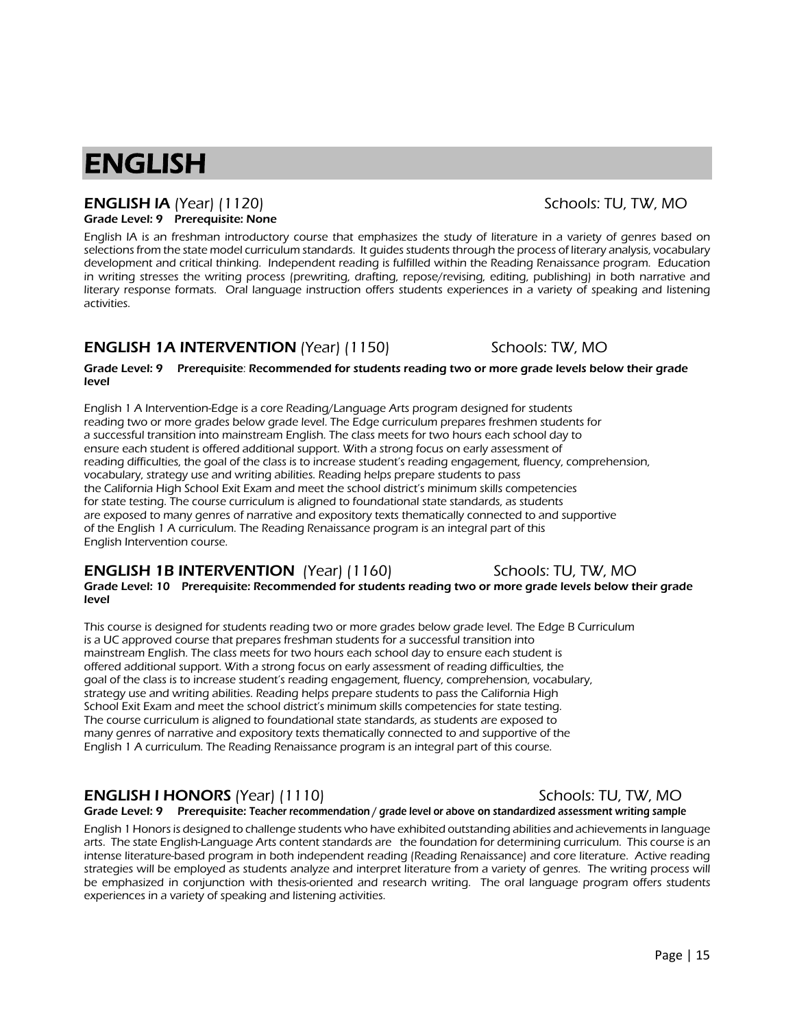# ENGLISH

### **ENGLISH IA** *(Year) (1120)* Schools: TU, TW, MO

**Grade Level: 9 Prerequisite: None**

*English IA is an freshman introductory course that emphasizes the study of literature in a variety of genres based on selections from the state model curriculum standards. It guides students through the process of literary analysis, vocabulary development and critical thinking. Independent reading is fulfilled within the Reading Renaissance program. Education in writing stresses the writing process (prewriting, drafting, repose/revising, editing, publishing) in both narrative and literary response formats. Oral language instruction offers students experiences in a variety of speaking and listening activities.*

### **ENGLISH 1A INTERVENTION** *(Year) (1150)* Schools: TW, MO

**Grade Level: 9 Prerequisite: Recommended for students reading two or more grade levels below their grade level**

*English 1 A Intervention-Edge is a core Reading/Language Arts program designed for students reading two or more grades below grade level. The Edge curriculum prepares freshmen students for a successful transition into mainstream English. The class meets for two hours each school day to ensure each student is offered additional support. With a strong focus on early assessment of reading difficulties, the goal of the class is to increase student's reading engagement, fluency, comprehension, vocabulary, strategy use and writing abilities. Reading helps prepare students to pass the California High School Exit Exam and meet the school district's minimum skills competencies for state testing. The course curriculum is aligned to foundational state standards, as students are exposed to many genres of narrative and expository texts thematically connected to and supportive of the English 1 A curriculum. The Reading Renaissance program is an integral part of this English Intervention course.*

### **ENGLISH 1B INTERVENTION** *(Year) (1160)* Schools: TU, TW, MO

**Grade Level: 10 Prerequisite: Recommended for students reading two or more grade levels below their grade level**

*This course is designed for students reading two or more grades below grade level. The Edge B Curriculum is a UC approved course that prepares freshman students for a successful transition into mainstream English. The class meets for two hours each school day to ensure each student is offered additional support. With a strong focus on early assessment of reading difficulties, the goal of the class is to increase student's reading engagement, fluency, comprehension, vocabulary, strategy use and writing abilities. Reading helps prepare students to pass the California High School Exit Exam and meet the school district's minimum skills competencies for state testing. The course curriculum is aligned to foundational state standards, as students are exposed to many genres of narrative and expository texts thematically connected to and supportive of the English 1 A curriculum. The Reading Renaissance program is an integral part of this course.*

### **ENGLISH I HONORS** *(Year) (1110)* Schools: TU, TW, MO

**Grade Level: 9 Prerequisite: Teacher recommendation / grade level or above on standardized assessment writing sample**

*English 1 Honors is designed to challenge students who have exhibited outstanding abilities and achievements in language arts. The state English-Language Arts content standards are the foundation for determining curriculum. This course is an intense literature-based program in both independent reading (Reading Renaissance) and core literature. Active reading strategies will be employed as students analyze and interpret literature from a variety of genres. The writing process will be emphasized in conjunction with thesis-oriented and research writing. The oral language program offers students experiences in a variety of speaking and listening activities.*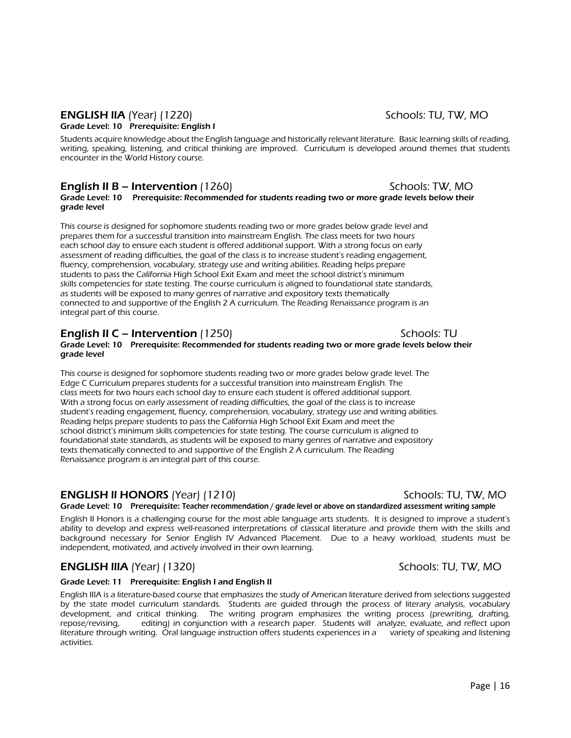### **ENGLISH IIA** *(Year) (1220)* Schools: TU, TW, MO

**Grade Level: 10 Prerequisite: English I**

*Students acquire knowledge about the English language and historically relevant literature. Basic learning skills of reading, writing, speaking, listening, and critical thinking are improved. Curriculum is developed around themes that students encounter in the World History course.*

### **English II B – Intervention** *(1260)* Schools: TW, MO

**Grade Level: 10 Prerequisite: Recommended for students reading two or more grade levels below their grade level**

*This course is designed for sophomore students reading two or more grades below grade level and prepares them for a successful transition into mainstream English. The class meets for two hours each school day to ensure each student is offered additional support. With a strong focus on early assessment of reading difficulties, the goal of the class is to increase student's reading engagement, fluency, comprehension, vocabulary, strategy use and writing abilities. Reading helps prepare students to pass the California High School Exit Exam and meet the school district's minimum skills competencies for state testing. The course curriculum is aligned to foundational state standards, as students will be exposed to many genres of narrative and expository texts thematically connected to and supportive of the English 2 A curriculum. The Reading Renaissance program is an integral part of this course.*

### **English II C – Intervention** *(1250)* Schools: TU

**Grade Level: 10 Prerequisite: Recommended for students reading two or more grade levels below their grade level**

*This course is designed for sophomore students reading two or more grades below grade level. The Edge C Curriculum prepares students for a successful transition into mainstream English. The class meets for two hours each school day to ensure each student is offered additional support. With a strong focus on early assessment of reading difficulties, the goal of the class is to increase student's reading engagement, fluency, comprehension, vocabulary, strategy use and writing abilities. Reading helps prepare students to pass the California High School Exit Exam and meet the school district's minimum skills competencies for state testing. The course curriculum is aligned to foundational state standards, as students will be exposed to many genres of narrative and expository texts thematically connected to and supportive of the English 2 A curriculum. The Reading Renaissance program is an integral part of this course.*

### **ENGLISH II HONORS** *(Year) (1210)* Schools: TU, TW, MO

**Grade Level: 10 Prerequisite: Teacher recommendation / grade level or above on standardized assessment writing sample**

*English II Honors is a challenging course for the most able language arts students. It is designed to improve a student's ability to develop and express well-reasoned interpretations of classical literature and provide them with the skills and background necessary for Senior English IV Advanced Placement. Due to a heavy workload, students must be independent, motivated, and actively involved in their own learning.*

### **ENGLISH IIIA** *(Year) (1320)* Schools: TU, TW, MO

**Grade Level: 11 Prerequisite: English I and English II**

*English IIIA is a literature-based course that emphasizes the study of American literature derived from selections suggested by the state model curriculum standards. Students are guided through the process of literary analysis, vocabulary development, and critical thinking. The writing program emphasizes the writing process (prewriting, drafting, repose/revising, editing) in conjunction with a research paper. Students will analyze, evaluate, and reflect upon literature through writing. Oral language instruction offers students experiences in a variety of speaking and listening activities.*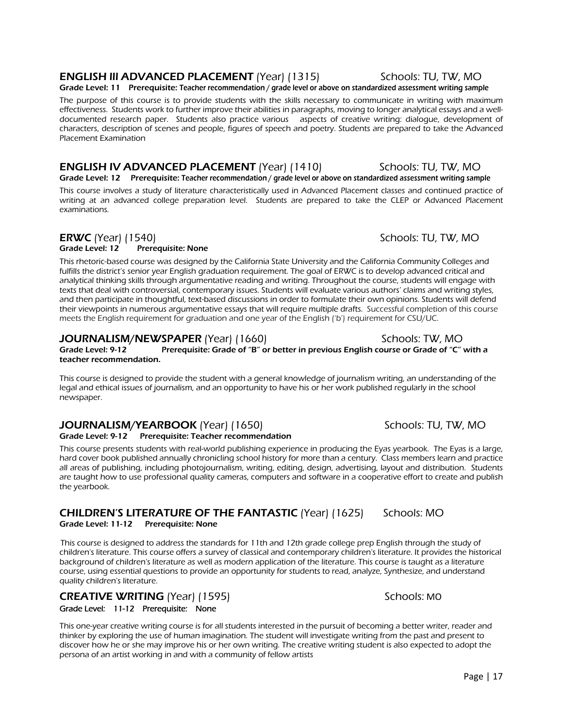## **ENGLISH III ADVANCED PLACEMENT** (Year) (1315) Schools: TU, TW, MO

**Grade Level: 11 Prerequisite: Teacher recommendation / grade level or above on standardized assessment writing sample**

The purpose of this course is to provide students with the skills necessary to communicate in writing with maximum effectiveness. Students work to further improve their abilities in paragraphs, moving to longer analytical essays and a well-documented research paper. Students also practice various aspects of creative writing: dialogue, development of characters, description of scenes and people, figures of speech and poetry. Students are prepared to take the Advanced Placement Examination

## **ENGLISH IV ADVANCED PLACEMENT** (Year) (1410) Schools: TU, TW, MO

**Grade Level: 12 Prerequisite: Teacher recommendation / grade level or above on standardized assessment writing sample**

This course involves a study of literature characteristically used in Advanced Placement classes and continued practice of writing at an advanced college preparation level. Students are prepared to take the CLEP or Advanced Placement examinations.

## **ERWC** (Year) (1540) Schools: TU, TW, MO

**Grade Level: 12 Prerequisite: None**

This rhetoric-based course was designed by the California State University and the California Community Colleges and fulfills the district's senior year English graduation requirement. The goal of ERWC is to develop advanced critical and analytical thinking skills through argumentative reading and writing. Throughout the course, students will engage with texts that deal with controversial, contemporary issues. Students will evaluate various authors' claims and writing styles, and then participate in thoughtful, text-based discussions in order to formulate their own opinions. Students will defend their viewpoints in numerous argumentative essays that will require multiple drafts. Successful completion of this course meets the English requirement for graduation and one year of the English ('b') requirement for CSU/UC.

## **JOURNALISM/NEWSPAPER** (Year) (1660) Schools: TW, MO

**Grade Level: 9-12 Prerequisite: Grade of "B" or better in previous English course or Grade of "C" with a teacher recommendation.**

This course is designed to provide the student with a general knowledge of journalism writing, an understanding of the legal and ethical issues of journalism, and an opportunity to have his or her work published regularly in the school newspaper.

## **JOURNALISM/YEARBOOK** (Year) (1650) Schools: TU, TW, MO

**Grade Level: 9-12 Prerequisite: Teacher recommendation**

This course presents students with real-world publishing experience in producing the Eyas yearbook. The Eyas is a large, hard cover book published annually chronicling school history for more than a century. Class members learn and practice all areas of publishing, including photojournalism, writing, editing, design, advertising, layout and distribution. Students are taught how to use professional quality cameras, computers and software in a cooperative effort to create and publish the yearbook.

## **CHILDREN'S LITERATURE OF THE FANTASTIC** (Year) (1625) Schools: MO

**Grade Level: 11-12 Prerequisite: None**

This course is designed to address the standards for 11th and 12th grade college prep English through the study of children's literature. This course offers a survey of classical and contemporary children's literature. It provides the historical background of children's literature as well as modern application of the literature. This course is taught as a literature course, using essential questions to provide an opportunity for students to read, analyze, Synthesize, and understand quality children's literature.

## **CREATIVE WRITING** (Year) (1595) Schools: MO

**Grade Level: 11-12 Prerequisite: None**

This one-year creative writing course is for all students interested in the pursuit of becoming a better writer, reader and thinker by exploring the use of human imagination. The student will investigate writing from the past and present to discover how he or she may improve his or her own writing. The creative writing student is also expected to adopt the persona of an artist working in and with a community of fellow artists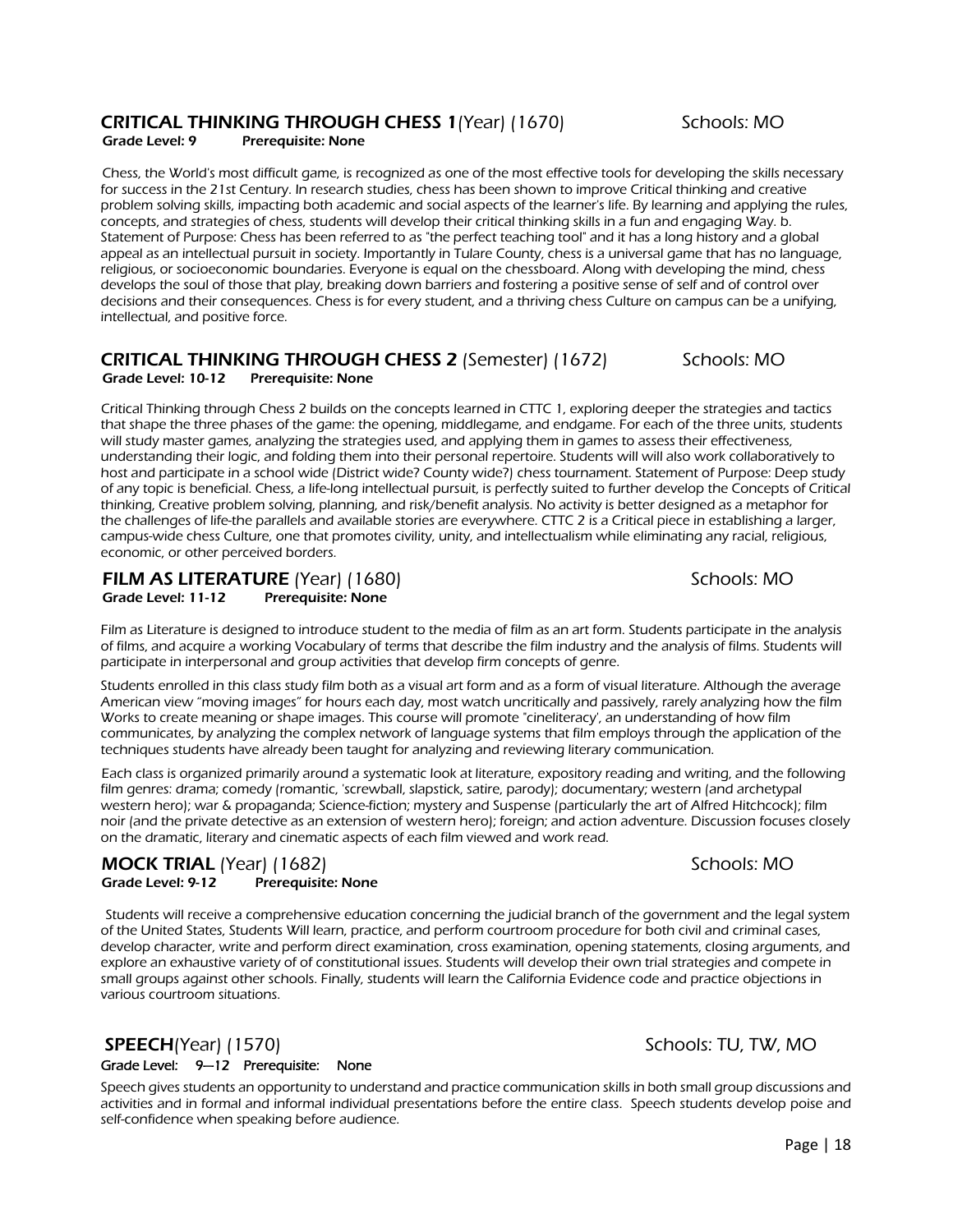### **CRITICAL THINKING THROUGH CHESS 1**(Year) (1670) Schools: MO

**Grade Level: 9 Prerequisite: None**

Chess, the World's most difficult game, is recognized as one of the most effective tools for developing the skills necessary for success in the 21st Century. In research studies, chess has been shown to improve Critical thinking and creative problem solving skills, impacting both academic and social aspects of the learner's life. By learning and applying the rules, concepts, and strategies of chess, students will develop their critical thinking skills in a fun and engaging Way. b. Statement of Purpose: Chess has been referred to as "the perfect teaching tool" and it has a long history and a global appeal as an intellectual pursuit in society. Importantly in Tulare County, chess is a universal game that has no language, religious, or socioeconomic boundaries. Everyone is equal on the chessboard. Along with developing the mind, chess develops the soul of those that play, breaking down barriers and fostering a positive sense of self and of control over decisions and their consequences. Chess is for every student, and a thriving chess Culture on campus can be a unifying, intellectual, and positive force.

### **CRITICAL THINKING THROUGH CHESS 2** (Semester) (1672) Schools: MO

**Grade Level: 10-12 Prerequisite: None**

Critical Thinking through Chess 2 builds on the concepts learned in CTTC 1, exploring deeper the strategies and tactics that shape the three phases of the game: the opening, middlegame, and endgame. For each of the three units, students will study master games, analyzing the strategies used, and applying them in games to assess their effectiveness, understanding their logic, and folding them into their personal repertoire. Students will will also work collaboratively to host and participate in a school wide (District wide? County wide?) chess tournament. Statement of Purpose: Deep study of any topic is beneficial. Chess, a life-long intellectual pursuit, is perfectly suited to further develop the Concepts of Critical thinking, Creative problem solving, planning, and risk/benefit analysis. No activity is better designed as a metaphor for the challenges of life-the parallels and available stories are everywhere. CTTC 2 is a Critical piece in establishing a larger, campus-wide chess Culture, one that promotes civility, unity, and intellectualism while eliminating any racial, religious, economic, or other perceived borders.

### **FILM AS LITERATURE** (Year) (1680) Schools: MO

**Grade Level: 11-12 Prerequisite: None**

Film as Literature is designed to introduce student to the media of film as an art form. Students participate in the analysis of films, and acquire a working Vocabulary of terms that describe the film industry and the analysis of films. Students will participate in interpersonal and group activities that develop firm concepts of genre.

Students enrolled in this class study film both as a visual art form and as a form of visual literature. Although the average American view "moving images" for hours each day, most watch uncritically and passively, rarely analyzing how the film Works to create meaning or shape images. This course will promote "cineliteracy", an understanding of how film communicates, by analyzing the complex network of language systems that film employs through the application of the techniques students have already been taught for analyzing and reviewing literary communication.

Each class is organized primarily around a systematic look at literature, expository reading and writing, and the following film genres: drama; comedy (romantic, 'screwball, slapstick, satire, parody); documentary; western (and archetypal western hero); war & propaganda; Science-fiction; mystery and Suspense (particularly the art of Alfred Hitchcock); film noir (and the private detective as an extension of western hero); foreign; and action adventure. Discussion focuses closely on the dramatic, literary and cinematic aspects of each film viewed and work read.

### **MOCK TRIAL** (Year) (1682) Schools: MO

**Grade Level: 9-12 Prerequisite: None**

Students will receive a comprehensive education concerning the judicial branch of the government and the legal system of the United States, Students Will learn, practice, and perform courtroom procedure for both civil and criminal cases, develop character, write and perform direct examination, cross examination, opening statements, closing arguments, and explore an exhaustive variety of of constitutional issues. Students will develop their own trial strategies and compete in small groups against other schools. Finally, students will learn the California Evidence code and practice objections in various courtroom situations.

### **SPEECH**(Year) (1570) Schools: TU, TW, MO

**Grade Level: 9—12 Prerequisite: None**

Speech gives students an opportunity to understand and practice communication skills in both small group discussions and activities and in formal and informal individual presentations before the entire class. Speech students develop poise and self-confidence when speaking before audience.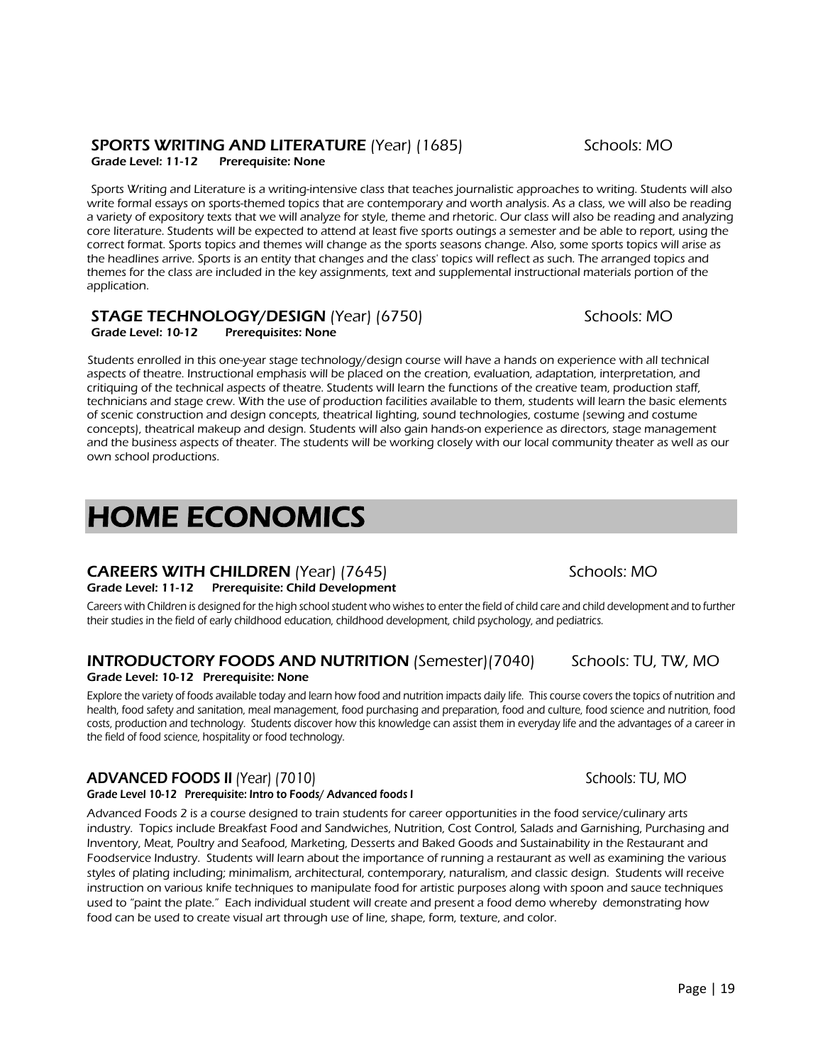### **SPORTS WRITING AND LITERATURE** (Year) (1685) Schools: MO

**Grade Level: 11-12 Prerequisite: None**

Sports Writing and Literature is a writing-intensive class that teaches journalistic approaches to writing. Students will also write formal essays on sports-themed topics that are contemporary and worth analysis. As a class, we will also be reading a variety of expository texts that we will analyze for style, theme and rhetoric. Our class will also be reading and analyzing core literature. Students will be expected to attend at least five sports outings a semester and be able to report, using the correct format. Sports topics and themes will change as the sports seasons change. Also, some sports topics will arise as the headlines arrive. Sports is an entity that changes and the class' topics will reflect as such. The arranged topics and themes for the class are included in the key assignments, text and supplemental instructional materials portion of the application.

### **STAGE TECHNOLOGY/DESIGN** (Year) (6750) Schools: MO

**Grade Level: 10-12 Prerequisites: None**

Students enrolled in this one-year stage technology/design course will have a hands on experience with all technical aspects of theatre. Instructional emphasis will be placed on the creation, evaluation, adaptation, interpretation, and critiquing of the technical aspects of theatre. Students will learn the functions of the creative team, production staff, technicians and stage crew. With the use of production facilities available to them, students will learn the basic elements of scenic construction and design concepts, theatrical lighting, sound technologies, costume (sewing and costume concepts), theatrical makeup and design. Students will also gain hands-on experience as directors, stage management and the business aspects of theater. The students will be working closely with our local community theater as well as our own school productions.

# HOME ECONOMICS

### **CAREERS WITH CHILDREN** (Year) (7645) Schools: MO

**Grade Level: 11-12 Prerequisite: Child Development**

Careers with Children is designed for the high school student who wishes to enter the field of child care and child development and to further their studies in the field of early childhood education, childhood development, child psychology, and pediatrics.

### **INTRODUCTORY FOODS AND NUTRITION** (Semester)(7040) Schools: TU, TW, MO

**Grade Level: 10-12 Prerequisite: None**

Explore the variety of foods available today and learn how food and nutrition impacts daily life. This course covers the topics of nutrition and health, food safety and sanitation, meal management, food purchasing and preparation, food and culture, food science and nutrition, food costs, production and technology. Students discover how this knowledge can assist them in everyday life and the advantages of a career in the field of food science, hospitality or food technology.

### **ADVANCED FOODS II** (Year) (7010) Schools: TU, MO

**Grade Level 10-12 Prerequisite: Intro to Foods/ Advanced foods I**

Advanced Foods 2 is a course designed to train students for career opportunities in the food service/culinary arts industry. Topics include Breakfast Food and Sandwiches, Nutrition, Cost Control, Salads and Garnishing, Purchasing and Inventory, Meat, Poultry and Seafood, Marketing, Desserts and Baked Goods and Sustainability in the Restaurant and Foodservice Industry. Students will learn about the importance of running a restaurant as well as examining the various styles of plating including; minimalism, architectural, contemporary, naturalism, and classic design. Students will receive instruction on various knife techniques to manipulate food for artistic purposes along with spoon and sauce techniques used to "paint the plate." Each individual student will create and present a food demo whereby demonstrating how food can be used to create visual art through use of line, shape, form, texture, and color.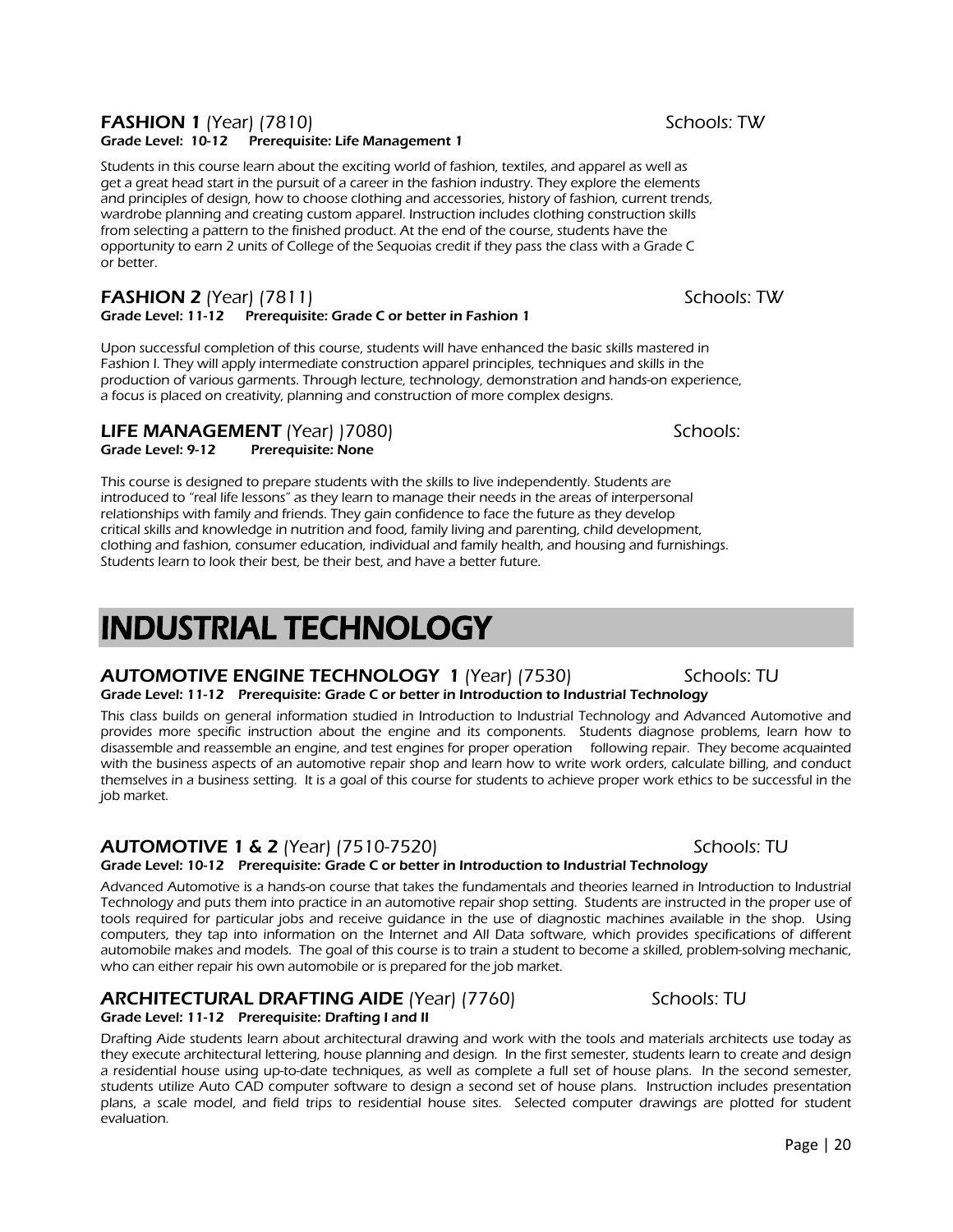### **FASHION 1** (Year) (7810) Schools: TW

**Grade Level: 10-12 Prerequisite: Life Management 1**

Students in this course learn about the exciting world of fashion, textiles, and apparel as well as get a great head start in the pursuit of a career in the fashion industry. They explore the elements and principles of design, how to choose clothing and accessories, history of fashion, current trends, wardrobe planning and creating custom apparel. Instruction includes clothing construction skills from selecting a pattern to the finished product. At the end of the course, students have the opportunity to earn 2 units of College of the Sequoias credit if they pass the class with a Grade C or better.

### **FASHION 2** (Year) (7811) Schools: TW

**Grade Level: 11-12 Prerequisite: Grade C or better in Fashion 1**

Upon successful completion of this course, students will have enhanced the basic skills mastered in Fashion I. They will apply intermediate construction apparel principles, techniques and skills in the production of various garments. Through lecture, technology, demonstration and hands-on experience, a focus is placed on creativity, planning and construction of more complex designs.

### **LIFE MANAGEMENT** (Year) )7080) Schools:

**Grade Level: 9-12 Prerequisite: None**

This course is designed to prepare students with the skills to live independently. Students are introduced to "real life lessons" as they learn to manage their needs in the areas of interpersonal relationships with family and friends. They gain confidence to face the future as they develop critical skills and knowledge in nutrition and food, family living and parenting, child development, clothing and fashion, consumer education, individual and family health, and housing and furnishings. Students learn to look their best, be their best, and have a better future.

# INDUSTRIAL TECHNOLOGY

### **AUTOMOTIVE ENGINE TECHNOLOGY 1** (Year) (7530) Schools: TU

**Grade Level: 11-12 Prerequisite: Grade C or better in Introduction to Industrial Technology**

This class builds on general information studied in Introduction to Industrial Technology and Advanced Automotive and provides more specific instruction about the engine and its components. Students diagnose problems, learn how to disassemble and reassemble an engine, and test engines for proper operation following repair. They become acquainted with the business aspects of an automotive repair shop and learn how to write work orders, calculate billing, and conduct themselves in a business setting. It is a goal of this course for students to achieve proper work ethics to be successful in the job market.

### **AUTOMOTIVE 1 & 2** (Year) (7510-7520) Schools: TU

**Grade Level: 10-12 Prerequisite: Grade C or better in Introduction to Industrial Technology**

Advanced Automotive is a hands-on course that takes the fundamentals and theories learned in Introduction to Industrial Technology and puts them into practice in an automotive repair shop setting. Students are instructed in the proper use of tools required for particular jobs and receive guidance in the use of diagnostic machines available in the shop. Using computers, they tap into information on the Internet and All Data software, which provides specifications of different automobile makes and models. The goal of this course is to train a student to become a skilled, problem-solving mechanic, who can either repair his own automobile or is prepared for the job market.

### **ARCHITECTURAL DRAFTING AIDE** (Year) (7760) Schools: TU

**Grade Level: 11-12 Prerequisite: Drafting I and II**

Drafting Aide students learn about architectural drawing and work with the tools and materials architects use today as they execute architectural lettering, house planning and design. In the first semester, students learn to create and design a residential house using up-to-date techniques, as well as complete a full set of house plans. In the second semester, students utilize Auto CAD computer software to design a second set of house plans. Instruction includes presentation plans, a scale model, and field trips to residential house sites. Selected computer drawings are plotted for student evaluation.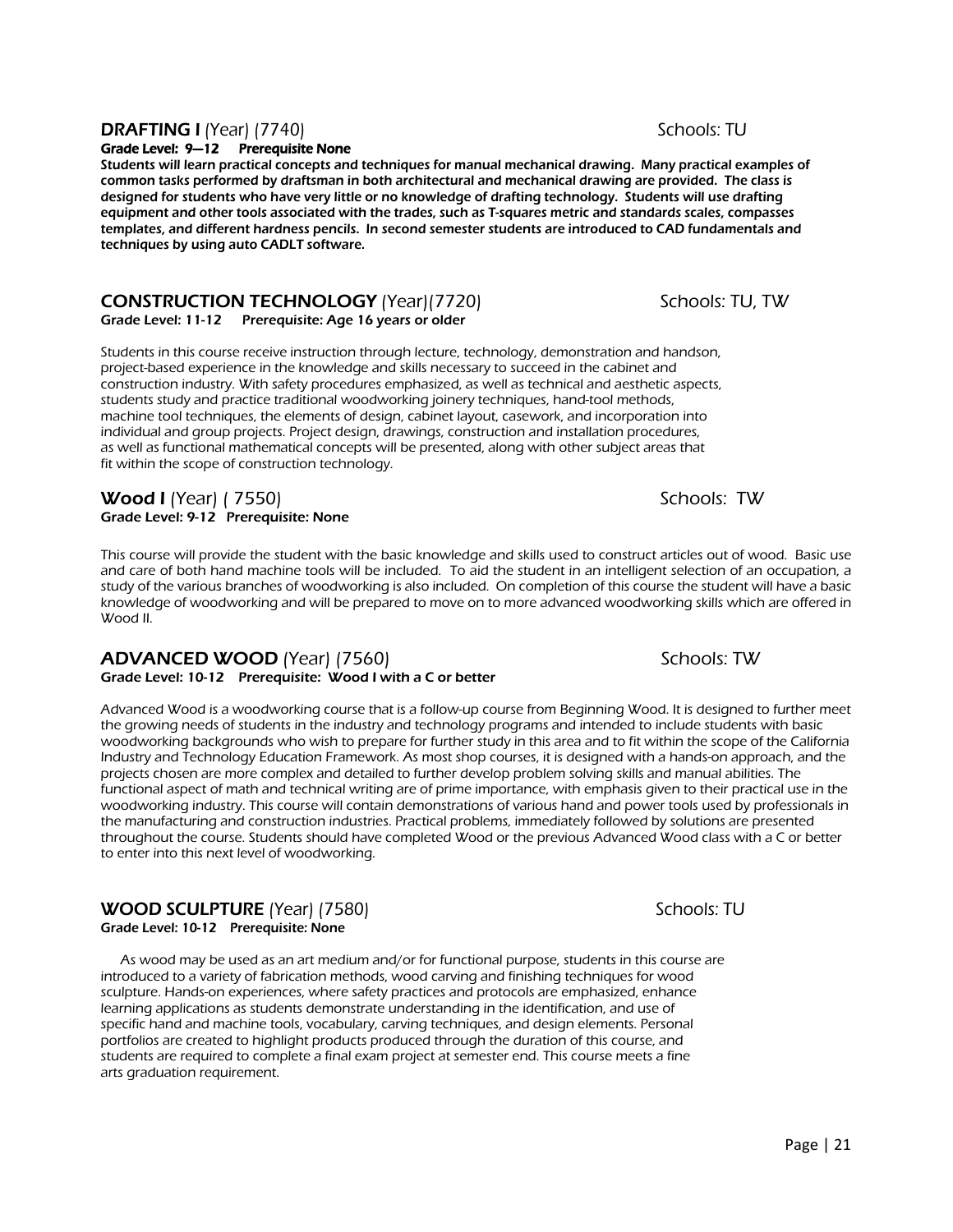## **DRAFTING I** (Year) (7740) Schools: TU

**Grade Level: 9—12 Prerequisite None**

**Students will learn practical concepts and techniques for manual mechanical drawing. Many practical examples of common tasks performed by draftsman in both architectural and mechanical drawing are provided. The class is designed for students who have very little or no knowledge of drafting technology. Students will use drafting equipment and other tools associated with the trades, such as T-squares metric and standards scales, compasses templates, and different hardness pencils. In second semester students are introduced to CAD fundamentals and techniques by using auto CADLT software.**

## **CONSTRUCTION TECHNOLOGY** (Year)(7720) Schools: TU, TW

**Grade Level: 11-12 Prerequisite: Age 16 years or older**

Students in this course receive instruction through lecture, technology, demonstration and handson, project-based experience in the knowledge and skills necessary to succeed in the cabinet and construction industry. With safety procedures emphasized, as well as technical and aesthetic aspects, students study and practice traditional woodworking joinery techniques, hand-tool methods, machine tool techniques, the elements of design, cabinet layout, casework, and incorporation into individual and group projects. Project design, drawings, construction and installation procedures, as well as functional mathematical concepts will be presented, along with other subject areas that fit within the scope of construction technology.

## **Wood I** (Year) ( 7550) Schools: TW

**Grade Level: 9-12 Prerequisite: None**

This course will provide the student with the basic knowledge and skills used to construct articles out of wood. Basic use and care of both hand machine tools will be included. To aid the student in an intelligent selection of an occupation, a study of the various branches of woodworking is also included. On completion of this course the student will have a basic knowledge of woodworking and will be prepared to move on to more advanced woodworking skills which are offered in Wood II.

## **ADVANCED WOOD** (Year) (7560) Schools: TW

**Grade Level: 10-12 Prerequisite: Wood I with a C or better**

Advanced Wood is a woodworking course that is a follow-up course from Beginning Wood. It is designed to further meet the growing needs of students in the industry and technology programs and intended to include students with basic woodworking backgrounds who wish to prepare for further study in this area and to fit within the scope of the California Industry and Technology Education Framework. As most shop courses, it is designed with a hands-on approach, and the projects chosen are more complex and detailed to further develop problem solving skills and manual abilities. The functional aspect of math and technical writing are of prime importance, with emphasis given to their practical use in the woodworking industry. This course will contain demonstrations of various hand and power tools used by professionals in the manufacturing and construction industries. Practical problems, immediately followed by solutions are presented throughout the course. Students should have completed Wood or the previous Advanced Wood class with a C or better to enter into this next level of woodworking.

## **WOOD SCULPTURE** (Year) (7580) Schools: TU

**Grade Level: 10-12 Prerequisite: None**

As wood may be used as an art medium and/or for functional purpose, students in this course are introduced to a variety of fabrication methods, wood carving and finishing techniques for wood sculpture. Hands-on experiences, where safety practices and protocols are emphasized, enhance learning applications as students demonstrate understanding in the identification, and use of specific hand and machine tools, vocabulary, carving techniques, and design elements. Personal portfolios are created to highlight products produced through the duration of this course, and students are required to complete a final exam project at semester end. This course meets a fine arts graduation requirement.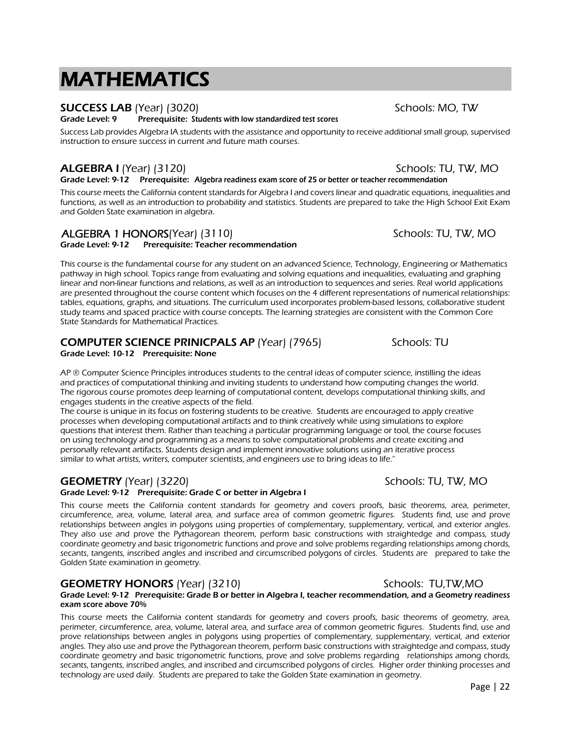# MATHEMATICS

## SUCCESS LAB (Year) (3020) Schools: MO, TW

**Grade Level: 9 Prerequisite: Students with low standardized test scores**

Success Lab provides Algebra IA students with the assistance and opportunity to receive additional small group, supervised instruction to ensure success in current and future math courses.

## ALGEBRA I (Year) (3120) Schools: TU, TW, MO

**Grade Level: 9-12 Prerequisite: Algebra readiness exam score of 25 or better or teacher recommendation**

This course meets the California content standards for Algebra I and covers linear and quadratic equations, inequalities and functions, as well as an introduction to probability and statistics. Students are prepared to take the High School Exit Exam and Golden State examination in algebra.

## ALGEBRA 1 HONORS(Year) (3110) Schools: TU, TW, MO

**Grade Level: 9-12 Prerequisite: Teacher recommendation**

This course is the fundamental course for any student on an advanced Science, Technology, Engineering or Mathematics pathway in high school. Topics range from evaluating and solving equations and inequalities, evaluating and graphing linear and non-linear functions and relations, as well as an introduction to sequences and series. Real world applications are presented throughout the course content which focuses on the 4 different representations of numerical relationships: tables, equations, graphs, and situations. The curriculum used incorporates problem-based lessons, collaborative student study teams and spaced practice with course concepts. The learning strategies are consistent with the Common Core State Standards for Mathematical Practices.

## COMPUTER SCIENCE PRINICPALS AP (Year) (7965) Schools: TU

**Grade Level: 10-12 Prerequisite: None**

AP ® Computer Science Principles introduces students to the central ideas of computer science, instilling the ideas and practices of computational thinking and inviting students to understand how computing changes the world. The rigorous course promotes deep learning of computational content, develops computational thinking skills, and engages students in the creative aspects of the field.

The course is unique in its focus on fostering students to be creative. Students are encouraged to apply creative processes when developing computational artifacts and to think creatively while using simulations to explore questions that interest them. Rather than teaching a particular programming language or tool, the course focuses on using technology and programming as a means to solve computational problems and create exciting and personally relevant artifacts. Students design and implement innovative solutions using an iterative process similar to what artists, writers, computer scientists, and engineers use to bring ideas to life."

## GEOMETRY (Year) (3220) Schools: TU, TW, MO

**Grade Level: 9-12 Prerequisite: Grade C or better in Algebra I**

This course meets the California content standards for geometry and covers proofs, basic theorems, area, perimeter, circumference, area, volume, lateral area, and surface area of common geometric figures. Students find, use and prove relationships between angles in polygons using properties of complementary, supplementary, vertical, and exterior angles. They also use and prove the Pythagorean theorem, perform basic constructions with straightedge and compass, study coordinate geometry and basic trigonometric functions and prove and solve problems regarding relationships among chords, secants, tangents, inscribed angles and inscribed and circumscribed polygons of circles. Students are prepared to take the Golden State examination in geometry.

## GEOMETRY HONORS (Year) (3210) Schools: TU,TW,MO

**Grade Level: 9-12 Prerequisite: Grade B or better in Algebra I, teacher recommendation, and a Geometry readiness exam score above 70%**

This course meets the California content standards for geometry and covers proofs, basic theorems of geometry, area, perimeter, circumference, area, volume, lateral area, and surface area of common geometric figures. Students find, use and prove relationships between angles in polygons using properties of complementary, supplementary, vertical, and exterior angles. They also use and prove the Pythagorean theorem, perform basic constructions with straightedge and compass, study coordinate geometry and basic trigonometric functions, prove and solve problems regarding relationships among chords, secants, tangents, inscribed angles, and inscribed and circumscribed polygons of circles. Higher order thinking processes and technology are used daily. Students are prepared to take the Golden State examination in geometry.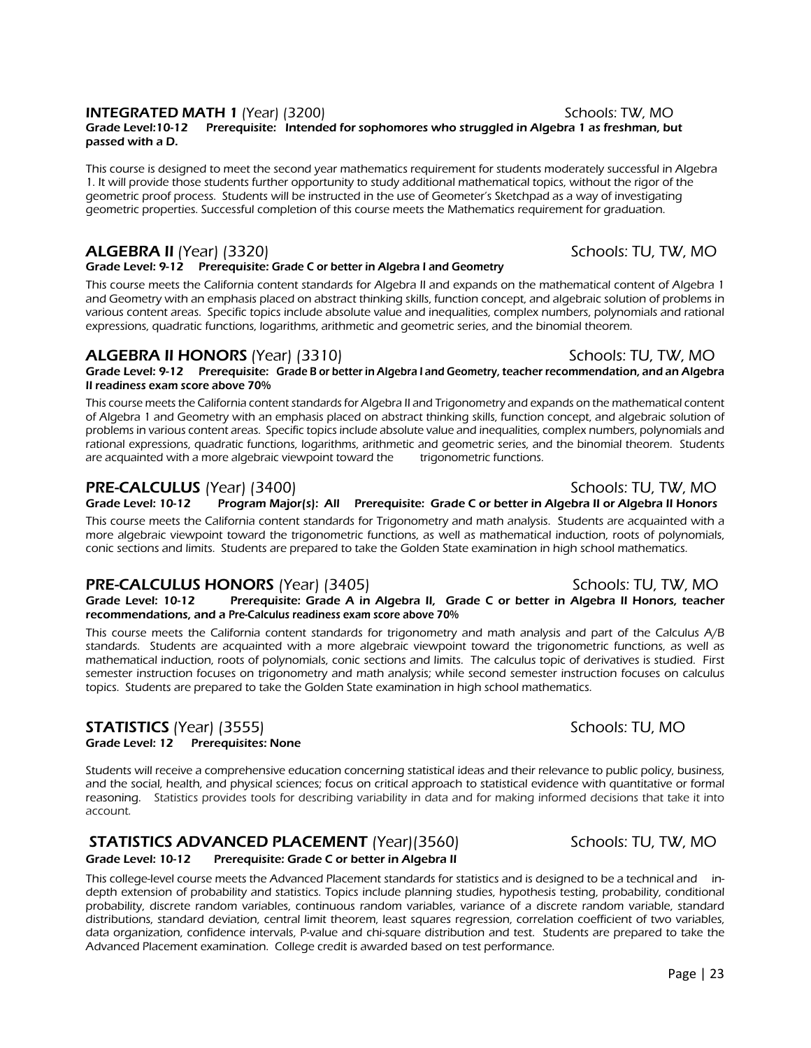## INTEGRATED MATH 1 (Year) (3200) Schools: TW, MO

**Grade Level:10-12 Prerequisite: Intended for sophomores who struggled in Algebra 1 as freshman, but passed with a D.**

This course is designed to meet the second year mathematics requirement for students moderately successful in Algebra 1. It will provide those students further opportunity to study additional mathematical topics, without the rigor of the geometric proof process. Students will be instructed in the use of Geometer's Sketchpad as a way of investigating geometric properties. Successful completion of this course meets the Mathematics requirement for graduation.

## ALGEBRA II (Year) (3320) Schools: TU, TW, MO

**Grade Level: 9-12 Prerequisite: Grade C or better in Algebra I and Geometry**

This course meets the California content standards for Algebra II and expands on the mathematical content of Algebra 1 and Geometry with an emphasis placed on abstract thinking skills, function concept, and algebraic solution of problems in various content areas. Specific topics include absolute value and inequalities, complex numbers, polynomials and rational expressions, quadratic functions, logarithms, arithmetic and geometric series, and the binomial theorem.

## ALGEBRA II HONORS (Year) (3310) Schools: TU, TW, MO

**Grade Level: 9-12 Prerequisite: Grade B or better in Algebra I and Geometry, teacher recommendation, and an Algebra II readiness exam score above 70%**

This course meets the California content standards for Algebra II and Trigonometry and expands on the mathematical content of Algebra 1 and Geometry with an emphasis placed on abstract thinking skills, function concept, and algebraic solution of problems in various content areas. Specific topics include absolute value and inequalities, complex numbers, polynomials and rational expressions, quadratic functions, logarithms, arithmetic and geometric series, and the binomial theorem. Students are acquainted with a more algebraic viewpoint toward the trigonometric functions.

## PRE-CALCULUS (Year) (3400) Schools: TU, TW, MO

**Grade Level: 10-12 Program Major(s): All Prerequisite: Grade C or better in Algebra II or Algebra II Honors**

This course meets the California content standards for Trigonometry and math analysis. Students are acquainted with a more algebraic viewpoint toward the trigonometric functions, as well as mathematical induction, roots of polynomials, conic sections and limits. Students are prepared to take the Golden State examination in high school mathematics.

## PRE-CALCULUS HONORS (Year) (3405) Schools: TU, TW, MO

**Grade Level: 10-12 Prerequisite: Grade A in Algebra II, Grade C or better in Algebra II Honors, teacher recommendations, and a Pre-Calculus readiness exam score above 70%**

This course meets the California content standards for trigonometry and math analysis and part of the Calculus A/B standards. Students are acquainted with a more algebraic viewpoint toward the trigonometric functions, as well as mathematical induction, roots of polynomials, conic sections and limits. The calculus topic of derivatives is studied. First semester instruction focuses on trigonometry and math analysis; while second semester instruction focuses on calculus topics. Students are prepared to take the Golden State examination in high school mathematics.

## STATISTICS (Year) (3555) Schools: TU, MO

**Grade Level: 12 Prerequisites: None**

Students will receive a comprehensive education concerning statistical ideas and their relevance to public policy, business, and the social, health, and physical sciences; focus on critical approach to statistical evidence with quantitative or formal reasoning. Statistics provides tools for describing variability in data and for making informed decisions that take it into account.

## STATISTICS ADVANCED PLACEMENT (Year)(3560) Schools: TU, TW, MO

**Grade Level: 10-12 Prerequisite: Grade C or better in Algebra II**

This college-level course meets the Advanced Placement standards for statistics and is designed to be a technical and in-depth extension of probability and statistics. Topics include planning studies, hypothesis testing, probability, conditional probability, discrete random variables, continuous random variables, variance of a discrete random variable, standard distributions, standard deviation, central limit theorem, least squares regression, correlation coefficient of two variables, data organization, confidence intervals, P-value and chi-square distribution and test. Students are prepared to take the Advanced Placement examination. College credit is awarded based on test performance.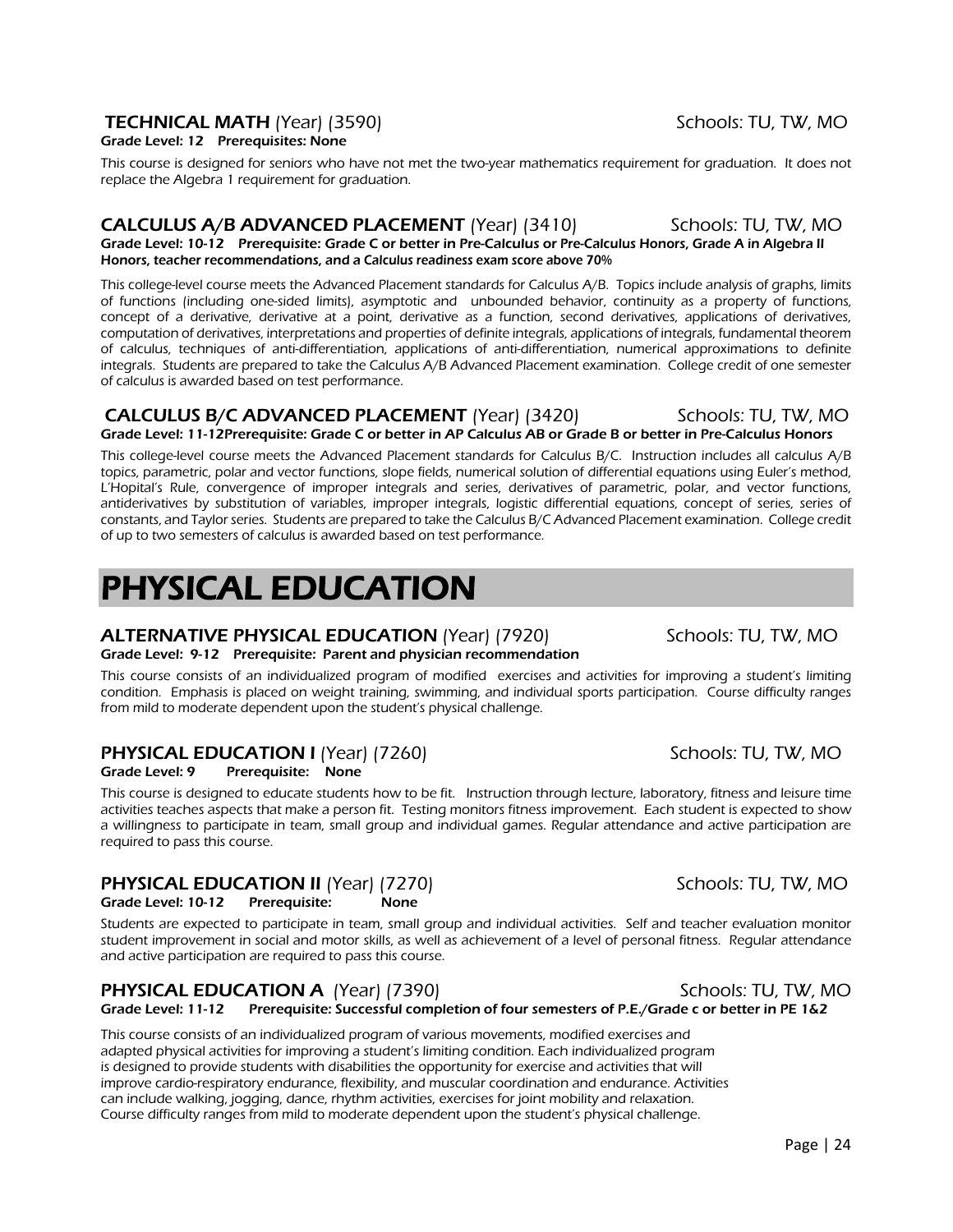### **TECHNICAL MATH** (Year) (3590) Schools: TU, TW, MO

**Grade Level: 12 Prerequisites: None**

This course is designed for seniors who have not met the two-year mathematics requirement for graduation. It does not replace the Algebra 1 requirement for graduation.

### **CALCULUS A/B ADVANCED PLACEMENT** (Year) (3410) Schools: TU, TW, MO

**Grade Level: 10-12 Prerequisite: Grade C or better in Pre-Calculus or Pre-Calculus Honors, Grade A in Algebra II Honors, teacher recommendations, and a Calculus readiness exam score above 70%**

This college-level course meets the Advanced Placement standards for Calculus A/B. Topics include analysis of graphs, limits of functions (including one-sided limits), asymptotic and unbounded behavior, continuity as a property of functions, concept of a derivative, derivative at a point, derivative as a function, second derivatives, applications of derivatives, computation of derivatives, interpretations and properties of definite integrals, applications of integrals, fundamental theorem of calculus, techniques of anti-differentiation, applications of anti-differentiation, numerical approximations to definite integrals. Students are prepared to take the Calculus A/B Advanced Placement examination. College credit of one semester of calculus is awarded based on test performance.

### **CALCULUS B/C ADVANCED PLACEMENT** (Year) (3420) Schools: TU, TW, MO

**Grade Level: 11-12Prerequisite: Grade C or better in AP Calculus AB or Grade B or better in Pre-Calculus Honors**

This college-level course meets the Advanced Placement standards for Calculus B/C. Instruction includes all calculus A/B topics, parametric, polar and vector functions, slope fields, numerical solution of differential equations using Euler's method, L'Hopital's Rule, convergence of improper integrals and series, derivatives of parametric, polar, and vector functions, antiderivatives by substitution of variables, improper integrals, logistic differential equations, concept of series, series of constants, and Taylor series. Students are prepared to take the Calculus B/C Advanced Placement examination. College credit of up to two semesters of calculus is awarded based on test performance.

# PHYSICAL EDUCATION

### **ALTERNATIVE PHYSICAL EDUCATION** (Year) (7920) Schools: TU, TW, MO

**Grade Level: 9-12 Prerequisite: Parent and physician recommendation**

This course consists of an individualized program of modified exercises and activities for improving a student's limiting condition. Emphasis is placed on weight training, swimming, and individual sports participation. Course difficulty ranges from mild to moderate dependent upon the student's physical challenge.

### **PHYSICAL EDUCATION I** (Year) (7260) Schools: TU, TW, MO

**Grade Level: 9 Prerequisite: None**

This course is designed to educate students how to be fit. Instruction through lecture, laboratory, fitness and leisure time activities teaches aspects that make a person fit. Testing monitors fitness improvement. Each student is expected to show a willingness to participate in team, small group and individual games. Regular attendance and active participation are required to pass this course.

### **PHYSICAL EDUCATION II** (Year) (7270) Schools: TU, TW, MO

**Grade Level: 10-12 Prerequisite: None**

Students are expected to participate in team, small group and individual activities. Self and teacher evaluation monitor student improvement in social and motor skills, as well as achievement of a level of personal fitness. Regular attendance and active participation are required to pass this course.

### **PHYSICAL EDUCATION A** (Year) (7390) Schools: TU, TW, MO

**Grade Level: 11-12 Prerequisite: Successful completion of four semesters of P.E./Grade c or better in PE 1&2**

This course consists of an individualized program of various movements, modified exercises and adapted physical activities for improving a student's limiting condition. Each individualized program is designed to provide students with disabilities the opportunity for exercise and activities that will improve cardio-respiratory endurance, flexibility, and muscular coordination and endurance. Activities can include walking, jogging, dance, rhythm activities, exercises for joint mobility and relaxation. Course difficulty ranges from mild to moderate dependent upon the student's physical challenge.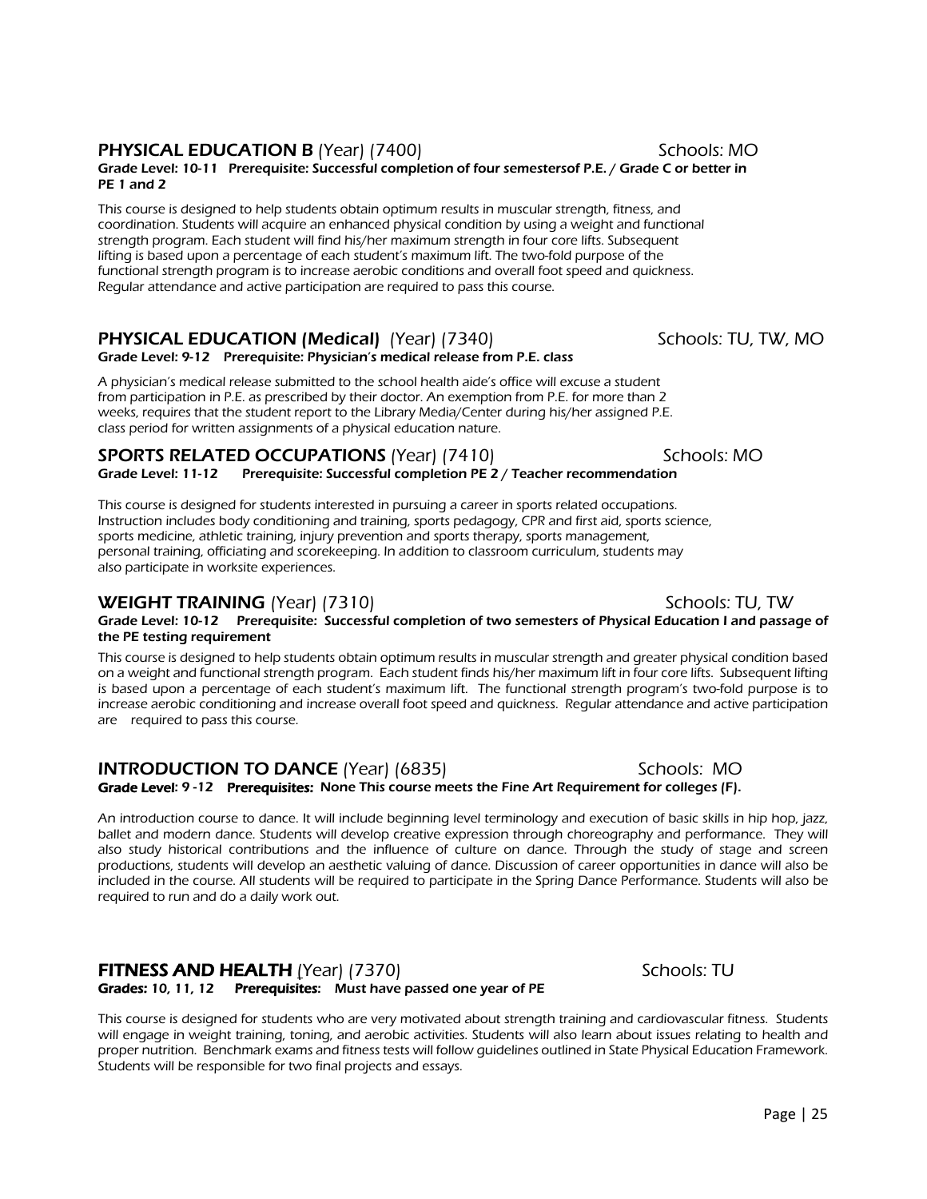### **PHYSICAL EDUCATION B** (Year) (7400) Schools: MO

**Grade Level: 10-11 Prerequisite: Successful completion of four semestersof P.E. / Grade C or better in PE 1 and 2**

*This course is designed to help students obtain optimum results in muscular strength, fitness, and coordination. Students will acquire an enhanced physical condition by using a weight and functional strength program. Each student will find his/her maximum strength in four core lifts. Subsequent lifting is based upon a percentage of each student's maximum lift. The two-fold purpose of the functional strength program is to increase aerobic conditions and overall foot speed and quickness. Regular attendance and active participation are required to pass this course.*

### **PHYSICAL EDUCATION (Medical)** (Year) (7340) Schools: TU, TW, MO

**Grade Level: 9-12 Prerequisite: Physician's medical release from P.E. class**

*A physician's medical release submitted to the school health aide's office will excuse a student from participation in P.E. as prescribed by their doctor. An exemption from P.E. for more than 2 weeks, requires that the student report to the Library Media/Center during his/her assigned P.E. class period for written assignments of a physical education nature.*

### **SPORTS RELATED OCCUPATIONS** (Year) (7410) Schools: MO

**Grade Level: 11-12 Prerequisite: Successful completion PE 2 / Teacher recommendation**

*This course is designed for students interested in pursuing a career in sports related occupations. Instruction includes body conditioning and training, sports pedagogy, CPR and first aid, sports science, sports medicine, athletic training, injury prevention and sports therapy, sports management, personal training, officiating and scorekeeping. In addition to classroom curriculum, students may also participate in worksite experiences.*

### **WEIGHT TRAINING** (Year) (7310) Schools: TU, TW

**Grade Level: 10-12 Prerequisite: Successful completion of two semesters of Physical Education I and passage of the PE testing requirement**

*This course is designed to help students obtain optimum results in muscular strength and greater physical condition based on a weight and functional strength program. Each student finds his/her maximum lift in four core lifts. Subsequent lifting is based upon a percentage of each student's maximum lift. The functional strength program's two-fold purpose is to increase aerobic conditioning and increase overall foot speed and quickness. Regular attendance and active participation are required to pass this course.*

### **INTRODUCTION TO DANCE** (Year) (6835) Schools: MO

**Grade Level: 9 -12 Prerequisites: None This course meets the Fine Art Requirement for colleges (F).**

*An introduction course to dance. It will include beginning level terminology and execution of basic skills in hip hop, jazz, ballet and modern dance. Students will develop creative expression through choreography and performance. They will also study historical contributions and the influence of culture on dance. Through the study of stage and screen productions, students will develop an aesthetic valuing of dance. Discussion of career opportunities in dance will also be included in the course. All students will be required to participate in the Spring Dance Performance. Students will also be required to run and do a daily work out.*

### **FITNESS AND HEALTH** (Year) (7370) Schools: TU

**Grades: 10, 11, 12 Prerequisites: Must have passed one year of PE**

*This course is designed for students who are very motivated about strength training and cardiovascular fitness. Students will engage in weight training, toning, and aerobic activities. Students will also learn about issues relating to health and proper nutrition. Benchmark exams and fitness tests will follow guidelines outlined in State Physical Education Framework. Students will be responsible for two final projects and essays.*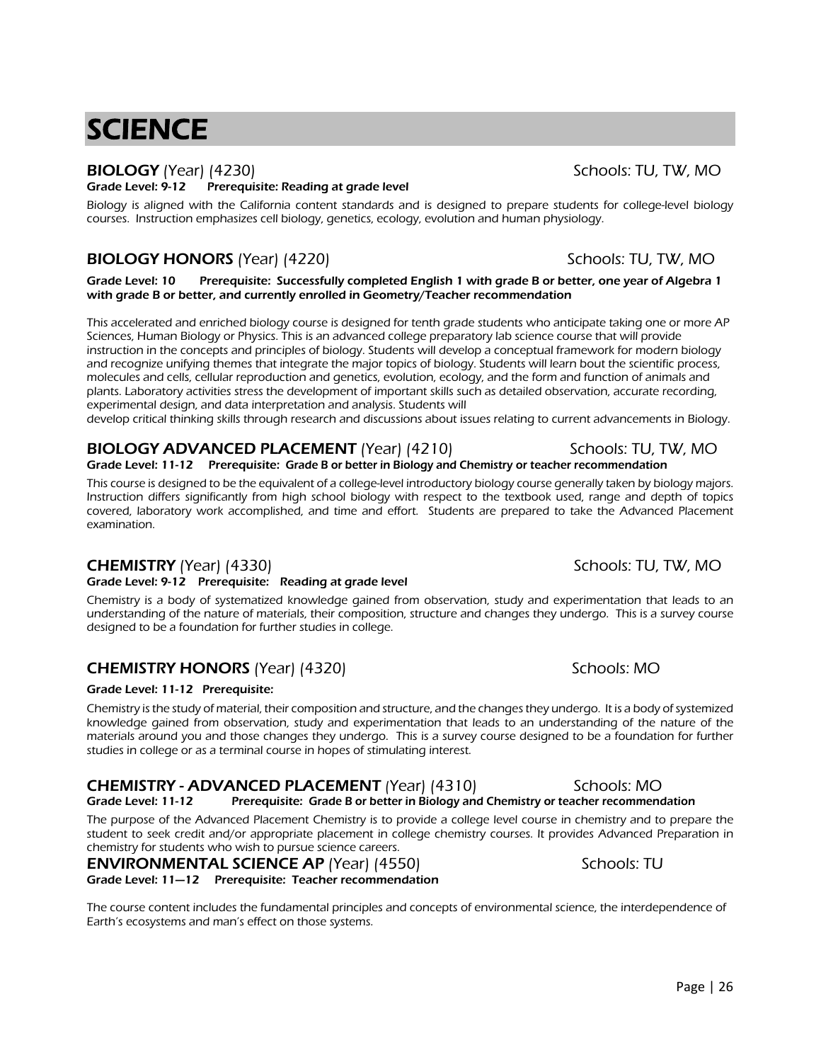# SCIENCE

## BIOLOGY (Year) (4230) Schools: TU, TW, MO

**Grade Level: 9-12 Prerequisite: Reading at grade level**

*Biology is aligned with the California content standards and is designed to prepare students for college-level biology courses. Instruction emphasizes cell biology, genetics, ecology, evolution and human physiology.*

## BIOLOGY HONORS (Year) (4220) Schools: TU, TW, MO

**Grade Level: 10 Prerequisite: Successfully completed English 1 with grade B or better, one year of Algebra 1 with grade B or better, and currently enrolled in Geometry/Teacher recommendation**

*This accelerated and enriched biology course is designed for tenth grade students who anticipate taking one or more AP Sciences, Human Biology or Physics. This is an advanced college preparatory lab science course that will provide instruction in the concepts and principles of biology. Students will develop a conceptual framework for modern biology and recognize unifying themes that integrate the major topics of biology. Students will learn bout the scientific process, molecules and cells, cellular reproduction and genetics, evolution, ecology, and the form and function of animals and plants. Laboratory activities stress the development of important skills such as detailed observation, accurate recording, experimental design, and data interpretation and analysis. Students will develop critical thinking skills through research and discussions about issues relating to current advancements in Biology.*

## BIOLOGY ADVANCED PLACEMENT (Year) (4210) Schools: TU, TW, MO

**Grade Level: 11-12 Prerequisite: Grade B or better in Biology and Chemistry or teacher recommendation**

*This course is designed to be the equivalent of a college-level introductory biology course generally taken by biology majors. Instruction differs significantly from high school biology with respect to the textbook used, range and depth of topics covered, laboratory work accomplished, and time and effort. Students are prepared to take the Advanced Placement examination.*

## CHEMISTRY (Year) (4330) Schools: TU, TW, MO

**Grade Level: 9-12 Prerequisite: Reading at grade level**

*Chemistry is a body of systematized knowledge gained from observation, study and experimentation that leads to an understanding of the nature of materials, their composition, structure and changes they undergo. This is a survey course designed to be a foundation for further studies in college.*

## CHEMISTRY HONORS (Year) (4320) Schools: MO

**Grade Level: 11-12 Prerequisite:**

*Chemistry is the study of material, their composition and structure, and the changes they undergo. It is a body of systemized knowledge gained from observation, study and experimentation that leads to an understanding of the nature of the materials around you and those changes they undergo. This is a survey course designed to be a foundation for further studies in college or as a terminal course in hopes of stimulating interest.*

## CHEMISTRY - ADVANCED PLACEMENT (Year) (4310) Schools: MO

**Grade Level: 11-12 Prerequisite: Grade B or better in Biology and Chemistry or teacher recommendation**

*The purpose of the Advanced Placement Chemistry is to provide a college level course in chemistry and to prepare the student to seek credit and/or appropriate placement in college chemistry courses. It provides Advanced Preparation in chemistry for students who wish to pursue science careers.*

## ENVIRONMENTAL SCIENCE AP (Year) (4550) Schools: TU

**Grade Level: 11—12 Prerequisite: Teacher recommendation**

*The course content includes the fundamental principles and concepts of environmental science, the interdependence of Earth's ecosystems and man's effect on those systems.*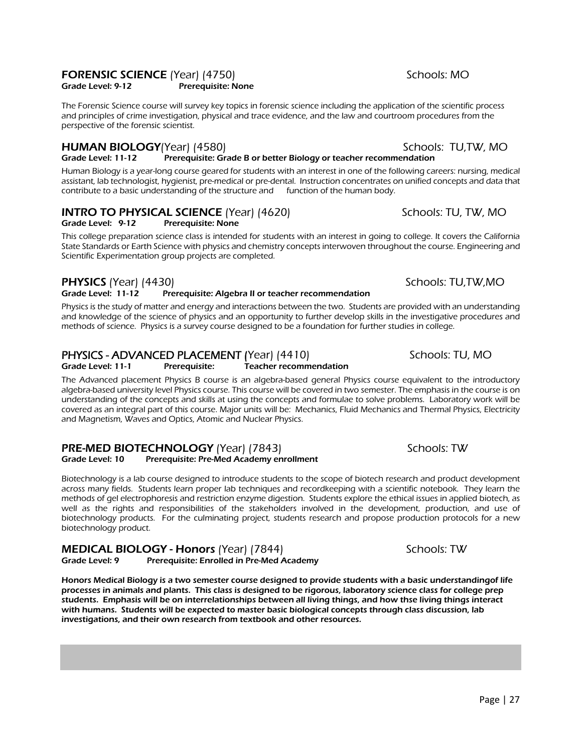## **FORENSIC SCIENCE** (Year) (4750) Schools: MO

**Grade Level: 9-12 Prerequisite: None**

*The Forensic Science course will survey key topics in forensic science including the application of the scientific process and principles of crime investigation, physical and trace evidence, and the law and courtroom procedures from the perspective of the forensic scientist.*

## **HUMAN BIOLOGY**(Year) (4580) Schools: TU,TW, MO

**Grade Level: 11-12 Prerequisite: Grade B or better Biology or teacher recommendation**

*Human Biology is a year-long course geared for students with an interest in one of the following careers: nursing, medical assistant, lab technologist, hygienist, pre-medical or pre-dental. Instruction concentrates on unified concepts and data that contribute to a basic understanding of the structure and function of the human body.*

## **INTRO TO PHYSICAL SCIENCE** (Year) (4620) Schools: TU, TW, MO

**Grade Level: 9-12 Prerequisite: None**

*This college preparation science class is intended for students with an interest in going to college. It covers the California State Standards or Earth Science with physics and chemistry concepts interwoven throughout the course. Engineering and Scientific Experimentation group projects are completed.*

## **PHYSICS** (Year) (4430) Schools: TU,TW,MO

**Grade Level: 11-12 Prerequisite: Algebra II or teacher recommendation**

*Physics is the study of matter and energy and interactions between the two. Students are provided with an understanding and knowledge of the science of physics and an opportunity to further develop skills in the investigative procedures and methods of science. Physics is a survey course designed to be a foundation for further studies in college.*

## **PHYSICS - ADVANCED PLACEMENT** (Year) (4410) Schools: TU, MO

**Grade Level: 11-1 Prerequisite: Teacher recommendation**

*The Advanced placement Physics B course is an algebra-based general Physics course equivalent to the introductory algebra-based university level Physics course. This course will be covered in two semester. The emphasis in the course is on understanding of the concepts and skills at using the concepts and formulae to solve problems. Laboratory work will be covered as an integral part of this course. Major units will be: Mechanics, Fluid Mechanics and Thermal Physics, Electricity and Magnetism, Waves and Optics, Atomic and Nuclear Physics.*

## **PRE-MED BIOTECHNOLOGY** (Year) (7843) Schools: TW

**Grade Level: 10 Prerequisite: Pre-Med Academy enrollment**

*Biotechnology is a lab course designed to introduce students to the scope of biotech research and product development across many fields. Students learn proper lab techniques and recordkeeping with a scientific notebook. They learn the methods of gel electrophoresis and restriction enzyme digestion. Students explore the ethical issues in applied biotech, as well as the rights and responsibilities of the stakeholders involved in the development, production, and use of biotechnology products. For the culminating project, students research and propose production protocols for a new biotechnology product.*

## **MEDICAL BIOLOGY - Honors** (Year) (7844) Schools: TW

**Grade Level: 9 Prerequisite: Enrolled in Pre-Med Academy**

***Honors Medical Biology is a two semester course designed to provide students with a basic understandingof life processes in animals and plants. This class is designed to be rigorous, laboratory science class for college prep students. Emphasis will be on interrelationships between all living things, and how thse living things interact with humans. Students will be expected to master basic biological concepts through class discussion, lab investigations, and their own research from textbook and other resources.***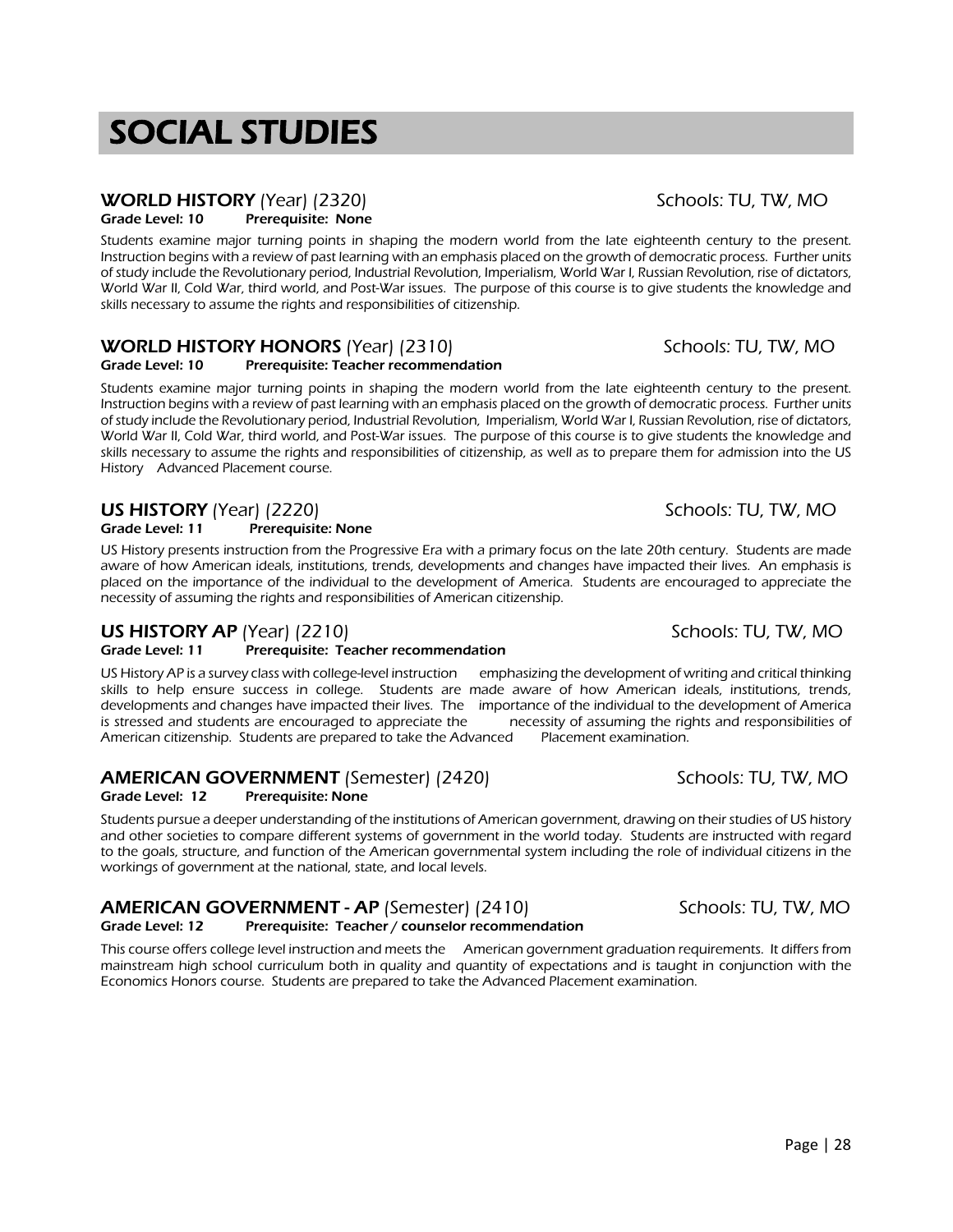# SOCIAL STUDIES

### WORLD HISTORY (Year) (2320) Schools: TU, TW, MO

**Grade Level: 10 Prerequisite: None**

Students examine major turning points in shaping the modern world from the late eighteenth century to the present. Instruction begins with a review of past learning with an emphasis placed on the growth of democratic process. Further units of study include the Revolutionary period, Industrial Revolution, Imperialism, World War I, Russian Revolution, rise of dictators, World War II, Cold War, third world, and Post-War issues. The purpose of this course is to give students the knowledge and skills necessary to assume the rights and responsibilities of citizenship.

### WORLD HISTORY HONORS (Year) (2310) Schools: TU, TW, MO

**Grade Level: 10 Prerequisite: Teacher recommendation**

Students examine major turning points in shaping the modern world from the late eighteenth century to the present. Instruction begins with a review of past learning with an emphasis placed on the growth of democratic process. Further units of study include the Revolutionary period, Industrial Revolution, Imperialism, World War I, Russian Revolution, rise of dictators, World War II, Cold War, third world, and Post-War issues. The purpose of this course is to give students the knowledge and skills necessary to assume the rights and responsibilities of citizenship, as well as to prepare them for admission into the US History Advanced Placement course.

### US HISTORY (Year) (2220) Schools: TU, TW, MO

**Grade Level: 11 Prerequisite: None**

US History presents instruction from the Progressive Era with a primary focus on the late 20th century. Students are made aware of how American ideals, institutions, trends, developments and changes have impacted their lives. An emphasis is placed on the importance of the individual to the development of America. Students are encouraged to appreciate the necessity of assuming the rights and responsibilities of American citizenship.

### US HISTORY AP (Year) (2210) Schools: TU, TW, MO

**Grade Level: 11 Prerequisite: Teacher recommendation**

US History AP is a survey class with college-level instruction emphasizing the development of writing and critical thinking skills to help ensure success in college. Students are made aware of how American ideals, institutions, trends, developments and changes have impacted their lives. The importance of the individual to the development of America is stressed and students are encouraged to appreciate the necessity of assuming the rights and responsibilities of American citizenship. Students are prepared to take the Advanced Placement examination.

### AMERICAN GOVERNMENT (Semester) (2420) Schools: TU, TW, MO

**Grade Level: 12 Prerequisite: None**

Students pursue a deeper understanding of the institutions of American government, drawing on their studies of US history and other societies to compare different systems of government in the world today. Students are instructed with regard to the goals, structure, and function of the American governmental system including the role of individual citizens in the workings of government at the national, state, and local levels.

### AMERICAN GOVERNMENT - AP (Semester) (2410) Schools: TU, TW, MO

**Grade Level: 12 Prerequisite: Teacher / counselor recommendation**

This course offers college level instruction and meets the American government graduation requirements. It differs from mainstream high school curriculum both in quality and quantity of expectations and is taught in conjunction with the Economics Honors course. Students are prepared to take the Advanced Placement examination.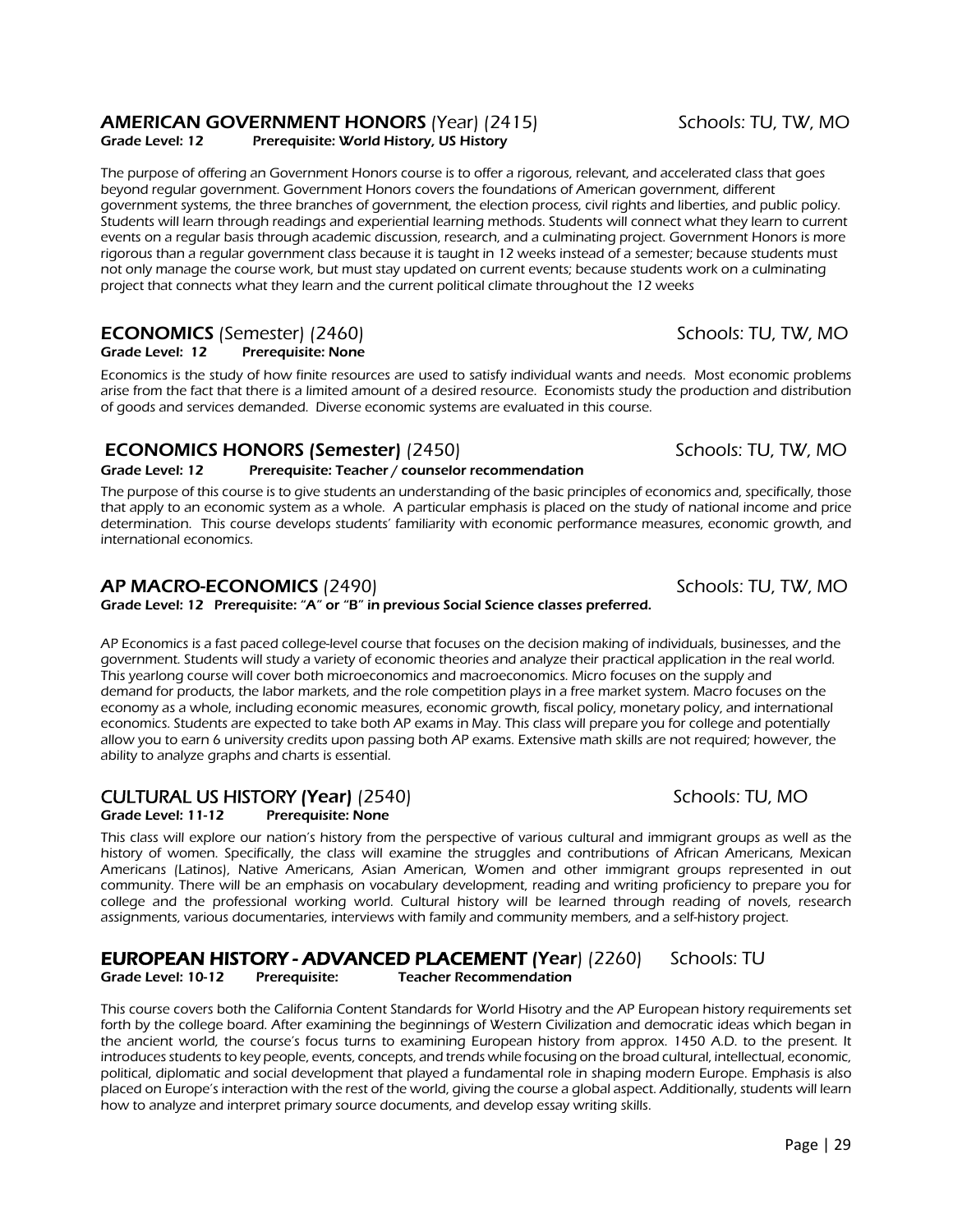### **AMERICAN GOVERNMENT HONORS** (Year) (2415) Schools: TU, TW, MO

**Grade Level: 12 Prerequisite: World History, US History**

The purpose of offering an Government Honors course is to offer a rigorous, relevant, and accelerated class that goes beyond regular government. Government Honors covers the foundations of American government, different government systems, the three branches of government, the election process, civil rights and liberties, and public policy. Students will learn through readings and experiential learning methods. Students will connect what they learn to current events on a regular basis through academic discussion, research, and a culminating project. Government Honors is more rigorous than a regular government class because it is taught in 12 weeks instead of a semester; because students must not only manage the course work, but must stay updated on current events; because students work on a culminating project that connects what they learn and the current political climate throughout the 12 weeks

### **ECONOMICS** (Semester) (2460) Schools: TU, TW, MO

**Grade Level: 12 Prerequisite: None**

Economics is the study of how finite resources are used to satisfy individual wants and needs. Most economic problems arise from the fact that there is a limited amount of a desired resource. Economists study the production and distribution of goods and services demanded. Diverse economic systems are evaluated in this course.

### **ECONOMICS HONORS (Semester)** (2450) Schools: TU, TW, MO

**Grade Level: 12 Prerequisite: Teacher / counselor recommendation**

The purpose of this course is to give students an understanding of the basic principles of economics and, specifically, those that apply to an economic system as a whole. A particular emphasis is placed on the study of national income and price determination. This course develops students' familiarity with economic performance measures, economic growth, and international economics.

### **AP MACRO-ECONOMICS** (2490) Schools: TU, TW, MO

**Grade Level: 12 Prerequisite: "A" or "B" in previous Social Science classes preferred.**

AP Economics is a fast paced college-level course that focuses on the decision making of individuals, businesses, and the government. Students will study a variety of economic theories and analyze their practical application in the real world. This yearlong course will cover both microeconomics and macroeconomics. Micro focuses on the supply and demand for products, the labor markets, and the role competition plays in a free market system. Macro focuses on the economy as a whole, including economic measures, economic growth, fiscal policy, monetary policy, and international economics. Students are expected to take both AP exams in May. This class will prepare you for college and potentially allow you to earn 6 university credits upon passing both AP exams. Extensive math skills are not required; however, the ability to analyze graphs and charts is essential.

### CULTURAL US HISTORY **(Year)** (2540) Schools: TU, MO

**Grade Level: 11-12 Prerequisite: None**

This class will explore our nation's history from the perspective of various cultural and immigrant groups as well as the history of women. Specifically, the class will examine the struggles and contributions of African Americans, Mexican Americans (Latinos), Native Americans, Asian American, Women and other immigrant groups represented in out community. There will be an emphasis on vocabulary development, reading and writing proficiency to prepare you for college and the professional working world. Cultural history will be learned through reading of novels, research assignments, various documentaries, interviews with family and community members, and a self-history project.

### **EUROPEAN HISTORY - ADVANCED PLACEMENT (Year)** (2260) Schools: TU

**Grade Level: 10-12 Prerequisite: Teacher Recommendation**

This course covers both the California Content Standards for World Hisotry and the AP European history requirements set forth by the college board. After examining the beginnings of Western Civilization and democratic ideas which began in the ancient world, the course's focus turns to examining European history from approx. 1450 A.D. to the present. It introduces students to key people, events, concepts, and trends while focusing on the broad cultural, intellectual, economic, political, diplomatic and social development that played a fundamental role in shaping modern Europe. Emphasis is also placed on Europe's interaction with the rest of the world, giving the course a global aspect. Additionally, students will learn how to analyze and interpret primary source documents, and develop essay writing skills.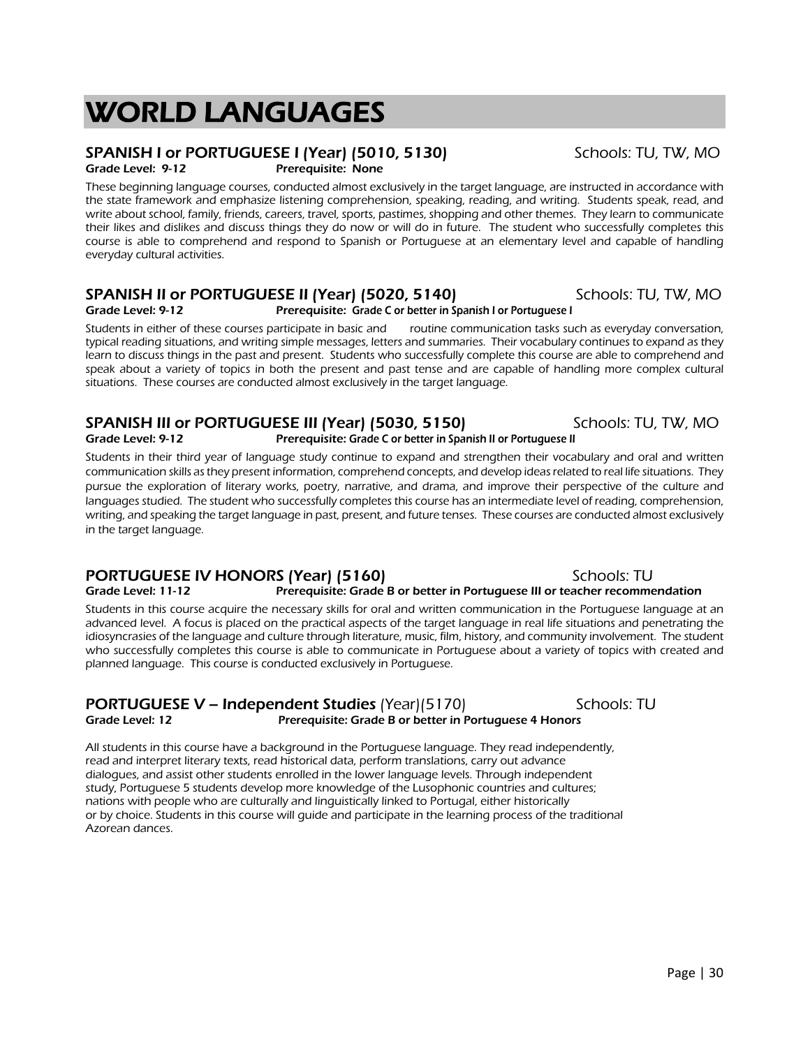# WORLD LANGUAGES

## SPANISH I or PORTUGUESE I (Year) (5010, 5130) Schools: TU, TW, MO

**Grade Level: 9-12** **Prerequisite: None**

*These beginning language courses, conducted almost exclusively in the target language, are instructed in accordance with the state framework and emphasize listening comprehension, speaking, reading, and writing. Students speak, read, and write about school, family, friends, careers, travel, sports, pastimes, shopping and other themes. They learn to communicate their likes and dislikes and discuss things they do now or will do in future. The student who successfully completes this course is able to comprehend and respond to Spanish or Portuguese at an elementary level and capable of handling everyday cultural activities.*

## SPANISH II or PORTUGUESE II (Year) (5020, 5140) Schools: TU, TW, MO

**Grade Level: 9-12** **Prerequisite: Grade C or better in Spanish I or Portuguese I**

Students in either of these courses participate in basic and routine communication tasks such as everyday conversation, typical reading situations, and writing simple messages, letters and summaries. Their vocabulary continues to expand as they learn to discuss things in the past and present. Students who successfully complete this course are able to comprehend and speak about a variety of topics in both the present and past tense and are capable of handling more complex cultural situations. These courses are conducted almost exclusively in the target language.

## SPANISH III or PORTUGUESE III (Year) (5030, 5150) Schools: TU, TW, MO

**Grade Level: 9-12** **Prerequisite: Grade C or better in Spanish II or Portuguese II**

Students in their third year of language study continue to expand and strengthen their vocabulary and oral and written communication skills as they present information, comprehend concepts, and develop ideas related to real life situations. They pursue the exploration of literary works, poetry, narrative, and drama, and improve their perspective of the culture and languages studied. The student who successfully completes this course has an intermediate level of reading, comprehension, writing, and speaking the target language in past, present, and future tenses. These courses are conducted almost exclusively in the target language.

## PORTUGUESE IV HONORS (Year) (5160) Schools: TU

**Grade Level: 11-12** **Prerequisite: Grade B or better in Portuguese III or teacher recommendation**

Students in this course acquire the necessary skills for oral and written communication in the Portuguese language at an advanced level. A focus is placed on the practical aspects of the target language in real life situations and penetrating the idiosyncrasies of the language and culture through literature, music, film, history, and community involvement. The student who successfully completes this course is able to communicate in Portuguese about a variety of topics with created and planned language. This course is conducted exclusively in Portuguese.

## PORTUGUESE V – Independent Studies (Year)(5170) Schools: TU

**Grade Level: 12** **Prerequisite: Grade B or better in Portuguese 4 Honors**

All students in this course have a background in the Portuguese language. They read independently, read and interpret literary texts, read historical data, perform translations, carry out advance dialogues, and assist other students enrolled in the lower language levels. Through independent study, Portuguese 5 students develop more knowledge of the Lusophonic countries and cultures; nations with people who are culturally and linguistically linked to Portugal, either historically or by choice. Students in this course will guide and participate in the learning process of the traditional Azorean dances.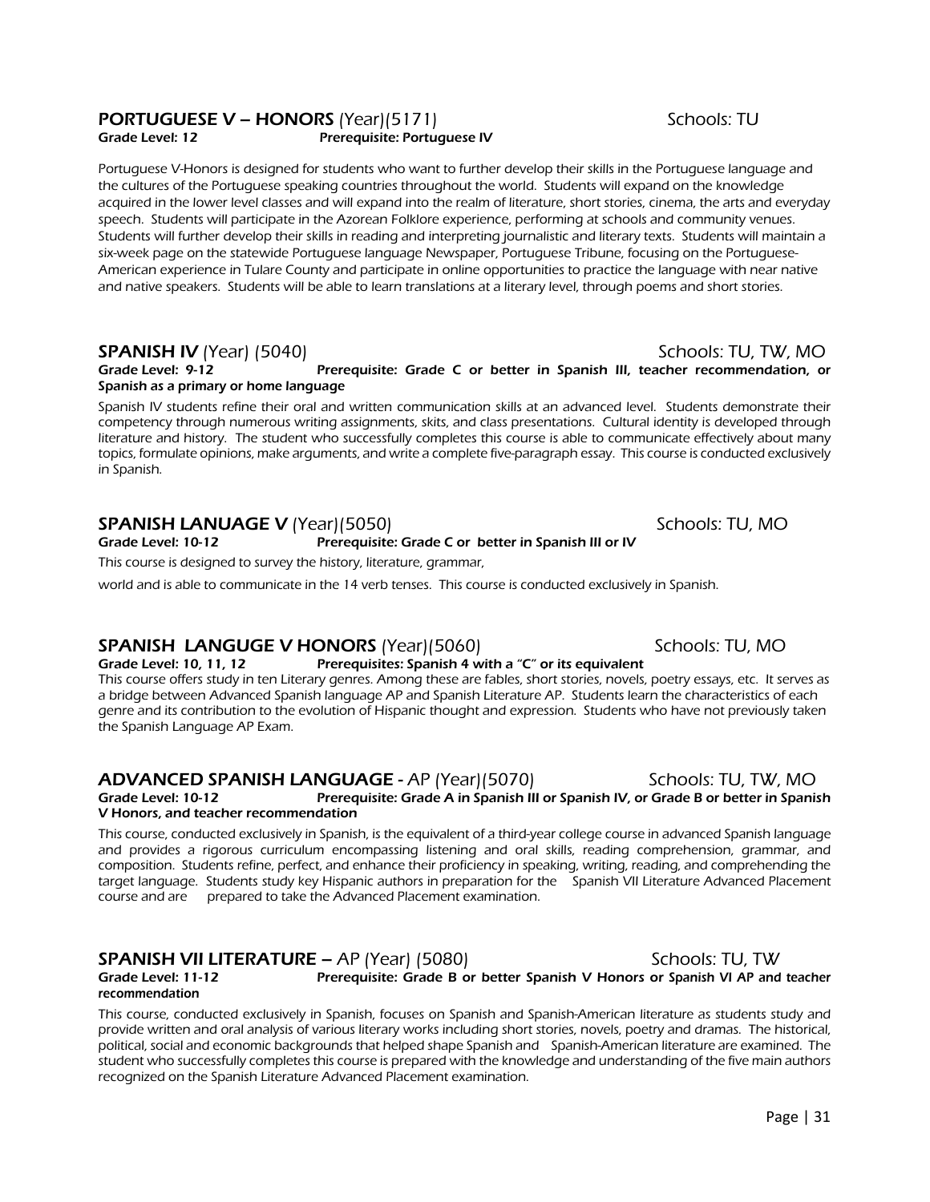## PORTUGUESE V – HONORS (Year)(5171) Schools: TU

**Grade Level: 12** **Prerequisite: Portuguese IV**

*Portuguese V-Honors is designed for students who want to further develop their skills in the Portuguese language and the cultures of the Portuguese speaking countries throughout the world. Students will expand on the knowledge acquired in the lower level classes and will expand into the realm of literature, short stories, cinema, the arts and everyday speech. Students will participate in the Azorean Folklore experience, performing at schools and community venues. Students will further develop their skills in reading and interpreting journalistic and literary texts. Students will maintain a six-week page on the statewide Portuguese language Newspaper, Portuguese Tribune, focusing on the Portuguese-American experience in Tulare County and participate in online opportunities to practice the language with near native and native speakers. Students will be able to learn translations at a literary level, through poems and short stories.*

## SPANISH IV (Year) (5040) Schools: TU, TW, MO

**Grade Level: 9-12** **Prerequisite: Grade C or better in Spanish III, teacher recommendation, or Spanish as a primary or home language**

*Spanish IV students refine their oral and written communication skills at an advanced level. Students demonstrate their competency through numerous writing assignments, skits, and class presentations. Cultural identity is developed through literature and history. The student who successfully completes this course is able to communicate effectively about many topics, formulate opinions, make arguments, and write a complete five-paragraph essay. This course is conducted exclusively in Spanish.*

## SPANISH LANUAGE V (Year)(5050) Schools: TU, MO

**Grade Level: 10-12** **Prerequisite: Grade C or better in Spanish III or IV**

*This course is designed to survey the history, literature, grammar,*

*world and is able to communicate in the 14 verb tenses. This course is conducted exclusively in Spanish.*

## SPANISH LANGUGE V HONORS (Year)(5060) Schools: TU, MO

**Grade Level: 10, 11, 12** **Prerequisites: Spanish 4 with a "C" or its equivalent**

*This course offers study in ten Literary genres. Among these are fables, short stories, novels, poetry essays, etc. It serves as a bridge between Advanced Spanish language AP and Spanish Literature AP. Students learn the characteristics of each genre and its contribution to the evolution of Hispanic thought and expression. Students who have not previously taken the Spanish Language AP Exam.*

## ADVANCED SPANISH LANGUAGE - AP (Year)(5070) Schools: TU, TW, MO

**Grade Level: 10-12** **Prerequisite: Grade A in Spanish III or Spanish IV, or Grade B or better in Spanish V Honors, and teacher recommendation**

*This course, conducted exclusively in Spanish, is the equivalent of a third-year college course in advanced Spanish language and provides a rigorous curriculum encompassing listening and oral skills, reading comprehension, grammar, and composition. Students refine, perfect, and enhance their proficiency in speaking, writing, reading, and comprehending the target language. Students study key Hispanic authors in preparation for the Spanish VII Literature Advanced Placement course and are prepared to take the Advanced Placement examination.*

## SPANISH VII LITERATURE – AP (Year) (5080) Schools: TU, TW

**Grade Level: 11-12** **Prerequisite: Grade B or better Spanish V Honors or Spanish VI AP and teacher recommendation**

*This course, conducted exclusively in Spanish, focuses on Spanish and Spanish-American literature as students study and provide written and oral analysis of various literary works including short stories, novels, poetry and dramas. The historical, political, social and economic backgrounds that helped shape Spanish and Spanish-American literature are examined. The student who successfully completes this course is prepared with the knowledge and understanding of the five main authors recognized on the Spanish Literature Advanced Placement examination.*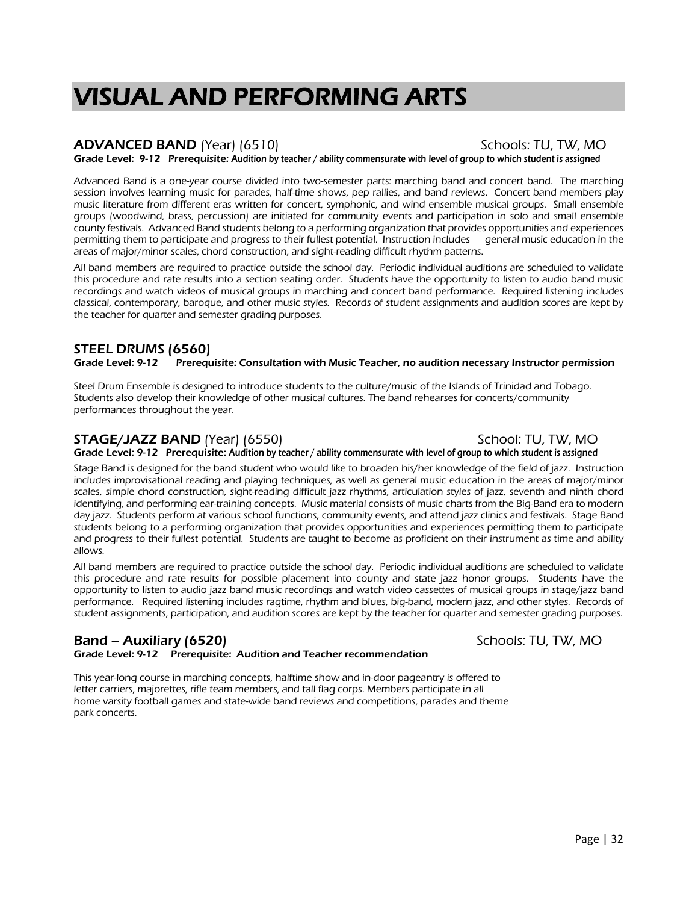# VISUAL AND PERFORMING ARTS

## ADVANCED BAND (Year) (6510) Schools: TU, TW, MO

**Grade Level: 9-12 Prerequisite: Audition by teacher / ability commensurate with level of group to which student is assigned**

Advanced Band is a one-year course divided into two-semester parts: marching band and concert band. The marching session involves learning music for parades, half-time shows, pep rallies, and band reviews. Concert band members play music literature from different eras written for concert, symphonic, and wind ensemble musical groups. Small ensemble groups (woodwind, brass, percussion) are initiated for community events and participation in solo and small ensemble county festivals. Advanced Band students belong to a performing organization that provides opportunities and experiences permitting them to participate and progress to their fullest potential. Instruction includes general music education in the areas of major/minor scales, chord construction, and sight-reading difficult rhythm patterns.

All band members are required to practice outside the school day. Periodic individual auditions are scheduled to validate this procedure and rate results into a section seating order. Students have the opportunity to listen to audio band music recordings and watch videos of musical groups in marching and concert band performance. Required listening includes classical, contemporary, baroque, and other music styles. Records of student assignments and audition scores are kept by the teacher for quarter and semester grading purposes.

## STEEL DRUMS (6560)

**Grade Level: 9-12 Prerequisite: Consultation with Music Teacher, no audition necessary Instructor permission**

Steel Drum Ensemble is designed to introduce students to the culture/music of the Islands of Trinidad and Tobago. Students also develop their knowledge of other musical cultures. The band rehearses for concerts/community performances throughout the year.

## STAGE/JAZZ BAND (Year) (6550) School: TU, TW, MO

**Grade Level: 9-12 Prerequisite: Audition by teacher / ability commensurate with level of group to which student is assigned**

Stage Band is designed for the band student who would like to broaden his/her knowledge of the field of jazz. Instruction includes improvisational reading and playing techniques, as well as general music education in the areas of major/minor scales, simple chord construction, sight-reading difficult jazz rhythms, articulation styles of jazz, seventh and ninth chord identifying, and performing ear-training concepts. Music material consists of music charts from the Big-Band era to modern day jazz. Students perform at various school functions, community events, and attend jazz clinics and festivals. Stage Band students belong to a performing organization that provides opportunities and experiences permitting them to participate and progress to their fullest potential. Students are taught to become as proficient on their instrument as time and ability allows.

All band members are required to practice outside the school day. Periodic individual auditions are scheduled to validate this procedure and rate results for possible placement into county and state jazz honor groups. Students have the opportunity to listen to audio jazz band music recordings and watch video cassettes of musical groups in stage/jazz band performance. Required listening includes ragtime, rhythm and blues, big-band, modern jazz, and other styles. Records of student assignments, participation, and audition scores are kept by the teacher for quarter and semester grading purposes.

## Band – Auxiliary (6520) Schools: TU, TW, MO

**Grade Level: 9-12 Prerequisite: Audition and Teacher recommendation**

This year-long course in marching concepts, halftime show and in-door pageantry is offered to letter carriers, majorettes, rifle team members, and tall flag corps. Members participate in all home varsity football games and state-wide band reviews and competitions, parades and theme park concerts.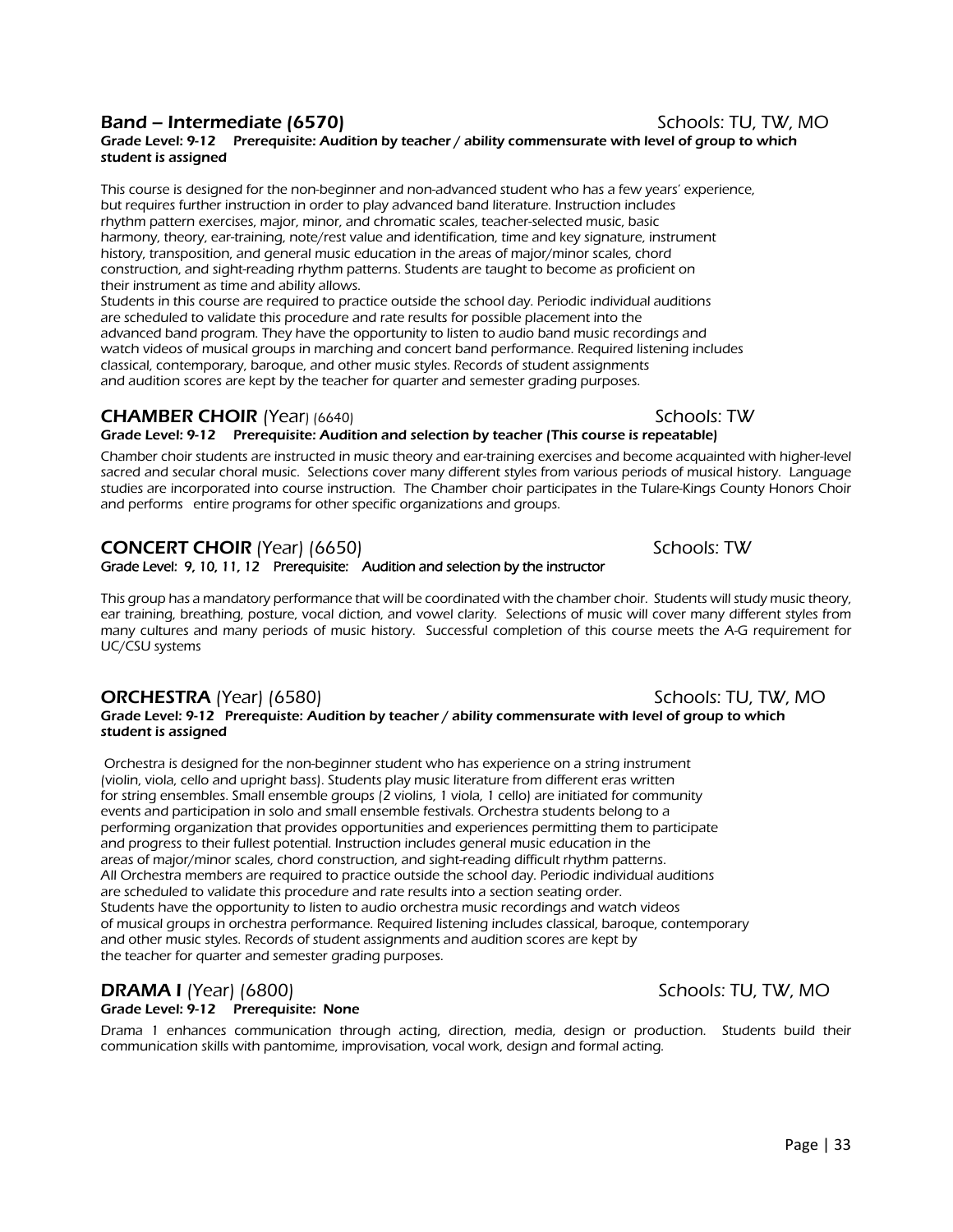### **Band – Intermediate (6570)** Schools: TU, TW, MO

**Grade Level: 9-12 Prerequisite: Audition by teacher / ability commensurate with level of group to which student is assigned**

*This course is designed for the non-beginner and non-advanced student who has a few years' experience, but requires further instruction in order to play advanced band literature. Instruction includes rhythm pattern exercises, major, minor, and chromatic scales, teacher-selected music, basic harmony, theory, ear-training, note/rest value and identification, time and key signature, instrument history, transposition, and general music education in the areas of major/minor scales, chord construction, and sight-reading rhythm patterns. Students are taught to become as proficient on their instrument as time and ability allows.*

*Students in this course are required to practice outside the school day. Periodic individual auditions are scheduled to validate this procedure and rate results for possible placement into the advanced band program. They have the opportunity to listen to audio band music recordings and watch videos of musical groups in marching and concert band performance. Required listening includes classical, contemporary, baroque, and other music styles. Records of student assignments and audition scores are kept by the teacher for quarter and semester grading purposes.*

### **CHAMBER CHOIR** (Year) (6640) Schools: TW

**Grade Level: 9-12 Prerequisite: Audition and selection by teacher (This course is repeatable)**

*Chamber choir students are instructed in music theory and ear-training exercises and become acquainted with higher-level sacred and secular choral music. Selections cover many different styles from various periods of musical history. Language studies are incorporated into course instruction. The Chamber choir participates in the Tulare-Kings County Honors Choir and performs entire programs for other specific organizations and groups.*

### **CONCERT CHOIR** (Year) (6650) Schools: TW

*Grade Level: 9, 10, 11, 12 Prerequisite: Audition and selection by the instructor*

*This group has a mandatory performance that will be coordinated with the chamber choir. Students will study music theory, ear training, breathing, posture, vocal diction, and vowel clarity. Selections of music will cover many different styles from many cultures and many periods of music history. Successful completion of this course meets the A-G requirement for UC/CSU systems*

### **ORCHESTRA** (Year) (6580) Schools: TU, TW, MO

**Grade Level: 9-12 Prerequiste: Audition by teacher / ability commensurate with level of group to which student is assigned**

*Orchestra is designed for the non-beginner student who has experience on a string instrument (violin, viola, cello and upright bass). Students play music literature from different eras written for string ensembles. Small ensemble groups (2 violins, 1 viola, 1 cello) are initiated for community events and participation in solo and small ensemble festivals. Orchestra students belong to a performing organization that provides opportunities and experiences permitting them to participate and progress to their fullest potential. Instruction includes general music education in the areas of major/minor scales, chord construction, and sight-reading difficult rhythm patterns. All Orchestra members are required to practice outside the school day. Periodic individual auditions are scheduled to validate this procedure and rate results into a section seating order. Students have the opportunity to listen to audio orchestra music recordings and watch videos of musical groups in orchestra performance. Required listening includes classical, baroque, contemporary and other music styles. Records of student assignments and audition scores are kept by the teacher for quarter and semester grading purposes.*

### **DRAMA I** (Year) (6800) Schools: TU, TW, MO

**Grade Level: 9-12 Prerequisite: None**

*Drama 1 enhances communication through acting, direction, media, design or production. Students build their communication skills with pantomime, improvisation, vocal work, design and formal acting.*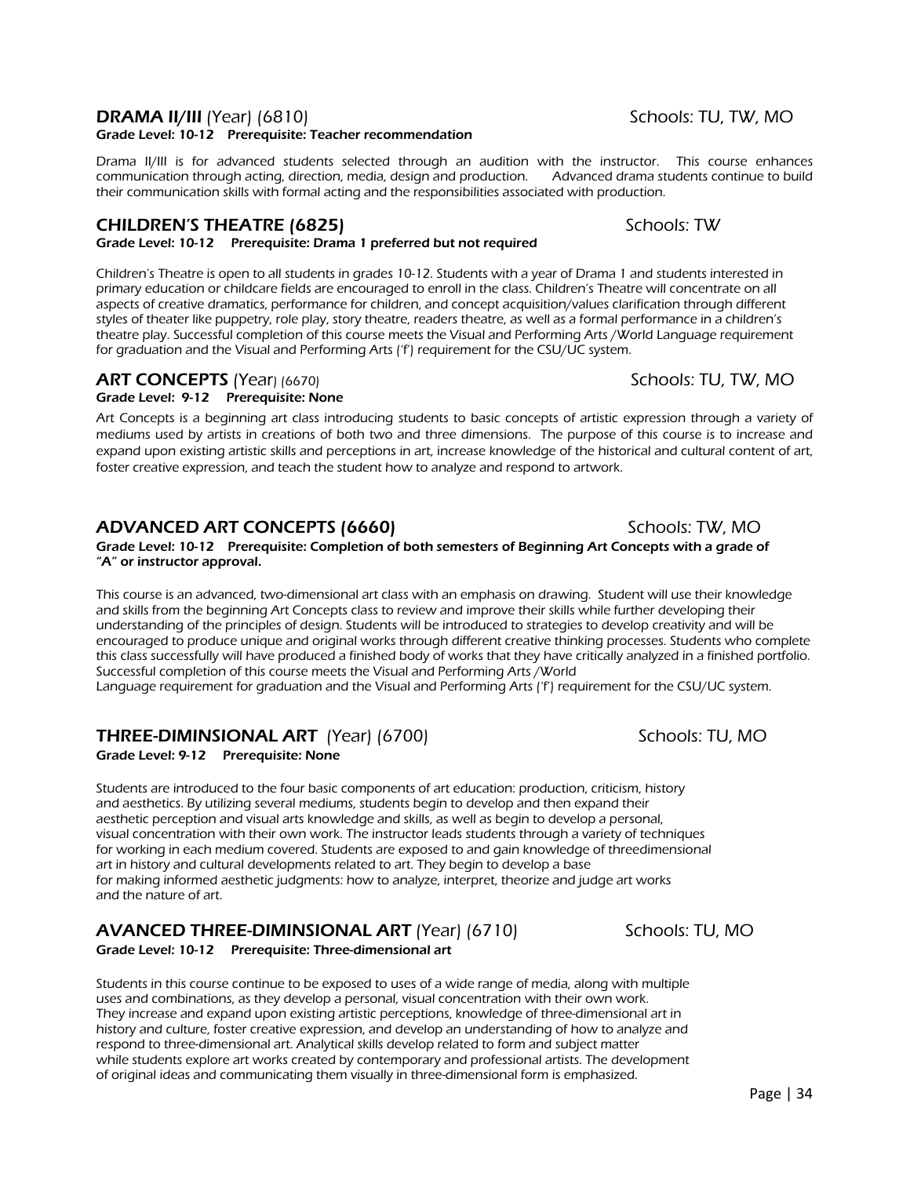## DRAMA II/III (Year) (6810) Schools: TU, TW, MO

**Grade Level: 10-12 Prerequisite: Teacher recommendation**

*Drama II/III is for advanced students selected through an audition with the instructor. This course enhances communication through acting, direction, media, design and production. Advanced drama students continue to build their communication skills with formal acting and the responsibilities associated with production.*

## CHILDREN'S THEATRE (6825) Schools: TW

**Grade Level: 10-12 Prerequisite: Drama 1 preferred but not required**

Children's Theatre is open to all students in grades 10-12. Students with a year of Drama 1 and students interested in primary education or childcare fields are encouraged to enroll in the class. Children's Theatre will concentrate on all aspects of creative dramatics, performance for children, and concept acquisition/values clarification through different styles of theater like puppetry, role play, story theatre, readers theatre, as well as a formal performance in a children's theatre play. Successful completion of this course meets the Visual and Performing Arts /World Language requirement for graduation and the Visual and Performing Arts ('f') requirement for the CSU/UC system.

## ART CONCEPTS (Year) (6670) Schools: TU, TW, MO

**Grade Level: 9-12 Prerequisite: None**

Art Concepts is a beginning art class introducing students to basic concepts of artistic expression through a variety of mediums used by artists in creations of both two and three dimensions. The purpose of this course is to increase and expand upon existing artistic skills and perceptions in art, increase knowledge of the historical and cultural content of art, foster creative expression, and teach the student how to analyze and respond to artwork.

## ADVANCED ART CONCEPTS (6660) Schools: TW, MO

**Grade Level: 10-12 Prerequisite: Completion of both semesters of Beginning Art Concepts with a grade of "A" or instructor approval.**

This course is an advanced, two-dimensional art class with an emphasis on drawing. Student will use their knowledge and skills from the beginning Art Concepts class to review and improve their skills while further developing their understanding of the principles of design. Students will be introduced to strategies to develop creativity and will be encouraged to produce unique and original works through different creative thinking processes. Students who complete this class successfully will have produced a finished body of works that they have critically analyzed in a finished portfolio. Successful completion of this course meets the Visual and Performing Arts /World Language requirement for graduation and the Visual and Performing Arts ('f') requirement for the CSU/UC system.

## THREE-DIMINSIONAL ART (Year) (6700) Schools: TU, MO

**Grade Level: 9-12 Prerequisite: None**

Students are introduced to the four basic components of art education: production, criticism, history and aesthetics. By utilizing several mediums, students begin to develop and then expand their aesthetic perception and visual arts knowledge and skills, as well as begin to develop a personal, visual concentration with their own work. The instructor leads students through a variety of techniques for working in each medium covered. Students are exposed to and gain knowledge of threedimensional art in history and cultural developments related to art. They begin to develop a base for making informed aesthetic judgments: how to analyze, interpret, theorize and judge art works and the nature of art.

## AVANCED THREE-DIMINSIONAL ART (Year) (6710) Schools: TU, MO

**Grade Level: 10-12 Prerequisite: Three-dimensional art**

Students in this course continue to be exposed to uses of a wide range of media, along with multiple uses and combinations, as they develop a personal, visual concentration with their own work. They increase and expand upon existing artistic perceptions, knowledge of three-dimensional art in history and culture, foster creative expression, and develop an understanding of how to analyze and respond to three-dimensional art. Analytical skills develop related to form and subject matter while students explore art works created by contemporary and professional artists. The development of original ideas and communicating them visually in three-dimensional form is emphasized.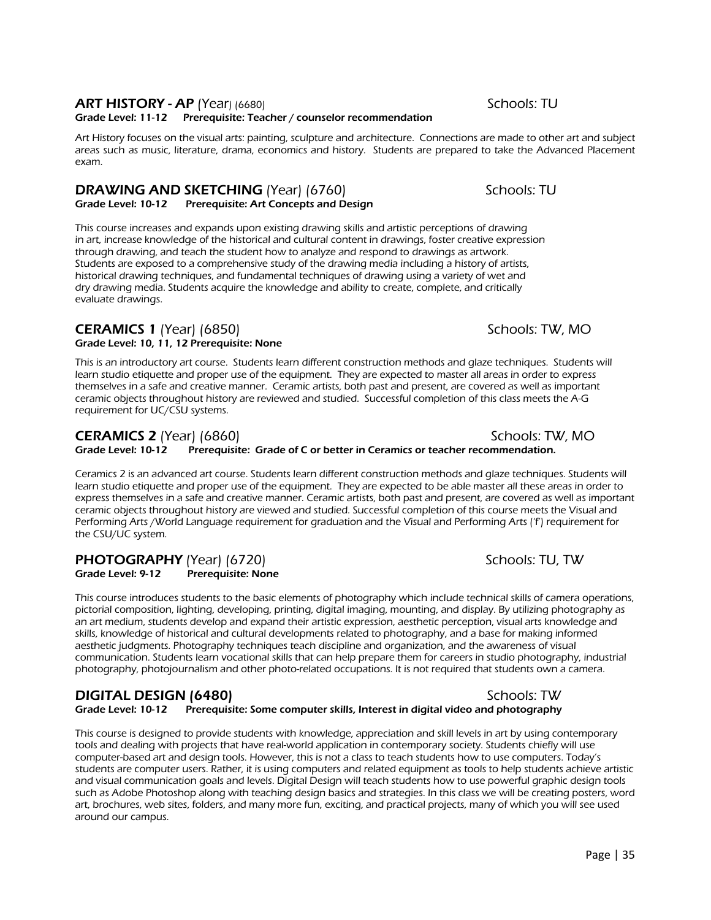### **ART HISTORY - AP** (Year) (6680) Schools: TU

**Grade Level: 11-12 Prerequisite: Teacher / counselor recommendation**

*Art History focuses on the visual arts: painting, sculpture and architecture. Connections are made to other art and subject areas such as music, literature, drama, economics and history. Students are prepared to take the Advanced Placement exam.*

### **DRAWING AND SKETCHING** (Year) (6760) Schools: TU

**Grade Level: 10-12 Prerequisite: Art Concepts and Design**

*This course increases and expands upon existing drawing skills and artistic perceptions of drawing in art, increase knowledge of the historical and cultural content in drawings, foster creative expression through drawing, and teach the student how to analyze and respond to drawings as artwork. Students are exposed to a comprehensive study of the drawing media including a history of artists, historical drawing techniques, and fundamental techniques of drawing using a variety of wet and dry drawing media. Students acquire the knowledge and ability to create, complete, and critically evaluate drawings.*

### **CERAMICS 1** (Year) (6850) Schools: TW, MO

**Grade Level: 10, 11, 12 Prerequisite: None**

*This is an introductory art course. Students learn different construction methods and glaze techniques. Students will learn studio etiquette and proper use of the equipment. They are expected to master all areas in order to express themselves in a safe and creative manner. Ceramic artists, both past and present, are covered as well as important ceramic objects throughout history are reviewed and studied. Successful completion of this class meets the A-G requirement for UC/CSU systems.*

### **CERAMICS 2** (Year) (6860) Schools: TW, MO

**Grade Level: 10-12 Prerequisite: Grade of C or better in Ceramics or teacher recommendation.**

*Ceramics 2 is an advanced art course. Students learn different construction methods and glaze techniques. Students will learn studio etiquette and proper use of the equipment. They are expected to be able master all these areas in order to express themselves in a safe and creative manner. Ceramic artists, both past and present, are covered as well as important ceramic objects throughout history are viewed and studied. Successful completion of this course meets the Visual and Performing Arts /World Language requirement for graduation and the Visual and Performing Arts ('f') requirement for the CSU/UC system.*

### **PHOTOGRAPHY** (Year) (6720) Schools: TU, TW

**Grade Level: 9-12 Prerequisite: None**

*This course introduces students to the basic elements of photography which include technical skills of camera operations, pictorial composition, lighting, developing, printing, digital imaging, mounting, and display. By utilizing photography as an art medium, students develop and expand their artistic expression, aesthetic perception, visual arts knowledge and skills, knowledge of historical and cultural developments related to photography, and a base for making informed aesthetic judgments. Photography techniques teach discipline and organization, and the awareness of visual communication. Students learn vocational skills that can help prepare them for careers in studio photography, industrial photography, photojournalism and other photo-related occupations. It is not required that students own a camera.*

### **DIGITAL DESIGN (6480)** Schools: TW

**Grade Level: 10-12 Prerequisite: Some computer skills, Interest in digital video and photography**

*This course is designed to provide students with knowledge, appreciation and skill levels in art by using contemporary tools and dealing with projects that have real-world application in contemporary society. Students chiefly will use computer-based art and design tools. However, this is not a class to teach students how to use computers. Today's students are computer users. Rather, it is using computers and related equipment as tools to help students achieve artistic and visual communication goals and levels. Digital Design will teach students how to use powerful graphic design tools such as Adobe Photoshop along with teaching design basics and strategies. In this class we will be creating posters, word art, brochures, web sites, folders, and many more fun, exciting, and practical projects, many of which you will see used around our campus.*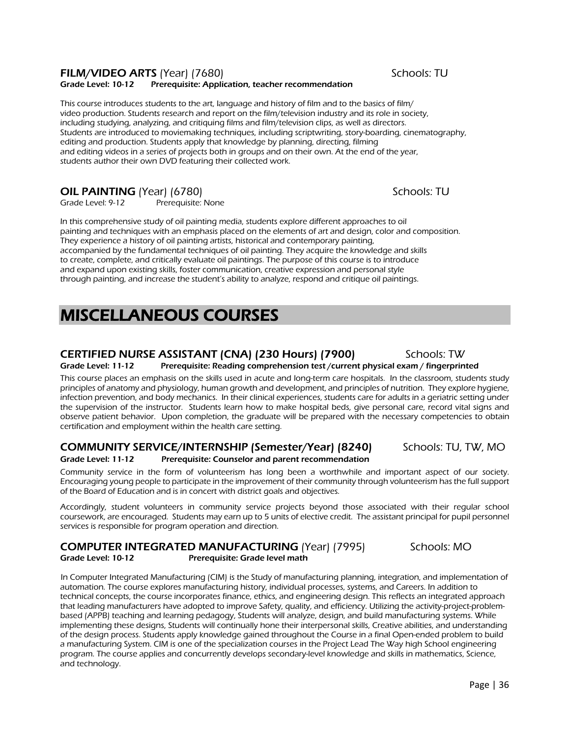### **FILM/VIDEO ARTS** (Year) (7680) Schools: TU

**Grade Level: 10-12 Prerequisite: Application, teacher recommendation**

*This course introduces students to the art, language and history of film and to the basics of film/ video production. Students research and report on the film/television industry and its role in society, including studying, analyzing, and critiquing films and film/television clips, as well as directors. Students are introduced to moviemaking techniques, including scriptwriting, story-boarding, cinematography, editing and production. Students apply that knowledge by planning, directing, filming and editing videos in a series of projects both in groups and on their own. At the end of the year, students author their own DVD featuring their collected work.*

### **OIL PAINTING** (Year) (6780) Schools: TU

Grade Level: 9-12 Prerequisite: None

*In this comprehensive study of oil painting media, students explore different approaches to oil painting and techniques with an emphasis placed on the elements of art and design, color and composition. They experience a history of oil painting artists, historical and contemporary painting, accompanied by the fundamental techniques of oil painting. They acquire the knowledge and skills to create, complete, and critically evaluate oil paintings. The purpose of this course is to introduce and expand upon existing skills, foster communication, creative expression and personal style through painting, and increase the student's ability to analyze, respond and critique oil paintings.*

# MISCELLANEOUS COURSES

### **CERTIFIED NURSE ASSISTANT (CNA) (230 Hours) (7900)** Schools: TW

**Grade Level: 11-12 Prerequisite: Reading comprehension test /current physical exam / fingerprinted**

This course places an emphasis on the skills used in acute and long-term care hospitals. In the classroom, students study principles of anatomy and physiology, human growth and development, and principles of nutrition. They explore hygiene, infection prevention, and body mechanics. In their clinical experiences, students care for adults in a geriatric setting under the supervision of the instructor. Students learn how to make hospital beds, give personal care, record vital signs and observe patient behavior. Upon completion, the graduate will be prepared with the necessary competencies to obtain certification and employment within the health care setting.

### **COMMUNITY SERVICE/INTERNSHIP (Semester/Year) (8240)** Schools: TU, TW, MO

**Grade Level: 11-12 Prerequisite: Counselor and parent recommendation**

Community service in the form of volunteerism has long been a worthwhile and important aspect of our society. Encouraging young people to participate in the improvement of their community through volunteerism has the full support of the Board of Education and is in concert with district goals and objectives.

Accordingly, student volunteers in community service projects beyond those associated with their regular school coursework, are encouraged. Students may earn up to 5 units of elective credit. The assistant principal for pupil personnel services is responsible for program operation and direction.

### **COMPUTER INTEGRATED MANUFACTURING** (Year) (7995) Schools: MO

**Grade Level: 10-12 Prerequisite: Grade level math**

In Computer Integrated Manufacturing (CIM) is the Study of manufacturing planning, integration, and implementation of automation. The course explores manufacturing history, individual processes, systems, and Careers. In addition to technical concepts, the course incorporates finance, ethics, and engineering design. This reflects an integrated approach that leading manufacturers have adopted to improve Safety, quality, and efficiency. Utilizing the activity-project-problem-based (APPB) teaching and learning pedagogy, Students will analyze, design, and build manufacturing systems. While implementing these designs, Students will continually hone their interpersonal skills, Creative abilities, and understanding of the design process. Students apply knowledge gained throughout the Course in a final Open-ended problem to build a manufacturing System. CIM is one of the specialization courses in the Project Lead The Way high School engineering program. The course applies and concurrently develops secondary-level knowledge and skills in mathematics, Science, and technology.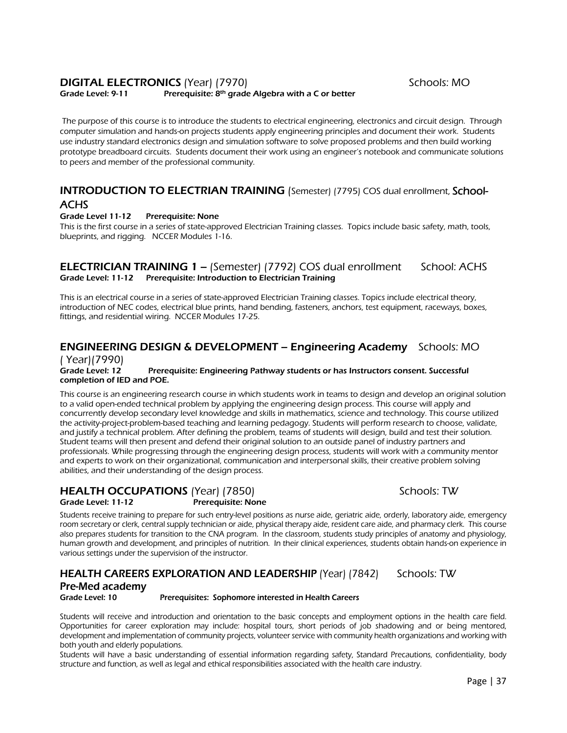## DIGITAL ELECTRONICS (Year) (7970) Schools: MO

**Grade Level: 9-11 Prerequisite: 8th grade Algebra with a C or better**

The purpose of this course is to introduce the students to electrical engineering, electronics and circuit design. Through computer simulation and hands-on projects students apply engineering principles and document their work. Students use industry standard electronics design and simulation software to solve proposed problems and then build working prototype breadboard circuits. Students document their work using an engineer's notebook and communicate solutions to peers and member of the professional community.

## INTRODUCTION TO ELECTRIAN TRAINING (Semester) (7795) COS dual enrollment, School-ACHS

**Grade Level 11-12 Prerequisite: None**

This is the first course in a series of state-approved Electrician Training classes. Topics include basic safety, math, tools, blueprints, and rigging. NCCER Modules 1-16.

## ELECTRICIAN TRAINING 1 – (Semester) (7792) COS dual enrollment School: ACHS

**Grade Level: 11-12 Prerequisite: Introduction to Electrician Training**

This is an electrical course in a series of state-approved Electrician Training classes. Topics include electrical theory, introduction of NEC codes, electrical blue prints, hand bending, fasteners, anchors, test equipment, raceways, boxes, fittings, and residential wiring. NCCER Modules 17-25.

## ENGINEERING DESIGN & DEVELOPMENT – Engineering Academy Schools: MO ( Year)(7990)

**Grade Level: 12 Prerequisite: Engineering Pathway students or has Instructors consent. Successful completion of IED and POE.**

This course is an engineering research course in which students work in teams to design and develop an original solution to a valid open-ended technical problem by applying the engineering design process. This course will apply and concurrently develop secondary level knowledge and skills in mathematics, science and technology. This course utilized the activity-project-problem-based teaching and learning pedagogy. Students will perform research to choose, validate, and justify a technical problem. After defining the problem, teams of students will design, build and test their solution. Student teams will then present and defend their original solution to an outside panel of industry partners and professionals. While progressing through the engineering design process, students will work with a community mentor and experts to work on their organizational, communication and interpersonal skills, their creative problem solving abilities, and their understanding of the design process.

## HEALTH OCCUPATIONS (Year) (7850) Schools: TW

**Grade Level: 11-12 Prerequisite: None**

Students receive training to prepare for such entry-level positions as nurse aide, geriatric aide, orderly, laboratory aide, emergency room secretary or clerk, central supply technician or aide, physical therapy aide, resident care aide, and pharmacy clerk. This course also prepares students for transition to the CNA program. In the classroom, students study principles of anatomy and physiology, human growth and development, and principles of nutrition. In their clinical experiences, students obtain hands-on experience in various settings under the supervision of the instructor.

## HEALTH CAREERS EXPLORATION AND LEADERSHIP (Year) (7842) Schools: TW Pre-Med academy

**Grade Level: 10 Prerequisites: Sophomore interested in Health Careers**

Students will receive and introduction and orientation to the basic concepts and employment options in the health care field. Opportunities for career exploration may include: hospital tours, short periods of job shadowing and or being mentored, development and implementation of community projects, volunteer service with community health organizations and working with both youth and elderly populations.

Students will have a basic understanding of essential information regarding safety, Standard Precautions, confidentiality, body structure and function, as well as legal and ethical responsibilities associated with the health care industry.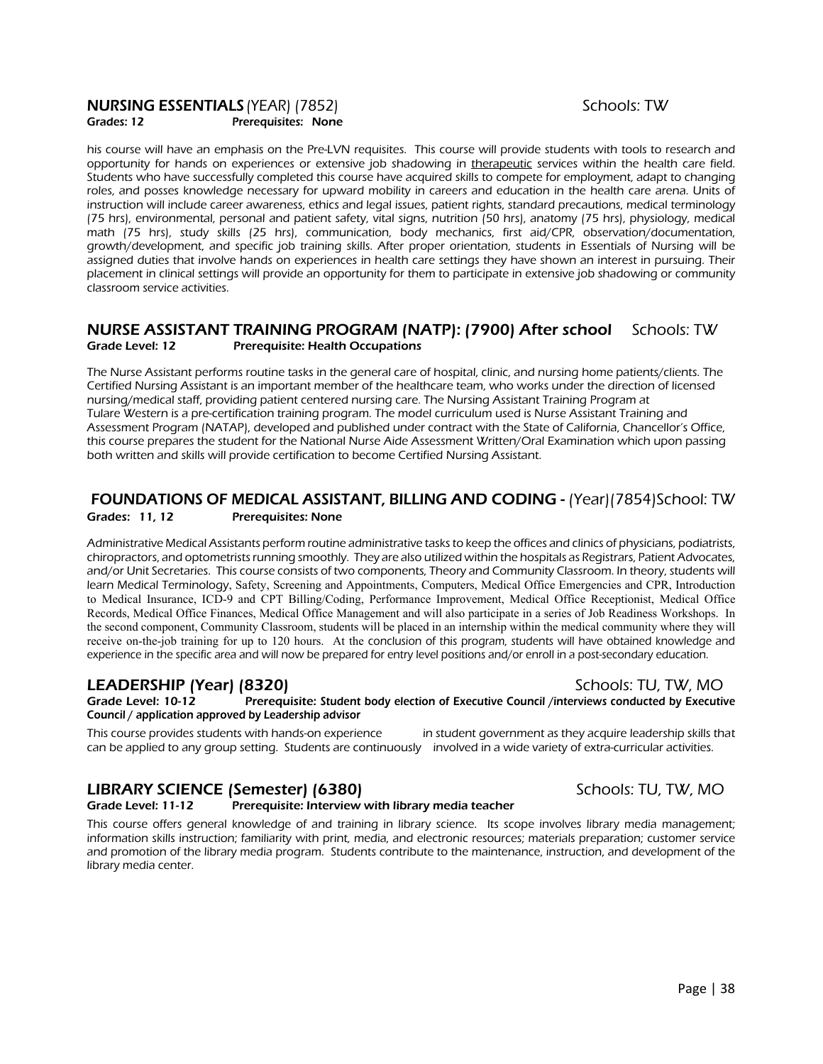## NURSING ESSENTIALS (YEAR) (7852) Schools: TW

**Grades: 12 Prerequisites: None**

his course will have an emphasis on the Pre-LVN requisites. This course will provide students with tools to research and opportunity for hands on experiences or extensive job shadowing in therapeutic services within the health care field. Students who have successfully completed this course have acquired skills to compete for employment, adapt to changing roles, and posses knowledge necessary for upward mobility in careers and education in the health care arena. Units of instruction will include career awareness, ethics and legal issues, patient rights, standard precautions, medical terminology (75 hrs), environmental, personal and patient safety, vital signs, nutrition (50 hrs), anatomy (75 hrs), physiology, medical math (75 hrs), study skills (25 hrs), communication, body mechanics, first aid/CPR, observation/documentation, growth/development, and specific job training skills. After proper orientation, students in Essentials of Nursing will be assigned duties that involve hands on experiences in health care settings they have shown an interest in pursuing. Their placement in clinical settings will provide an opportunity for them to participate in extensive job shadowing or community classroom service activities.

## NURSE ASSISTANT TRAINING PROGRAM (NATP): (7900) After school Schools: TW

**Grade Level: 12 Prerequisite: Health Occupations**

The Nurse Assistant performs routine tasks in the general care of hospital, clinic, and nursing home patients/clients. The Certified Nursing Assistant is an important member of the healthcare team, who works under the direction of licensed nursing/medical staff, providing patient centered nursing care. The Nursing Assistant Training Program at Tulare Western is a pre-certification training program. The model curriculum used is Nurse Assistant Training and Assessment Program (NATAP), developed and published under contract with the State of California, Chancellor's Office, this course prepares the student for the National Nurse Aide Assessment Written/Oral Examination which upon passing both written and skills will provide certification to become Certified Nursing Assistant.

## FOUNDATIONS OF MEDICAL ASSISTANT, BILLING AND CODING - (Year)(7854)School: TW

**Grades: 11, 12 Prerequisites: None**

Administrative Medical Assistants perform routine administrative tasks to keep the offices and clinics of physicians, podiatrists, chiropractors, and optometrists running smoothly. They are also utilized within the hospitals as Registrars, Patient Advocates, and/or Unit Secretaries. This course consists of two components, Theory and Community Classroom. In theory, students will learn Medical Terminology, Safety, Screening and Appointments, Computers, Medical Office Emergencies and CPR, Introduction to Medical Insurance, ICD-9 and CPT Billing/Coding, Performance Improvement, Medical Office Receptionist, Medical Office Records, Medical Office Finances, Medical Office Management and will also participate in a series of Job Readiness Workshops. In the second component, Community Classroom, students will be placed in an internship within the medical community where they will receive on-the-job training for up to 120 hours. At the conclusion of this program, students will have obtained knowledge and experience in the specific area and will now be prepared for entry level positions and/or enroll in a post-secondary education.

## LEADERSHIP (Year) (8320) Schools: TU, TW, MO

**Grade Level: 10-12 Prerequisite: Student body election of Executive Council /interviews conducted by Executive Council / application approved by Leadership advisor**

This course provides students with hands-on experience in student government as they acquire leadership skills that can be applied to any group setting. Students are continuously involved in a wide variety of extra-curricular activities.

## LIBRARY SCIENCE (Semester) (6380) Schools: TU, TW, MO

**Grade Level: 11-12 Prerequisite: Interview with library media teacher**

This course offers general knowledge of and training in library science. Its scope involves library media management; information skills instruction; familiarity with print, media, and electronic resources; materials preparation; customer service and promotion of the library media program. Students contribute to the maintenance, instruction, and development of the library media center.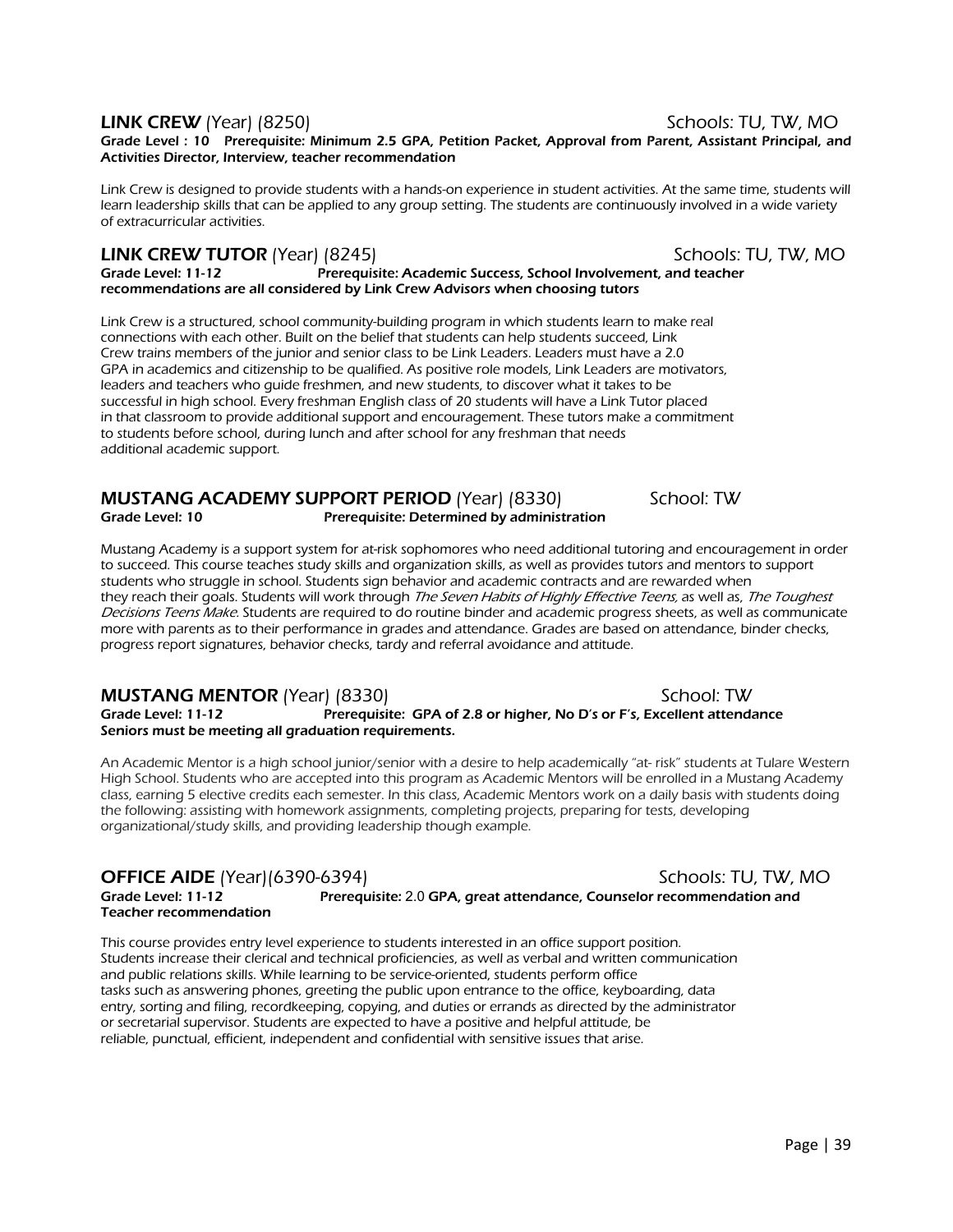### **LINK CREW** (Year) (8250) Schools: TU, TW, MO

**Grade Level : 10 Prerequisite: Minimum 2.5 GPA, Petition Packet, Approval from Parent, Assistant Principal, and Activities Director, Interview, teacher recommendation**

Link Crew is designed to provide students with a hands-on experience in student activities. At the same time, students will learn leadership skills that can be applied to any group setting. The students are continuously involved in a wide variety of extracurricular activities.

### **LINK CREW TUTOR** (Year) (8245) Schools: TU, TW, MO

**Grade Level: 11-12 Prerequisite: Academic Success, School Involvement, and teacher recommendations are all considered by Link Crew Advisors when choosing tutors**

Link Crew is a structured, school community-building program in which students learn to make real connections with each other. Built on the belief that students can help students succeed, Link Crew trains members of the junior and senior class to be Link Leaders. Leaders must have a 2.0 GPA in academics and citizenship to be qualified. As positive role models, Link Leaders are motivators, leaders and teachers who guide freshmen, and new students, to discover what it takes to be successful in high school. Every freshman English class of 20 students will have a Link Tutor placed in that classroom to provide additional support and encouragement. These tutors make a commitment to students before school, during lunch and after school for any freshman that needs additional academic support.

### **MUSTANG ACADEMY SUPPORT PERIOD** (Year) (8330) School: TW

**Grade Level: 10 Prerequisite: Determined by administration**

Mustang Academy is a support system for at-risk sophomores who need additional tutoring and encouragement in order to succeed. This course teaches study skills and organization skills, as well as provides tutors and mentors to support students who struggle in school. Students sign behavior and academic contracts and are rewarded when they reach their goals. Students will work through *The Seven Habits of Highly Effective Teens,* as well as, *The Toughest Decisions Teens Make.* Students are required to do routine binder and academic progress sheets, as well as communicate more with parents as to their performance in grades and attendance. Grades are based on attendance, binder checks, progress report signatures, behavior checks, tardy and referral avoidance and attitude.

### **MUSTANG MENTOR** (Year) (8330) School: TW

**Grade Level: 11-12 Prerequisite: GPA of 2.8 or higher, No D's or F's, Excellent attendance Seniors must be meeting all graduation requirements.**

An Academic Mentor is a high school junior/senior with a desire to help academically "at- risk" students at Tulare Western High School. Students who are accepted into this program as Academic Mentors will be enrolled in a Mustang Academy class, earning 5 elective credits each semester. In this class, Academic Mentors work on a daily basis with students doing the following: assisting with homework assignments, completing projects, preparing for tests, developing organizational/study skills, and providing leadership though example.

### **OFFICE AIDE** (Year)(6390-6394) Schools: TU, TW, MO

**Grade Level: 11-12 Prerequisite:** 2.0 **GPA, great attendance, Counselor recommendation and Teacher recommendation**

This course provides entry level experience to students interested in an office support position. Students increase their clerical and technical proficiencies, as well as verbal and written communication and public relations skills. While learning to be service-oriented, students perform office tasks such as answering phones, greeting the public upon entrance to the office, keyboarding, data entry, sorting and filing, recordkeeping, copying, and duties or errands as directed by the administrator or secretarial supervisor. Students are expected to have a positive and helpful attitude, be reliable, punctual, efficient, independent and confidential with sensitive issues that arise.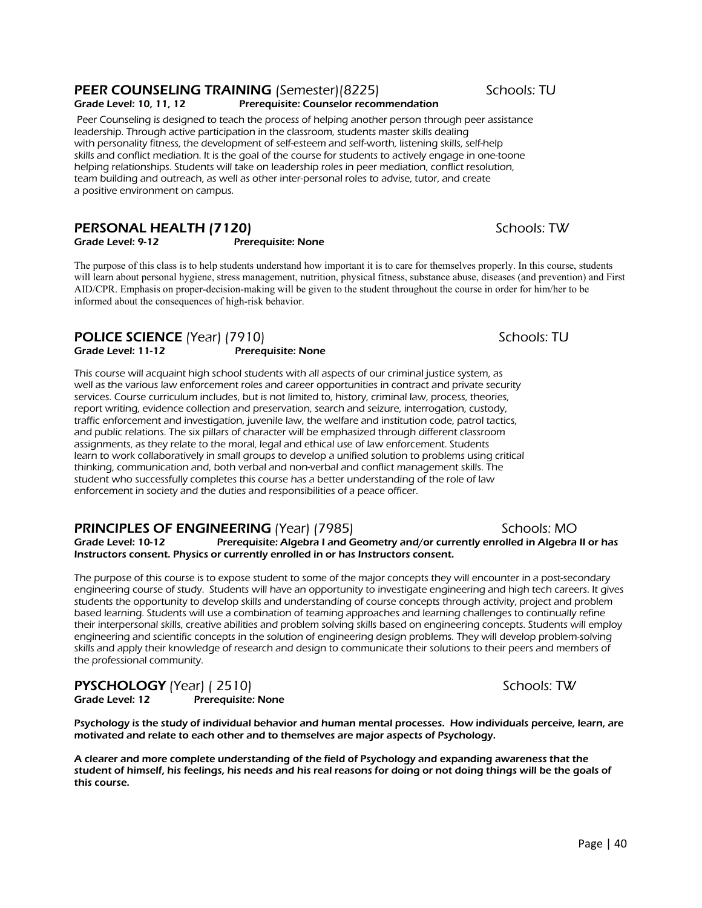## **PEER COUNSELING TRAINING** (Semester)(8225) Schools: TU

**Grade Level: 10, 11, 12 Prerequisite: Counselor recommendation**

*Peer Counseling is designed to teach the process of helping another person through peer assistance leadership. Through active participation in the classroom, students master skills dealing with personality fitness, the development of self-esteem and self-worth, listening skills, self-help skills and conflict mediation. It is the goal of the course for students to actively engage in one-toone helping relationships. Students will take on leadership roles in peer mediation, conflict resolution, team building and outreach, as well as other inter-personal roles to advise, tutor, and create a positive environment on campus.*

## **PERSONAL HEALTH (7120)** Schools: TW

**Grade Level: 9-12 Prerequisite: None**

The purpose of this class is to help students understand how important it is to care for themselves properly. In this course, students will learn about personal hygiene, stress management, nutrition, physical fitness, substance abuse, diseases (and prevention) and First AID/CPR. Emphasis on proper-decision-making will be given to the student throughout the course in order for him/her to be informed about the consequences of high-risk behavior.

## **POLICE SCIENCE** (Year) (7910) Schools: TU

**Grade Level: 11-12 Prerequisite: None**

*This course will acquaint high school students with all aspects of our criminal justice system, as well as the various law enforcement roles and career opportunities in contract and private security services. Course curriculum includes, but is not limited to, history, criminal law, process, theories, report writing, evidence collection and preservation, search and seizure, interrogation, custody, traffic enforcement and investigation, juvenile law, the welfare and institution code, patrol tactics, and public relations. The six pillars of character will be emphasized through different classroom assignments, as they relate to the moral, legal and ethical use of law enforcement. Students learn to work collaboratively in small groups to develop a unified solution to problems using critical thinking, communication and, both verbal and non-verbal and conflict management skills. The student who successfully completes this course has a better understanding of the role of law enforcement in society and the duties and responsibilities of a peace officer.*

## **PRINCIPLES OF ENGINEERING** (Year) (7985) Schools: MO

**Grade Level: 10-12 Prerequisite: Algebra I and Geometry and/or currently enrolled in Algebra II or has Instructors consent. Physics or currently enrolled in or has Instructors consent.**

The purpose of this course is to expose student to some of the major concepts they will encounter in a post-secondary engineering course of study. Students will have an opportunity to investigate engineering and high tech careers. It gives students the opportunity to develop skills and understanding of course concepts through activity, project and problem based learning. Students will use a combination of teaming approaches and learning challenges to continually refine their interpersonal skills, creative abilities and problem solving skills based on engineering concepts. Students will employ engineering and scientific concepts in the solution of engineering design problems. They will develop problem-solving skills and apply their knowledge of research and design to communicate their solutions to their peers and members of the professional community.

## **PYSCHOLOGY** (Year) ( 2510) Schools: TW

**Grade Level: 12 Prerequisite: None**

**Psychology is the study of individual behavior and human mental processes. How individuals perceive, learn, are motivated and relate to each other and to themselves are major aspects of Psychology.**

**A clearer and more complete understanding of the field of Psychology and expanding awareness that the student of himself, his feelings, his needs and his real reasons for doing or not doing things will be the goals of this course.**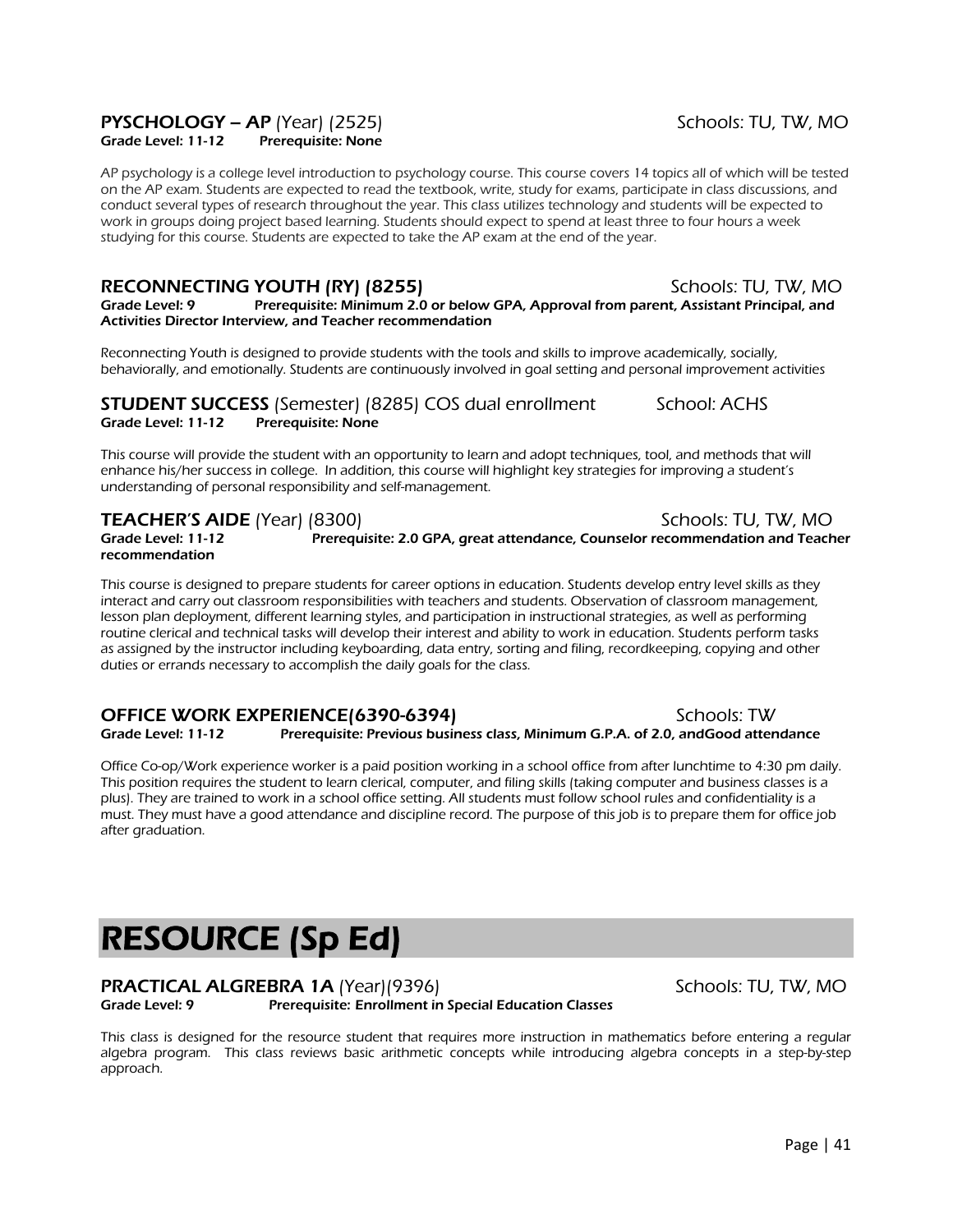### **PYSCHOLOGY – AP** (Year) (2525) Schools: TU, TW, MO

**Grade Level: 11-12 Prerequisite: None**

*AP psychology is a college level introduction to psychology course. This course covers 14 topics all of which will be tested on the AP exam. Students are expected to read the textbook, write, study for exams, participate in class discussions, and conduct several types of research throughout the year. This class utilizes technology and students will be expected to work in groups doing project based learning. Students should expect to spend at least three to four hours a week studying for this course. Students are expected to take the AP exam at the end of the year.*

### **RECONNECTING YOUTH (RY) (8255)** Schools: TU, TW, MO

**Grade Level: 9 Prerequisite: Minimum 2.0 or below GPA, Approval from parent, Assistant Principal, and Activities Director Interview, and Teacher recommendation**

*Reconnecting Youth is designed to provide students with the tools and skills to improve academically, socially, behaviorally, and emotionally. Students are continuously involved in goal setting and personal improvement activities*

### **STUDENT SUCCESS** (Semester) (8285) COS dual enrollment School: ACHS

**Grade Level: 11-12 Prerequisite: None**

*This course will provide the student with an opportunity to learn and adopt techniques, tool, and methods that will enhance his/her success in college. In addition, this course will highlight key strategies for improving a student's understanding of personal responsibility and self-management.*

### **TEACHER'S AIDE** (Year) (8300) Schools: TU, TW, MO

**Grade Level: 11-12 Prerequisite: 2.0 GPA, great attendance, Counselor recommendation and Teacher recommendation**

*This course is designed to prepare students for career options in education. Students develop entry level skills as they interact and carry out classroom responsibilities with teachers and students. Observation of classroom management, lesson plan deployment, different learning styles, and participation in instructional strategies, as well as performing routine clerical and technical tasks will develop their interest and ability to work in education. Students perform tasks as assigned by the instructor including keyboarding, data entry, sorting and filing, recordkeeping, copying and other duties or errands necessary to accomplish the daily goals for the class.*

### **OFFICE WORK EXPERIENCE(6390-6394)** Schools: TW

**Grade Level: 11-12 Prerequisite: Previous business class, Minimum G.P.A. of 2.0, andGood attendance**

*Office Co-op/Work experience worker is a paid position working in a school office from after lunchtime to 4:30 pm daily. This position requires the student to learn clerical, computer, and filing skills (taking computer and business classes is a plus). They are trained to work in a school office setting. All students must follow school rules and confidentiality is a must. They must have a good attendance and discipline record. The purpose of this job is to prepare them for office job after graduation.*

# RESOURCE (Sp Ed)

### **PRACTICAL ALGREBRA 1A** (Year)(9396) Schools: TU, TW, MO

**Grade Level: 9 Prerequisite: Enrollment in Special Education Classes**

*This class is designed for the resource student that requires more instruction in mathematics before entering a regular algebra program. This class reviews basic arithmetic concepts while introducing algebra concepts in a step-by-step approach.*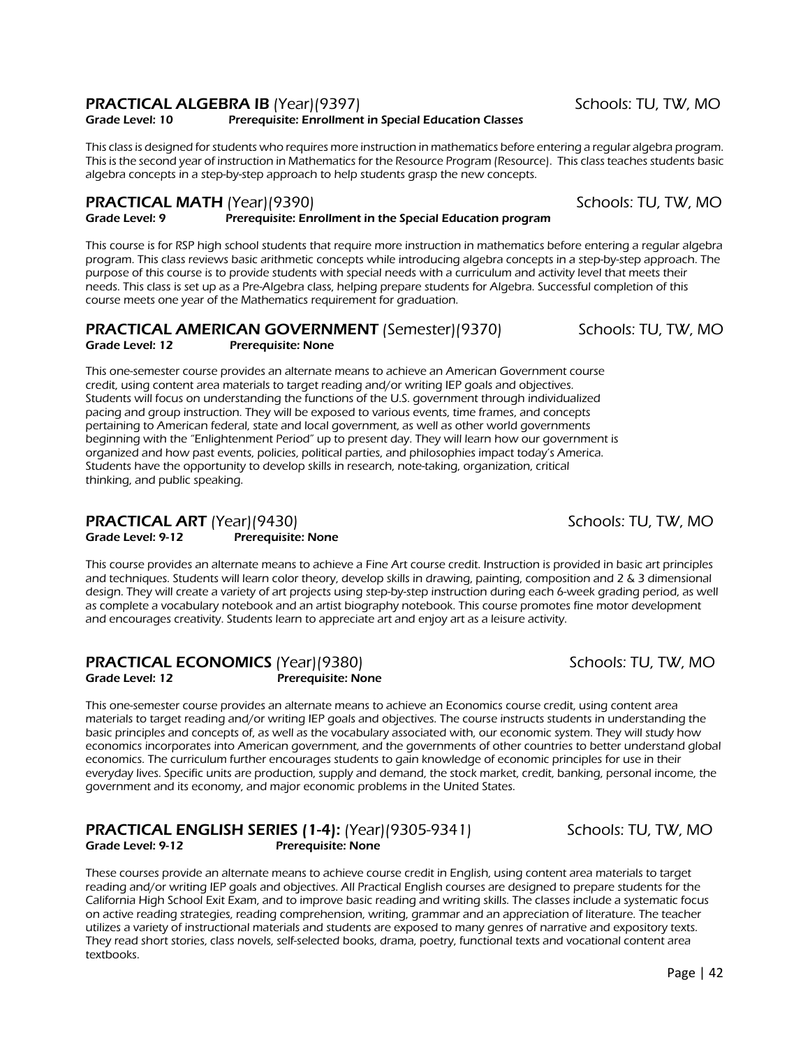### PRACTICAL ALGEBRA IB (Year)(9397) Schools: TU, TW, MO

**Grade Level: 10 Prerequisite: Enrollment in Special Education Classes**

*This class is designed for students who requires more instruction in mathematics before entering a regular algebra program. This is the second year of instruction in Mathematics for the Resource Program (Resource). This class teaches students basic algebra concepts in a step-by-step approach to help students grasp the new concepts.*

### PRACTICAL MATH (Year)(9390) Schools: TU, TW, MO

**Grade Level: 9 Prerequisite: Enrollment in the Special Education program**

*This course is for RSP high school students that require more instruction in mathematics before entering a regular algebra program. This class reviews basic arithmetic concepts while introducing algebra concepts in a step-by-step approach. The purpose of this course is to provide students with special needs with a curriculum and activity level that meets their needs. This class is set up as a Pre-Algebra class, helping prepare students for Algebra. Successful completion of this course meets one year of the Mathematics requirement for graduation.*

### PRACTICAL AMERICAN GOVERNMENT (Semester)(9370) Schools: TU, TW, MO

**Grade Level: 12 Prerequisite: None**

*This one-semester course provides an alternate means to achieve an American Government course credit, using content area materials to target reading and/or writing IEP goals and objectives. Students will focus on understanding the functions of the U.S. government through individualized pacing and group instruction. They will be exposed to various events, time frames, and concepts pertaining to American federal, state and local government, as well as other world governments beginning with the "Enlightenment Period" up to present day. They will learn how our government is organized and how past events, policies, political parties, and philosophies impact today's America. Students have the opportunity to develop skills in research, note-taking, organization, critical thinking, and public speaking.*

### PRACTICAL ART (Year)(9430) Schools: TU, TW, MO

**Grade Level: 9-12 Prerequisite: None**

*This course provides an alternate means to achieve a Fine Art course credit. Instruction is provided in basic art principles and techniques. Students will learn color theory, develop skills in drawing, painting, composition and 2 & 3 dimensional design. They will create a variety of art projects using step-by-step instruction during each 6-week grading period, as well as complete a vocabulary notebook and an artist biography notebook. This course promotes fine motor development and encourages creativity. Students learn to appreciate art and enjoy art as a leisure activity.*

### PRACTICAL ECONOMICS (Year)(9380) Schools: TU, TW, MO

**Grade Level: 12 Prerequisite: None**

*This one-semester course provides an alternate means to achieve an Economics course credit, using content area materials to target reading and/or writing IEP goals and objectives. The course instructs students in understanding the basic principles and concepts of, as well as the vocabulary associated with, our economic system. They will study how economics incorporates into American government, and the governments of other countries to better understand global economics. The curriculum further encourages students to gain knowledge of economic principles for use in their everyday lives. Specific units are production, supply and demand, the stock market, credit, banking, personal income, the government and its economy, and major economic problems in the United States.*

### PRACTICAL ENGLISH SERIES (1-4): (Year)(9305-9341) Schools: TU, TW, MO

**Grade Level: 9-12 Prerequisite: None**

*These courses provide an alternate means to achieve course credit in English, using content area materials to target reading and/or writing IEP goals and objectives. All Practical English courses are designed to prepare students for the California High School Exit Exam, and to improve basic reading and writing skills. The classes include a systematic focus on active reading strategies, reading comprehension, writing, grammar and an appreciation of literature. The teacher utilizes a variety of instructional materials and students are exposed to many genres of narrative and expository texts. They read short stories, class novels, self-selected books, drama, poetry, functional texts and vocational content area textbooks.*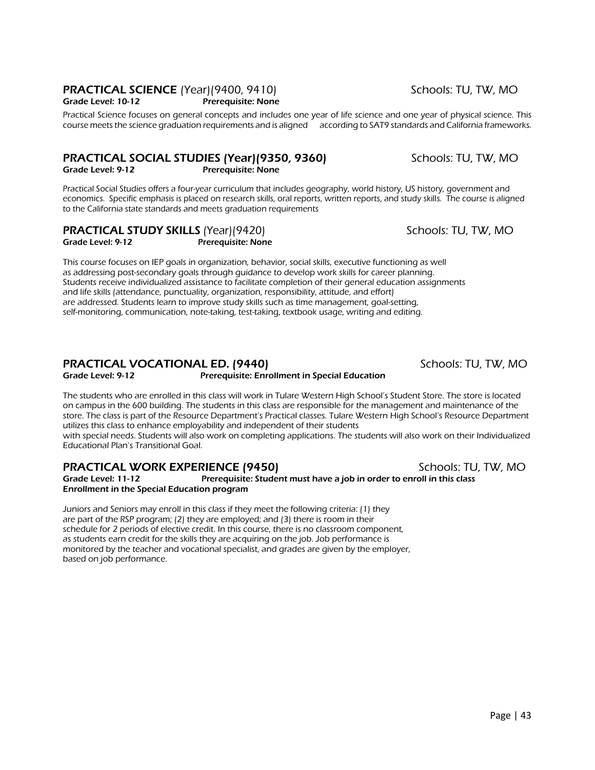## PRACTICAL SCIENCE (Year)(9400, 9410) Schools: TU, TW, MO

**Grade Level: 10-12** **Prerequisite: None**

Practical Science focuses on general concepts and includes one year of life science and one year of physical science. This course meets the science graduation requirements and is aligned according to SAT9 standards and California frameworks.

## PRACTICAL SOCIAL STUDIES (Year)(9350, 9360) Schools: TU, TW, MO

**Grade Level: 9-12** **Prerequisite: None**

Practical Social Studies offers a four-year curriculum that includes geography, world history, US history, government and economics. Specific emphasis is placed on research skills, oral reports, written reports, and study skills. The course is aligned to the California state standards and meets graduation requirements

## PRACTICAL STUDY SKILLS (Year)(9420) Schools: TU, TW, MO

**Grade Level: 9-12** **Prerequisite: None**

This course focuses on IEP goals in organization, behavior, social skills, executive functioning as well as addressing post-secondary goals through guidance to develop work skills for career planning. Students receive individualized assistance to facilitate completion of their general education assignments and life skills (attendance, punctuality, organization, responsibility, attitude, and effort) are addressed. Students learn to improve study skills such as time management, goal-setting, self-monitoring, communication, note-taking, test-taking, textbook usage, writing and editing.

## PRACTICAL VOCATIONAL ED. (9440) Schools: TU, TW, MO

**Grade Level: 9-12** **Prerequisite: Enrollment in Special Education**

The students who are enrolled in this class will work in Tulare Western High School's Student Store. The store is located on campus in the 600 building. The students in this class are responsible for the management and maintenance of the store. The class is part of the Resource Department's Practical classes. Tulare Western High School's Resource Department utilizes this class to enhance employability and independent of their students with special needs. Students will also work on completing applications. The students will also work on their Individualized Educational Plan's Transitional Goal.

## PRACTICAL WORK EXPERIENCE (9450) Schools: TU, TW, MO

**Grade Level: 11-12** **Prerequisite: Student must have a job in order to enroll in this class**
**Enrollment in the Special Education program**

Juniors and Seniors may enroll in this class if they meet the following criteria: (1) they are part of the RSP program; (2) they are employed; and (3) there is room in their schedule for 2 periods of elective credit. In this course, there is no classroom component, as students earn credit for the skills they are acquiring on the job. Job performance is monitored by the teacher and vocational specialist, and grades are given by the employer, based on job performance.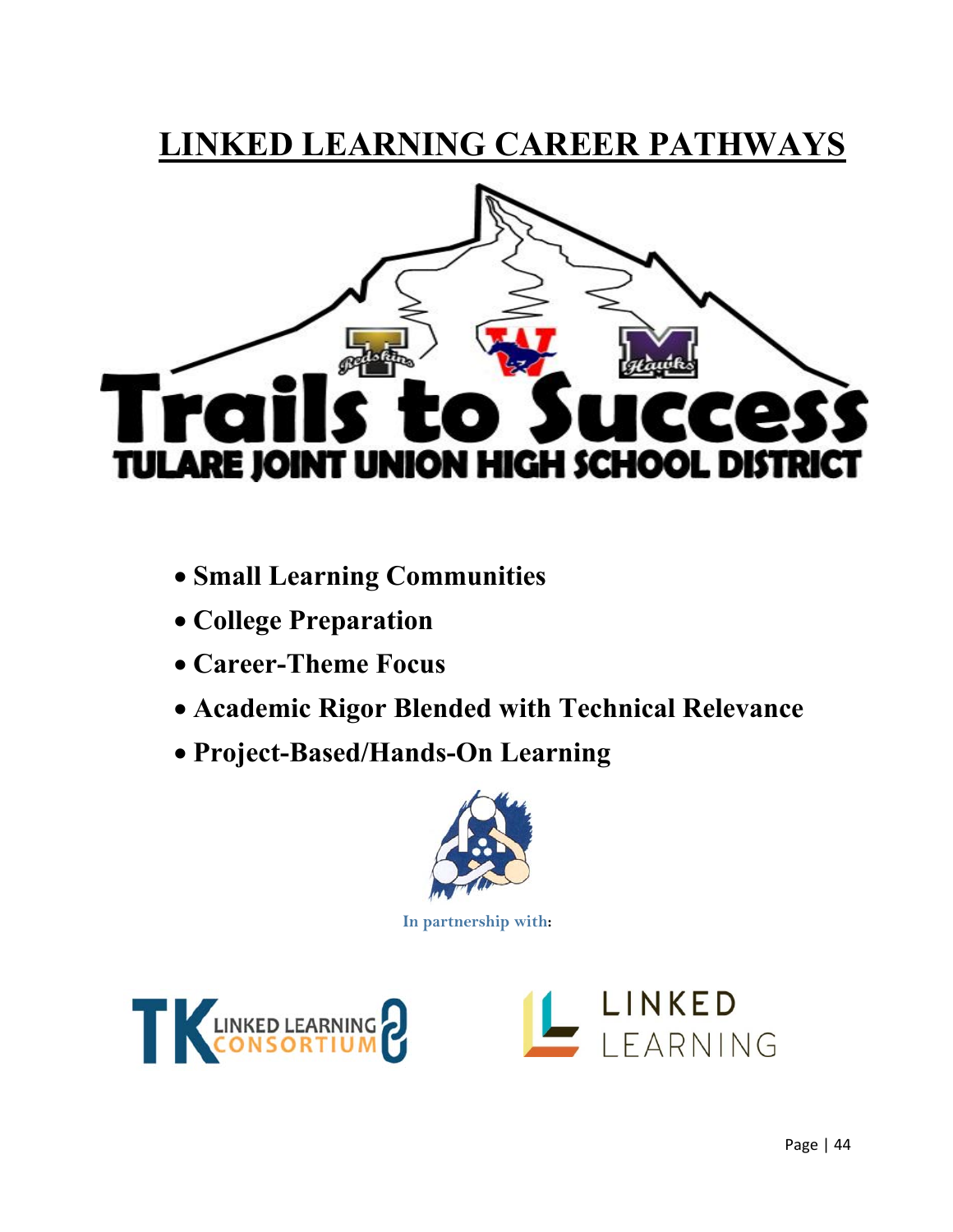# LINKED LEARNING CAREER PATHWAYS

Trails to Success

TULARE JOINT UNION HIGH SCHOOL DISTRICT

- **Small Learning Communities**
- **College Preparation**
- **Career-Theme Focus**
- **Academic Rigor Blended with Technical Relevance**
- **Project-Based/Hands-On Learning**

In partnership with:

TK LINKED LEARNING CONSORTIUM

LINKED LEARNING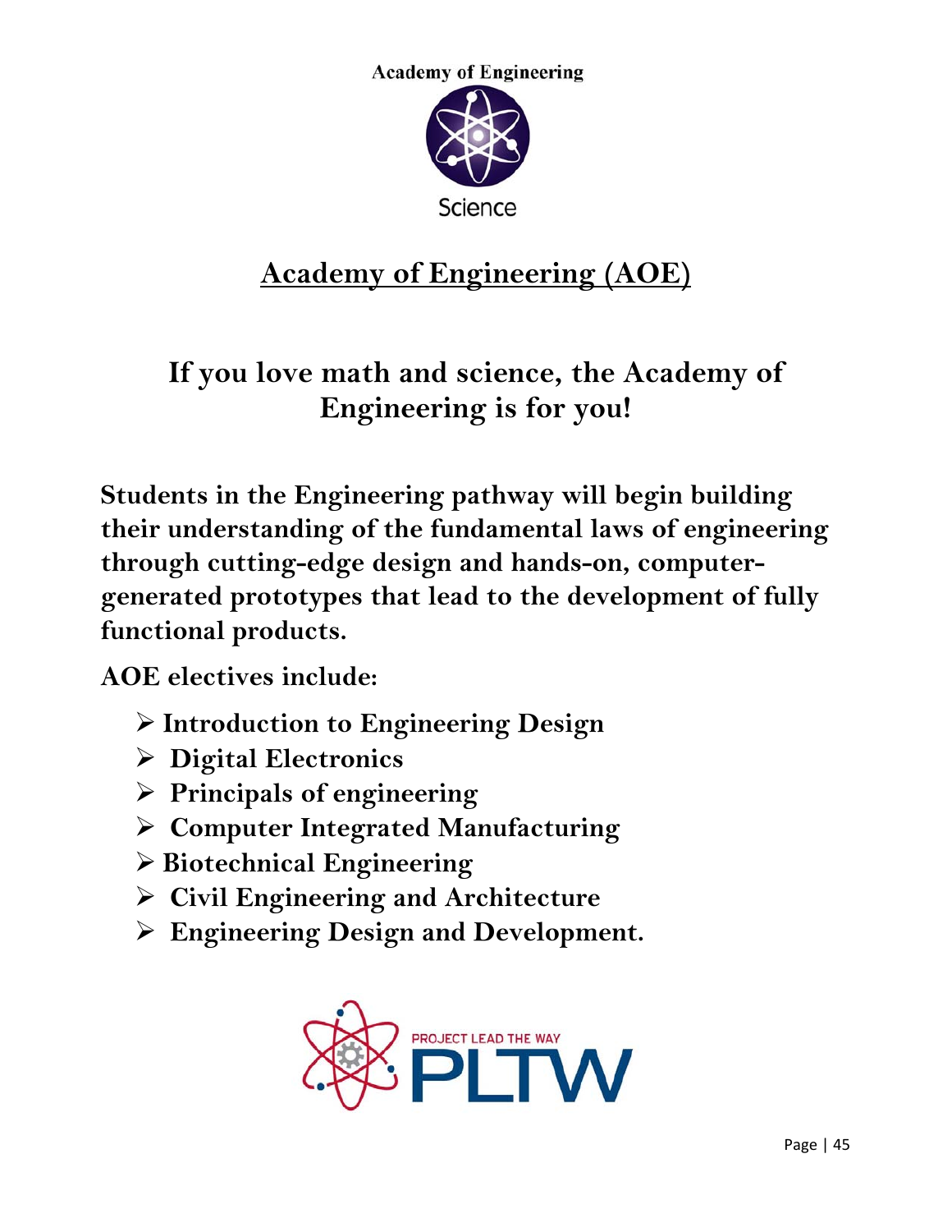Academy of Engineering

Science

# Academy of Engineering (AOE)

## If you love math and science, the Academy of Engineering is for you!

**Students in the Engineering pathway will begin building their understanding of the fundamental laws of engineering through cutting-edge design and hands-on, computer-generated prototypes that lead to the development of fully functional products.**

**AOE electives include:**

- **Introduction to Engineering Design**
- **Digital Electronics**
- **Principals of engineering**
- **Computer Integrated Manufacturing**
- **Biotechnical Engineering**
- **Civil Engineering and Architecture**
- **Engineering Design and Development.**

PROJECT LEAD THE WAY PLTW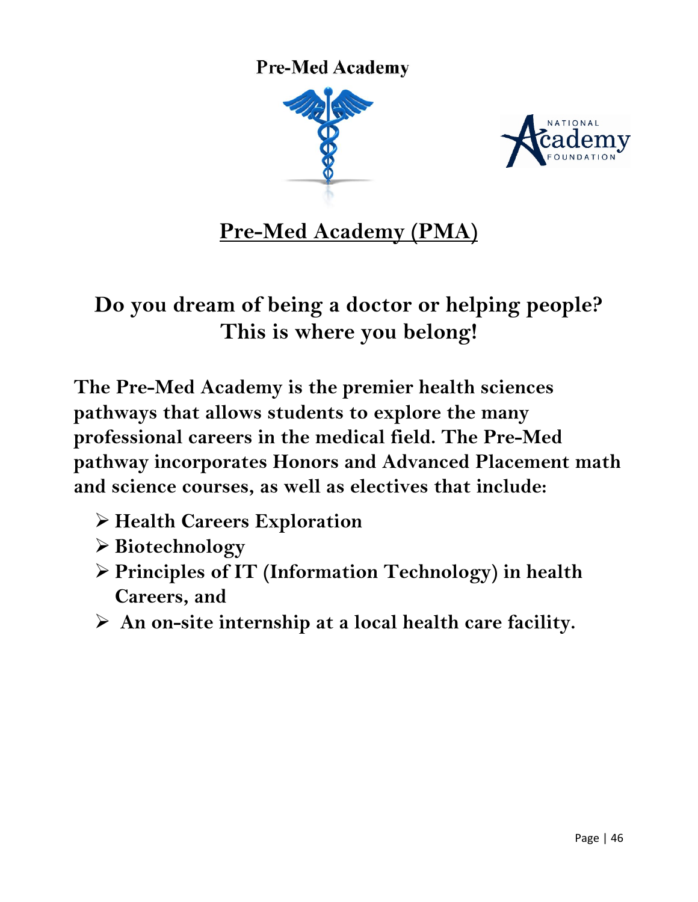**Pre-Med Academy**

NATIONAL Academy FOUNDATION

# Pre-Med Academy (PMA)

## Do you dream of being a doctor or helping people? This is where you belong!

**The Pre-Med Academy is the premier health sciences pathways that allows students to explore the many professional careers in the medical field. The Pre-Med pathway incorporates Honors and Advanced Placement math and science courses, as well as electives that include:**

- **Health Careers Exploration**
- **Biotechnology**
- **Principles of IT (Information Technology) in health Careers, and**
- **An on-site internship at a local health care facility.**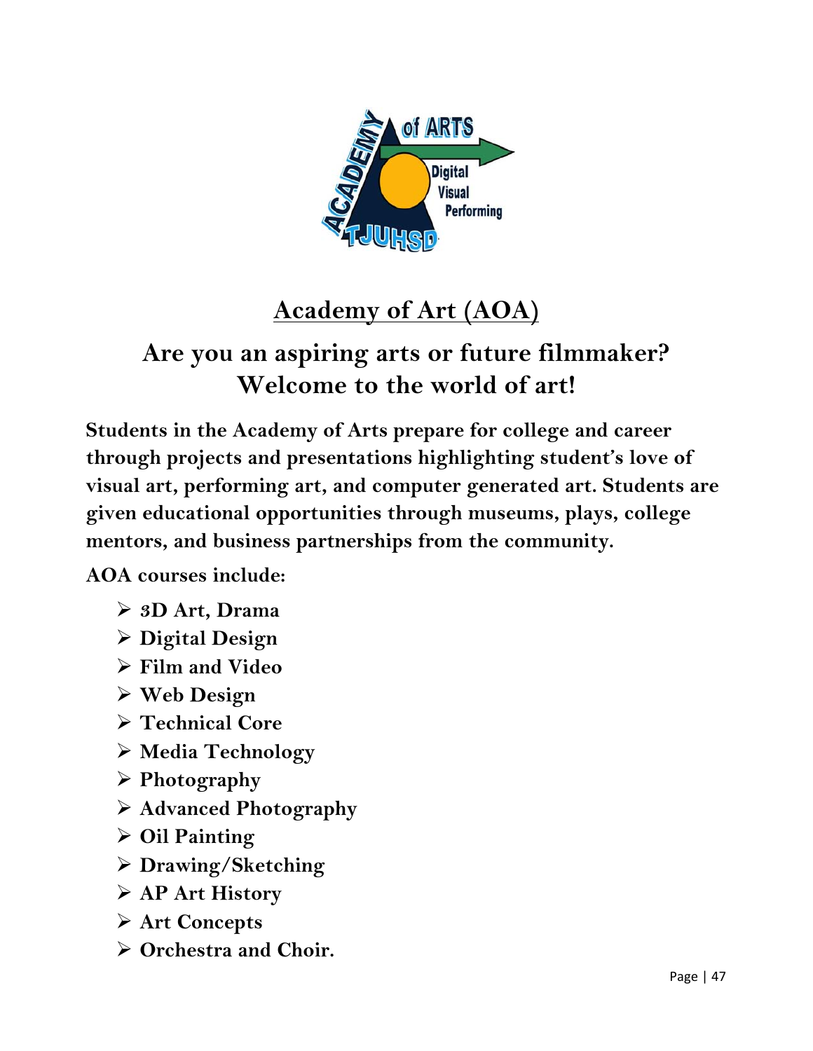# Academy of Art (AOA)

## Are you an aspiring arts or future filmmaker? Welcome to the world of art!

**Students in the Academy of Arts prepare for college and career through projects and presentations highlighting student's love of visual art, performing art, and computer generated art. Students are given educational opportunities through museums, plays, college mentors, and business partnerships from the community.**

**AOA courses include:**

- **3D Art, Drama**
- **Digital Design**
- **Film and Video**
- **Web Design**
- **Technical Core**
- **Media Technology**
- **Photography**
- **Advanced Photography**
- **Oil Painting**
- **Drawing/Sketching**
- **AP Art History**
- **Art Concepts**
- **Orchestra and Choir.**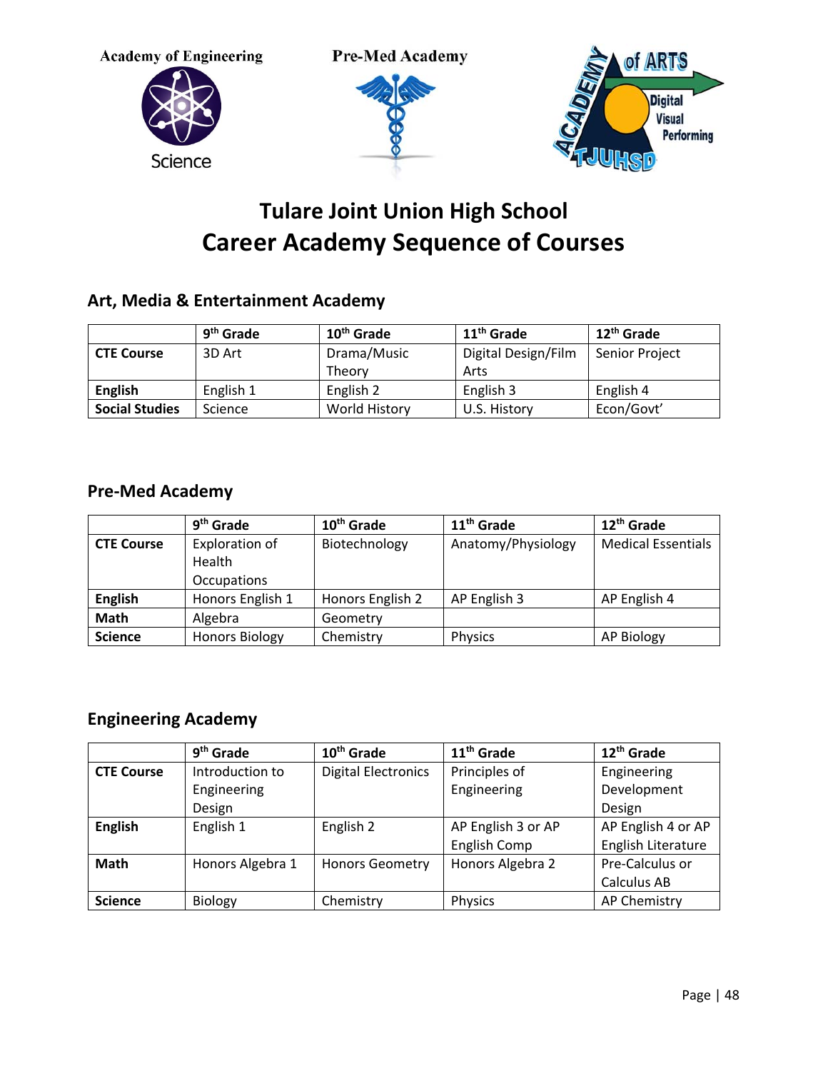Academy of Engineering

Science

Pre-Med Academy

ACADEMY of ARTS

Digital

Visual

Performing

TJUHSD

# Tulare Joint Union High School
# Career Academy Sequence of Courses

## Art, Media & Entertainment Academy

| | 9th Grade | 10th Grade | 11th Grade | 12th Grade |
|---|---|---|---|---|
| **CTE Course** | 3D Art | Drama/Music Theory | Digital Design/Film Arts | Senior Project |
| **English** | English 1 | English 2 | English 3 | English 4 |
| **Social Studies** | Science | World History | U.S. History | Econ/Govt' |

## Pre-Med Academy

| | 9th Grade | 10th Grade | 11th Grade | 12th Grade |
|---|---|---|---|---|
| **CTE Course** | Exploration of Health Occupations | Biotechnology | Anatomy/Physiology | Medical Essentials |
| **English** | Honors English 1 | Honors English 2 | AP English 3 | AP English 4 |
| **Math** | Algebra | Geometry | | |
| **Science** | Honors Biology | Chemistry | Physics | AP Biology |

## Engineering Academy

| | 9th Grade | 10th Grade | 11th Grade | 12th Grade |
|---|---|---|---|---|
| **CTE Course** | Introduction to Engineering Design | Digital Electronics | Principles of Engineering | Engineering Development Design |
| **English** | English 1 | English 2 | AP English 3 or AP English Comp | AP English 4 or AP English Literature |
| **Math** | Honors Algebra 1 | Honors Geometry | Honors Algebra 2 | Pre-Calculus or Calculus AB |
| **Science** | Biology | Chemistry | Physics | AP Chemistry |